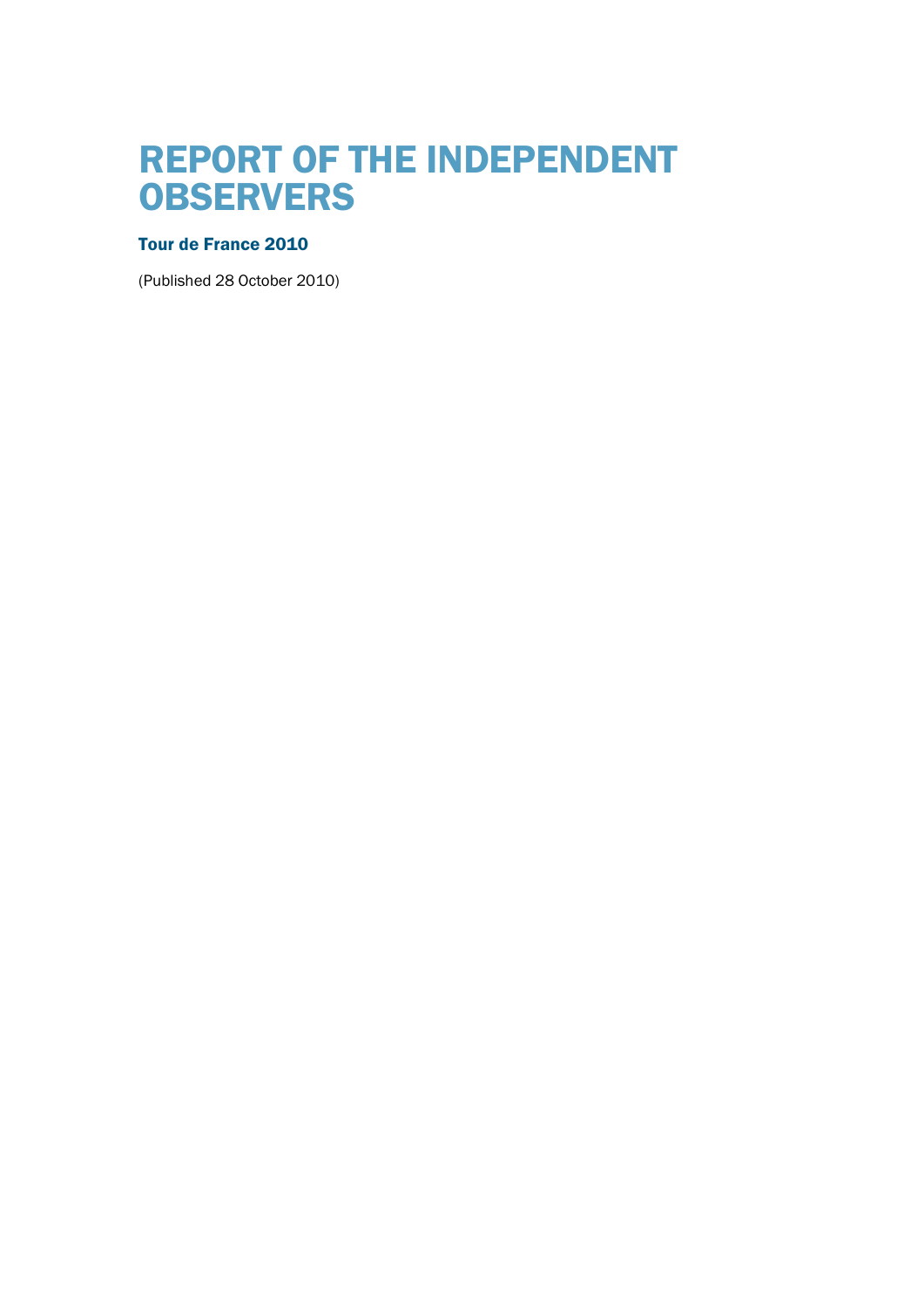# REPORT OF THE INDEPENDENT OBSERVERS

## Tour de France 2010

(Published 28 October 2010)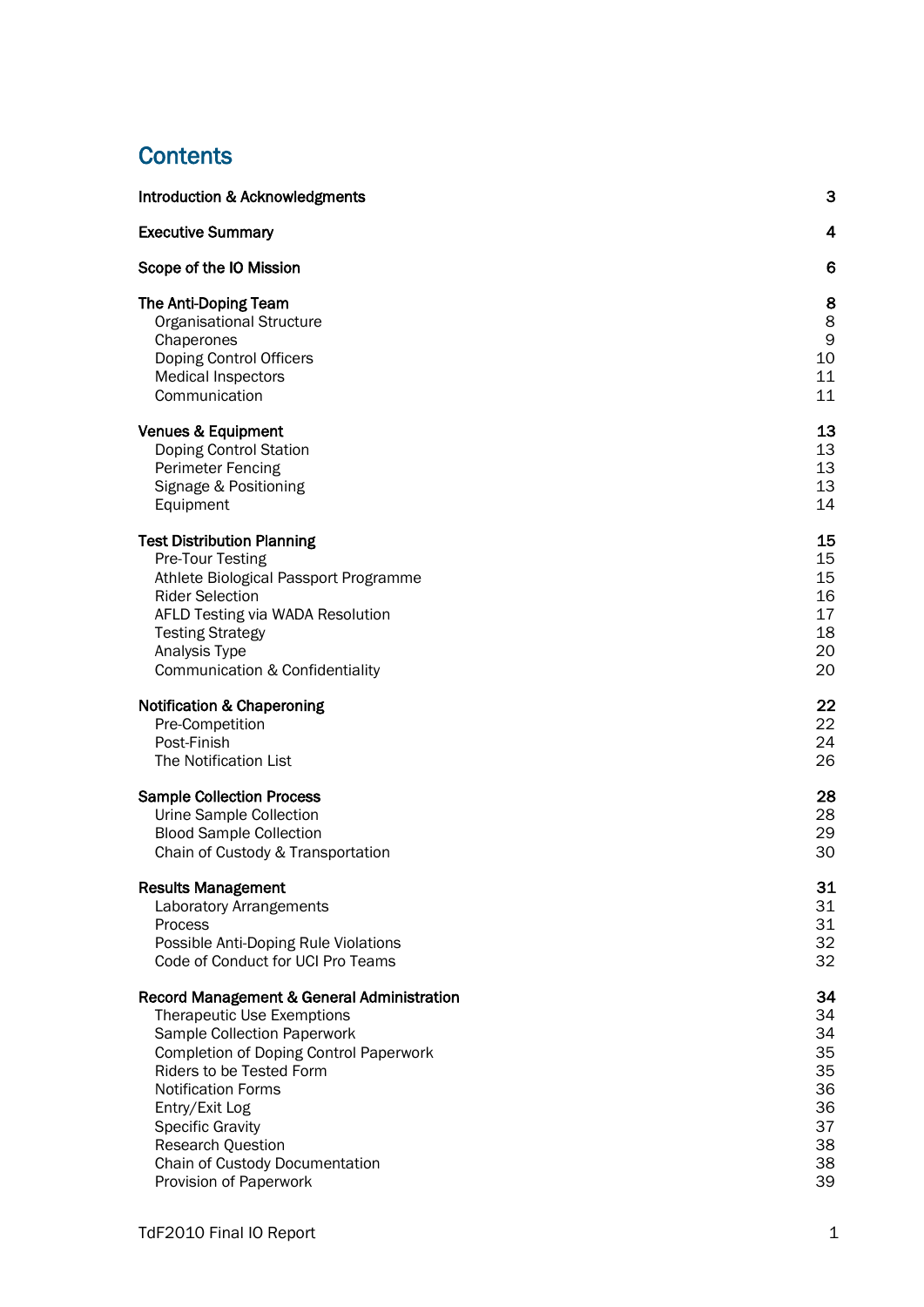# Contents

| | |
|---|---|
| **Introduction & Acknowledgments** | **3** |
| **Executive Summary** | **4** |
| **Scope of the IO Mission** | **6** |
| **The Anti-Doping Team** | **8** |
| Organisational Structure | 8 |
| Chaperones | 9 |
| Doping Control Officers | 10 |
| Medical Inspectors | 11 |
| Communication | 11 |
| **Venues & Equipment** | **13** |
| Doping Control Station | 13 |
| Perimeter Fencing | 13 |
| Signage & Positioning | 13 |
| Equipment | 14 |
| **Test Distribution Planning** | **15** |
| Pre-Tour Testing | 15 |
| Athlete Biological Passport Programme | 15 |
| Rider Selection | 16 |
| AFLD Testing via WADA Resolution | 17 |
| Testing Strategy | 18 |
| Analysis Type | 20 |
| Communication & Confidentiality | 20 |
| **Notification & Chaperoning** | **22** |
| Pre-Competition | 22 |
| Post-Finish | 24 |
| The Notification List | 26 |
| **Sample Collection Process** | **28** |
| Urine Sample Collection | 28 |
| Blood Sample Collection | 29 |
| Chain of Custody & Transportation | 30 |
| **Results Management** | **31** |
| Laboratory Arrangements | 31 |
| Process | 31 |
| Possible Anti-Doping Rule Violations | 32 |
| Code of Conduct for UCI Pro Teams | 32 |
| **Record Management & General Administration** | **34** |
| Therapeutic Use Exemptions | 34 |
| Sample Collection Paperwork | 34 |
| Completion of Doping Control Paperwork | 35 |
| Riders to be Tested Form | 35 |
| Notification Forms | 36 |
| Entry/Exit Log | 36 |
| Specific Gravity | 37 |
| Research Question | 38 |
| Chain of Custody Documentation | 38 |
| Provision of Paperwork | 39 |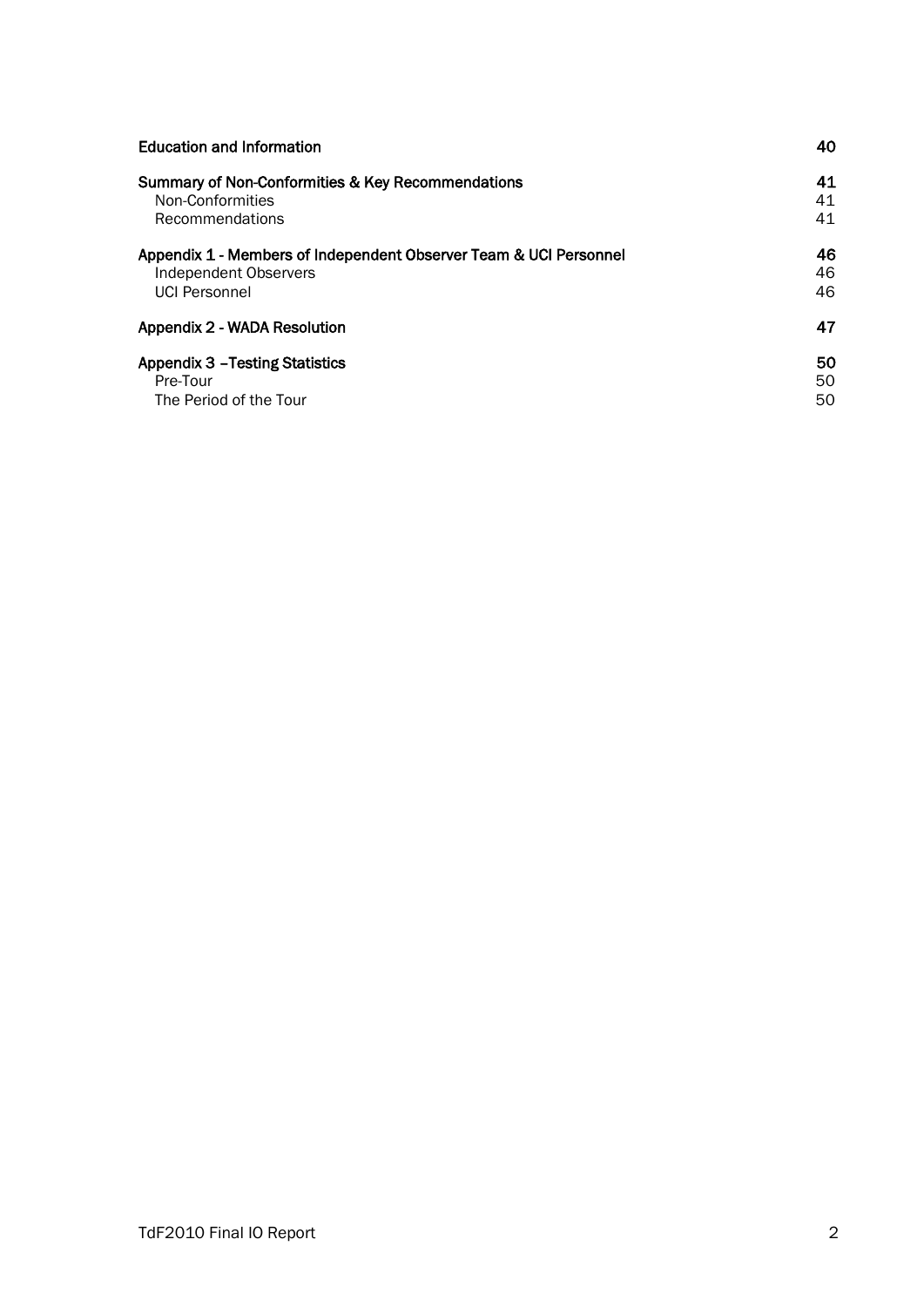| | |
|---|---|
| **Education and Information** | **40** |
| **Summary of Non-Conformities & Key Recommendations** | **41** |
| Non-Conformities | 41 |
| Recommendations | 41 |
| **Appendix 1 - Members of Independent Observer Team & UCI Personnel** | **46** |
| Independent Observers | 46 |
| UCI Personnel | 46 |
| **Appendix 2 - WADA Resolution** | **47** |
| **Appendix 3 –Testing Statistics** | **50** |
| Pre-Tour | 50 |
| The Period of the Tour | 50 |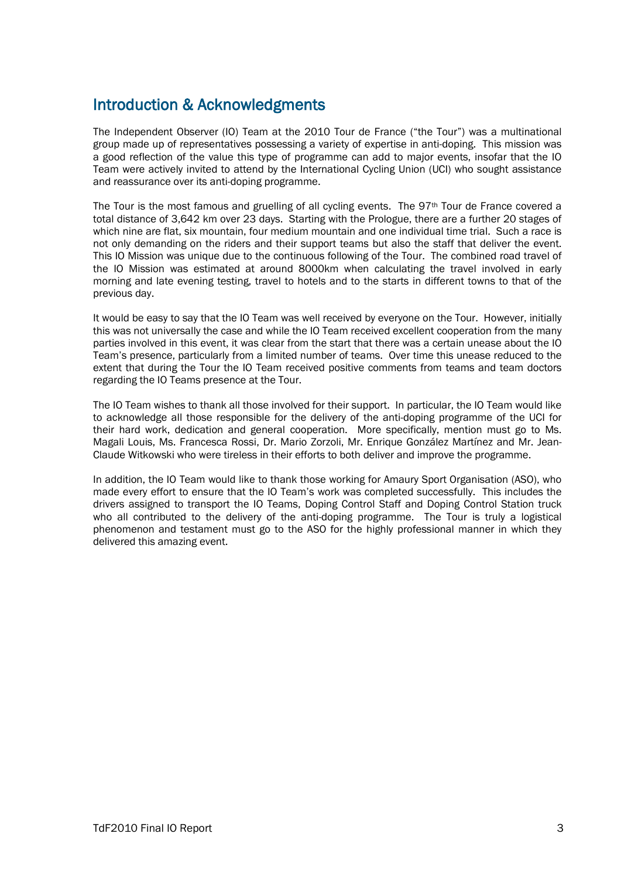## Introduction & Acknowledgments

The Independent Observer (IO) Team at the 2010 Tour de France ("the Tour") was a multinational group made up of representatives possessing a variety of expertise in anti-doping. This mission was a good reflection of the value this type of programme can add to major events, insofar that the IO Team were actively invited to attend by the International Cycling Union (UCI) who sought assistance and reassurance over its anti-doping programme.

The Tour is the most famous and gruelling of all cycling events. The 97th Tour de France covered a total distance of 3,642 km over 23 days. Starting with the Prologue, there are a further 20 stages of which nine are flat, six mountain, four medium mountain and one individual time trial. Such a race is not only demanding on the riders and their support teams but also the staff that deliver the event. This IO Mission was unique due to the continuous following of the Tour. The combined road travel of the IO Mission was estimated at around 8000km when calculating the travel involved in early morning and late evening testing, travel to hotels and to the starts in different towns to that of the previous day.

It would be easy to say that the IO Team was well received by everyone on the Tour. However, initially this was not universally the case and while the IO Team received excellent cooperation from the many parties involved in this event, it was clear from the start that there was a certain unease about the IO Team's presence, particularly from a limited number of teams. Over time this unease reduced to the extent that during the Tour the IO Team received positive comments from teams and team doctors regarding the IO Teams presence at the Tour.

The IO Team wishes to thank all those involved for their support. In particular, the IO Team would like to acknowledge all those responsible for the delivery of the anti-doping programme of the UCI for their hard work, dedication and general cooperation. More specifically, mention must go to Ms. Magali Louis, Ms. Francesca Rossi, Dr. Mario Zorzoli, Mr. Enrique González Martínez and Mr. Jean-Claude Witkowski who were tireless in their efforts to both deliver and improve the programme.

In addition, the IO Team would like to thank those working for Amaury Sport Organisation (ASO), who made every effort to ensure that the IO Team's work was completed successfully. This includes the drivers assigned to transport the IO Teams, Doping Control Staff and Doping Control Station truck who all contributed to the delivery of the anti-doping programme. The Tour is truly a logistical phenomenon and testament must go to the ASO for the highly professional manner in which they delivered this amazing event.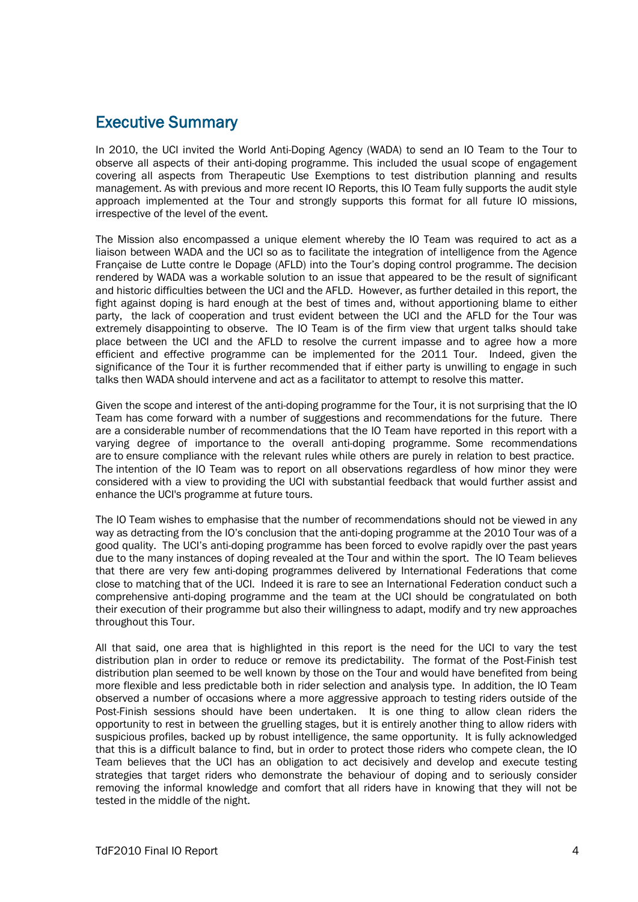## Executive Summary

In 2010, the UCI invited the World Anti-Doping Agency (WADA) to send an IO Team to the Tour to observe all aspects of their anti-doping programme. This included the usual scope of engagement covering all aspects from Therapeutic Use Exemptions to test distribution planning and results management. As with previous and more recent IO Reports, this IO Team fully supports the audit style approach implemented at the Tour and strongly supports this format for all future IO missions, irrespective of the level of the event.

The Mission also encompassed a unique element whereby the IO Team was required to act as a liaison between WADA and the UCI so as to facilitate the integration of intelligence from the Agence Française de Lutte contre le Dopage (AFLD) into the Tour's doping control programme. The decision rendered by WADA was a workable solution to an issue that appeared to be the result of significant and historic difficulties between the UCI and the AFLD. However, as further detailed in this report, the fight against doping is hard enough at the best of times and, without apportioning blame to either party, the lack of cooperation and trust evident between the UCI and the AFLD for the Tour was extremely disappointing to observe. The IO Team is of the firm view that urgent talks should take place between the UCI and the AFLD to resolve the current impasse and to agree how a more efficient and effective programme can be implemented for the 2011 Tour. Indeed, given the significance of the Tour it is further recommended that if either party is unwilling to engage in such talks then WADA should intervene and act as a facilitator to attempt to resolve this matter.

Given the scope and interest of the anti-doping programme for the Tour, it is not surprising that the IO Team has come forward with a number of suggestions and recommendations for the future. There are a considerable number of recommendations that the IO Team have reported in this report with a varying degree of importance to the overall anti-doping programme. Some recommendations are to ensure compliance with the relevant rules while others are purely in relation to best practice. The intention of the IO Team was to report on all observations regardless of how minor they were considered with a view to providing the UCI with substantial feedback that would further assist and enhance the UCI's programme at future tours.

The IO Team wishes to emphasise that the number of recommendations should not be viewed in any way as detracting from the IO's conclusion that the anti-doping programme at the 2010 Tour was of a good quality. The UCI's anti-doping programme has been forced to evolve rapidly over the past years due to the many instances of doping revealed at the Tour and within the sport. The IO Team believes that there are very few anti-doping programmes delivered by International Federations that come close to matching that of the UCI. Indeed it is rare to see an International Federation conduct such a comprehensive anti-doping programme and the team at the UCI should be congratulated on both their execution of their programme but also their willingness to adapt, modify and try new approaches throughout this Tour.

All that said, one area that is highlighted in this report is the need for the UCI to vary the test distribution plan in order to reduce or remove its predictability. The format of the Post-Finish test distribution plan seemed to be well known by those on the Tour and would have benefited from being more flexible and less predictable both in rider selection and analysis type. In addition, the IO Team observed a number of occasions where a more aggressive approach to testing riders outside of the Post-Finish sessions should have been undertaken. It is one thing to allow clean riders the opportunity to rest in between the gruelling stages, but it is entirely another thing to allow riders with suspicious profiles, backed up by robust intelligence, the same opportunity. It is fully acknowledged that this is a difficult balance to find, but in order to protect those riders who compete clean, the IO Team believes that the UCI has an obligation to act decisively and develop and execute testing strategies that target riders who demonstrate the behaviour of doping and to seriously consider removing the informal knowledge and comfort that all riders have in knowing that they will not be tested in the middle of the night.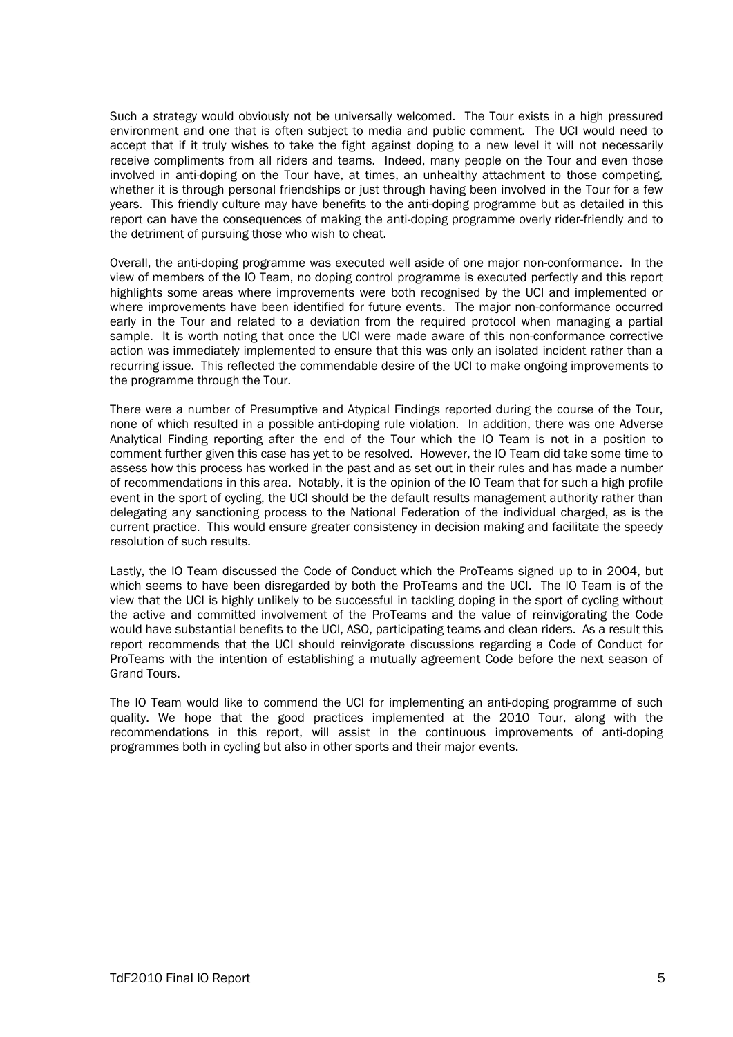Such a strategy would obviously not be universally welcomed. The Tour exists in a high pressured environment and one that is often subject to media and public comment. The UCI would need to accept that if it truly wishes to take the fight against doping to a new level it will not necessarily receive compliments from all riders and teams. Indeed, many people on the Tour and even those involved in anti-doping on the Tour have, at times, an unhealthy attachment to those competing, whether it is through personal friendships or just through having been involved in the Tour for a few years. This friendly culture may have benefits to the anti-doping programme but as detailed in this report can have the consequences of making the anti-doping programme overly rider-friendly and to the detriment of pursuing those who wish to cheat.

Overall, the anti-doping programme was executed well aside of one major non-conformance. In the view of members of the IO Team, no doping control programme is executed perfectly and this report highlights some areas where improvements were both recognised by the UCI and implemented or where improvements have been identified for future events. The major non-conformance occurred early in the Tour and related to a deviation from the required protocol when managing a partial sample. It is worth noting that once the UCI were made aware of this non-conformance corrective action was immediately implemented to ensure that this was only an isolated incident rather than a recurring issue. This reflected the commendable desire of the UCI to make ongoing improvements to the programme through the Tour.

There were a number of Presumptive and Atypical Findings reported during the course of the Tour, none of which resulted in a possible anti-doping rule violation. In addition, there was one Adverse Analytical Finding reporting after the end of the Tour which the IO Team is not in a position to comment further given this case has yet to be resolved. However, the IO Team did take some time to assess how this process has worked in the past and as set out in their rules and has made a number of recommendations in this area. Notably, it is the opinion of the IO Team that for such a high profile event in the sport of cycling, the UCI should be the default results management authority rather than delegating any sanctioning process to the National Federation of the individual charged, as is the current practice. This would ensure greater consistency in decision making and facilitate the speedy resolution of such results.

Lastly, the IO Team discussed the Code of Conduct which the ProTeams signed up to in 2004, but which seems to have been disregarded by both the ProTeams and the UCI. The IO Team is of the view that the UCI is highly unlikely to be successful in tackling doping in the sport of cycling without the active and committed involvement of the ProTeams and the value of reinvigorating the Code would have substantial benefits to the UCI, ASO, participating teams and clean riders. As a result this report recommends that the UCI should reinvigorate discussions regarding a Code of Conduct for ProTeams with the intention of establishing a mutually agreement Code before the next season of Grand Tours.

The IO Team would like to commend the UCI for implementing an anti-doping programme of such quality. We hope that the good practices implemented at the 2010 Tour, along with the recommendations in this report, will assist in the continuous improvements of anti-doping programmes both in cycling but also in other sports and their major events.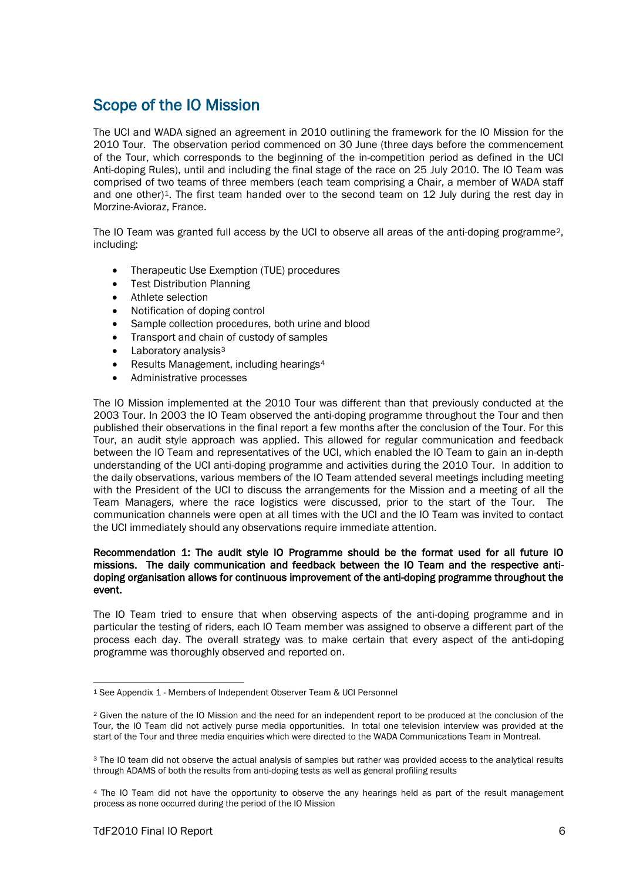## Scope of the IO Mission

The UCI and WADA signed an agreement in 2010 outlining the framework for the IO Mission for the 2010 Tour. The observation period commenced on 30 June (three days before the commencement of the Tour, which corresponds to the beginning of the in-competition period as defined in the UCI Anti-doping Rules), until and including the final stage of the race on 25 July 2010. The IO Team was comprised of two teams of three members (each team comprising a Chair, a member of WADA staff and one other)[1]. The first team handed over to the second team on 12 July during the rest day in Morzine-Avioraz, France.

The IO Team was granted full access by the UCI to observe all areas of the anti-doping programme[2], including:

- Therapeutic Use Exemption (TUE) procedures
- Test Distribution Planning
- Athlete selection
- Notification of doping control
- Sample collection procedures, both urine and blood
- Transport and chain of custody of samples
- Laboratory analysis[3]
- Results Management, including hearings[4]
- Administrative processes

The IO Mission implemented at the 2010 Tour was different than that previously conducted at the 2003 Tour. In 2003 the IO Team observed the anti-doping programme throughout the Tour and then published their observations in the final report a few months after the conclusion of the Tour. For this Tour, an audit style approach was applied. This allowed for regular communication and feedback between the IO Team and representatives of the UCI, which enabled the IO Team to gain an in-depth understanding of the UCI anti-doping programme and activities during the 2010 Tour. In addition to the daily observations, various members of the IO Team attended several meetings including meeting with the President of the UCI to discuss the arrangements for the Mission and a meeting of all the Team Managers, where the race logistics were discussed, prior to the start of the Tour. The communication channels were open at all times with the UCI and the IO Team was invited to contact the UCI immediately should any observations require immediate attention.

**Recommendation 1: The audit style IO Programme should be the format used for all future IO missions. The daily communication and feedback between the IO Team and the respective anti-doping organisation allows for continuous improvement of the anti-doping programme throughout the event.**

The IO Team tried to ensure that when observing aspects of the anti-doping programme and in particular the testing of riders, each IO Team member was assigned to observe a different part of the process each day. The overall strategy was to make certain that every aspect of the anti-doping programme was thoroughly observed and reported on.

---

[1] See Appendix 1 - Members of Independent Observer Team & UCI Personnel

[2] Given the nature of the IO Mission and the need for an independent report to be produced at the conclusion of the Tour, the IO Team did not actively purse media opportunities. In total one television interview was provided at the start of the Tour and three media enquiries which were directed to the WADA Communications Team in Montreal.

[3] The IO team did not observe the actual analysis of samples but rather was provided access to the analytical results through ADAMS of both the results from anti-doping tests as well as general profiling results

[4] The IO Team did not have the opportunity to observe the any hearings held as part of the result management process as none occurred during the period of the IO Mission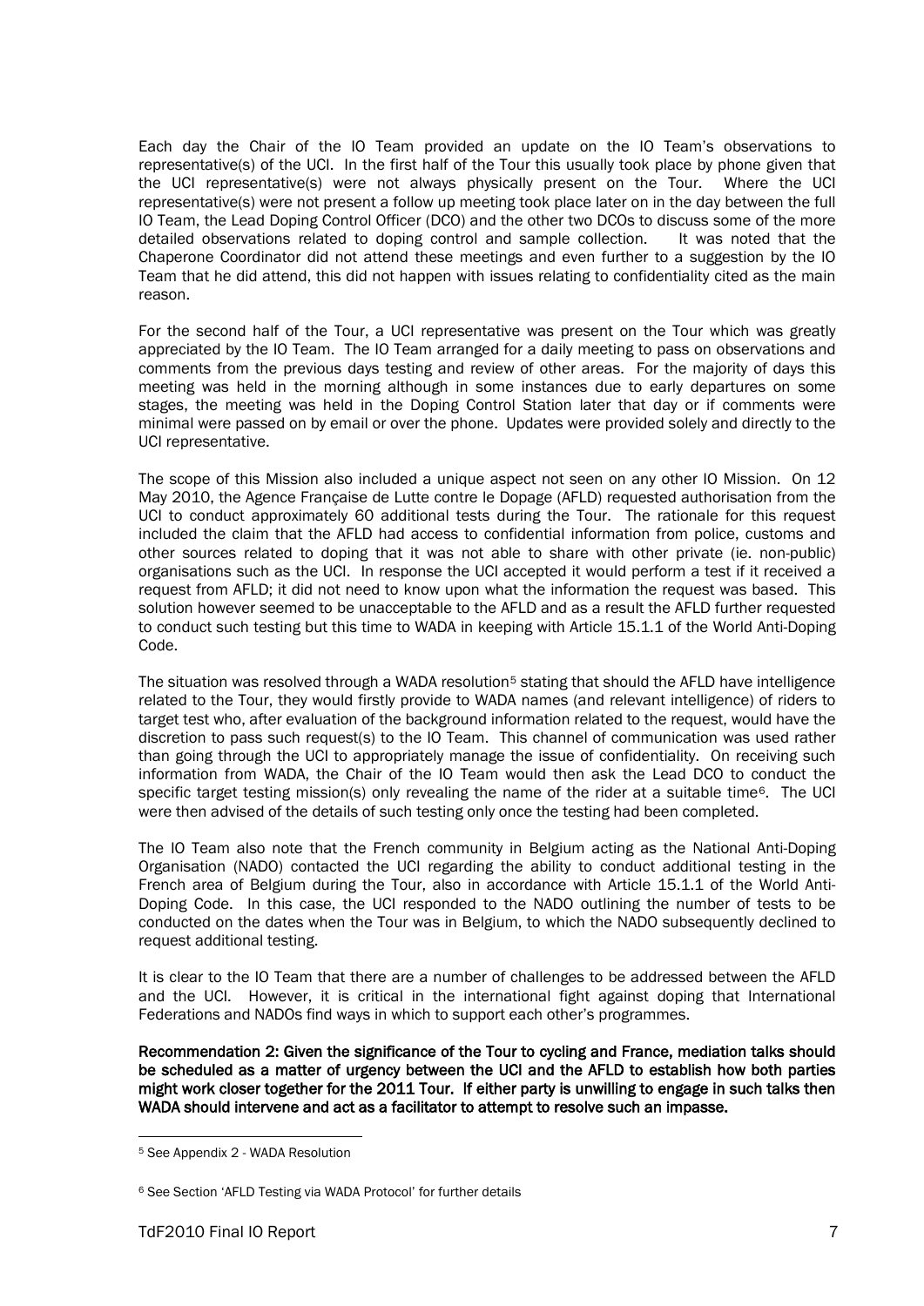Each day the Chair of the IO Team provided an update on the IO Team's observations to representative(s) of the UCI. In the first half of the Tour this usually took place by phone given that the UCI representative(s) were not always physically present on the Tour. Where the UCI representative(s) were not present a follow up meeting took place later on in the day between the full IO Team, the Lead Doping Control Officer (DCO) and the other two DCOs to discuss some of the more detailed observations related to doping control and sample collection. It was noted that the Chaperone Coordinator did not attend these meetings and even further to a suggestion by the IO Team that he did attend, this did not happen with issues relating to confidentiality cited as the main reason.

For the second half of the Tour, a UCI representative was present on the Tour which was greatly appreciated by the IO Team. The IO Team arranged for a daily meeting to pass on observations and comments from the previous days testing and review of other areas. For the majority of days this meeting was held in the morning although in some instances due to early departures on some stages, the meeting was held in the Doping Control Station later that day or if comments were minimal were passed on by email or over the phone. Updates were provided solely and directly to the UCI representative.

The scope of this Mission also included a unique aspect not seen on any other IO Mission. On 12 May 2010, the Agence Française de Lutte contre le Dopage (AFLD) requested authorisation from the UCI to conduct approximately 60 additional tests during the Tour. The rationale for this request included the claim that the AFLD had access to confidential information from police, customs and other sources related to doping that it was not able to share with other private (ie. non-public) organisations such as the UCI. In response the UCI accepted it would perform a test if it received a request from AFLD; it did not need to know upon what the information the request was based. This solution however seemed to be unacceptable to the AFLD and as a result the AFLD further requested to conduct such testing but this time to WADA in keeping with Article 15.1.1 of the World Anti-Doping Code.

The situation was resolved through a WADA resolution[5] stating that should the AFLD have intelligence related to the Tour, they would firstly provide to WADA names (and relevant intelligence) of riders to target test who, after evaluation of the background information related to the request, would have the discretion to pass such request(s) to the IO Team. This channel of communication was used rather than going through the UCI to appropriately manage the issue of confidentiality. On receiving such information from WADA, the Chair of the IO Team would then ask the Lead DCO to conduct the specific target testing mission(s) only revealing the name of the rider at a suitable time[6]. The UCI were then advised of the details of such testing only once the testing had been completed.

The IO Team also note that the French community in Belgium acting as the National Anti-Doping Organisation (NADO) contacted the UCI regarding the ability to conduct additional testing in the French area of Belgium during the Tour, also in accordance with Article 15.1.1 of the World Anti-Doping Code. In this case, the UCI responded to the NADO outlining the number of tests to be conducted on the dates when the Tour was in Belgium, to which the NADO subsequently declined to request additional testing.

It is clear to the IO Team that there are a number of challenges to be addressed between the AFLD and the UCI. However, it is critical in the international fight against doping that International Federations and NADOs find ways in which to support each other's programmes.

**Recommendation 2: Given the significance of the Tour to cycling and France, mediation talks should be scheduled as a matter of urgency between the UCI and the AFLD to establish how both parties might work closer together for the 2011 Tour. If either party is unwilling to engage in such talks then WADA should intervene and act as a facilitator to attempt to resolve such an impasse.**

---

[5] See Appendix 2 - WADA Resolution

[6] See Section 'AFLD Testing via WADA Protocol' for further details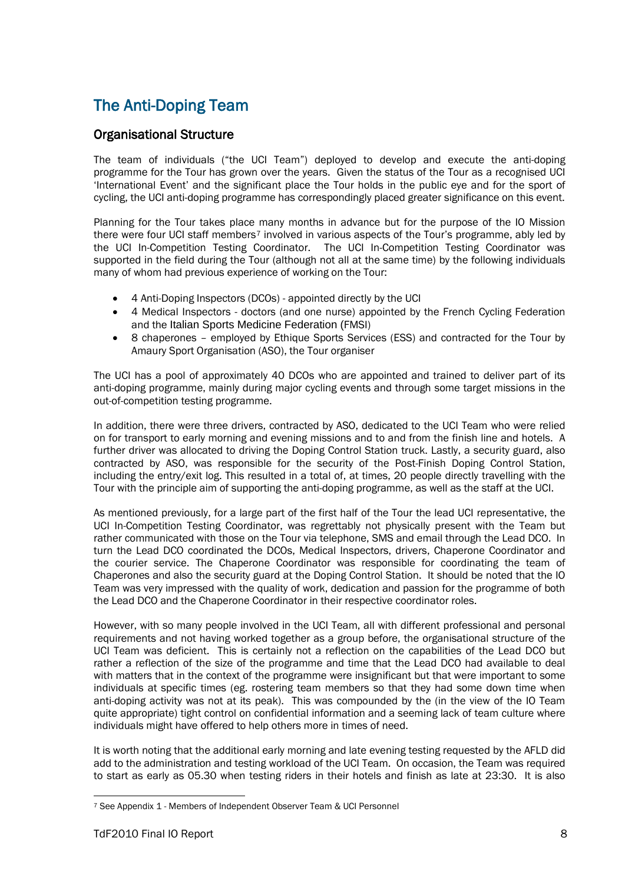# The Anti-Doping Team

## Organisational Structure

The team of individuals ("the UCI Team") deployed to develop and execute the anti-doping programme for the Tour has grown over the years. Given the status of the Tour as a recognised UCI 'International Event' and the significant place the Tour holds in the public eye and for the sport of cycling, the UCI anti-doping programme has correspondingly placed greater significance on this event.

Planning for the Tour takes place many months in advance but for the purpose of the IO Mission there were four UCI staff members[7] involved in various aspects of the Tour's programme, ably led by the UCI In-Competition Testing Coordinator. The UCI In-Competition Testing Coordinator was supported in the field during the Tour (although not all at the same time) by the following individuals many of whom had previous experience of working on the Tour:

- 4 Anti-Doping Inspectors (DCOs) - appointed directly by the UCI
- 4 Medical Inspectors - doctors (and one nurse) appointed by the French Cycling Federation and the Italian Sports Medicine Federation (FMSI)
- 8 chaperones – employed by Ethique Sports Services (ESS) and contracted for the Tour by Amaury Sport Organisation (ASO), the Tour organiser

The UCI has a pool of approximately 40 DCOs who are appointed and trained to deliver part of its anti-doping programme, mainly during major cycling events and through some target missions in the out-of-competition testing programme.

In addition, there were three drivers, contracted by ASO, dedicated to the UCI Team who were relied on for transport to early morning and evening missions and to and from the finish line and hotels. A further driver was allocated to driving the Doping Control Station truck. Lastly, a security guard, also contracted by ASO, was responsible for the security of the Post-Finish Doping Control Station, including the entry/exit log. This resulted in a total of, at times, 20 people directly travelling with the Tour with the principle aim of supporting the anti-doping programme, as well as the staff at the UCI.

As mentioned previously, for a large part of the first half of the Tour the lead UCI representative, the UCI In-Competition Testing Coordinator, was regrettably not physically present with the Team but rather communicated with those on the Tour via telephone, SMS and email through the Lead DCO. In turn the Lead DCO coordinated the DCOs, Medical Inspectors, drivers, Chaperone Coordinator and the courier service. The Chaperone Coordinator was responsible for coordinating the team of Chaperones and also the security guard at the Doping Control Station. It should be noted that the IO Team was very impressed with the quality of work, dedication and passion for the programme of both the Lead DCO and the Chaperone Coordinator in their respective coordinator roles.

However, with so many people involved in the UCI Team, all with different professional and personal requirements and not having worked together as a group before, the organisational structure of the UCI Team was deficient. This is certainly not a reflection on the capabilities of the Lead DCO but rather a reflection of the size of the programme and time that the Lead DCO had available to deal with matters that in the context of the programme were insignificant but that were important to some individuals at specific times (eg. rostering team members so that they had some down time when anti-doping activity was not at its peak). This was compounded by the (in the view of the IO Team quite appropriate) tight control on confidential information and a seeming lack of team culture where individuals might have offered to help others more in times of need.

It is worth noting that the additional early morning and late evening testing requested by the AFLD did add to the administration and testing workload of the UCI Team. On occasion, the Team was required to start as early as 05.30 when testing riders in their hotels and finish as late at 23:30. It is also

[7] See Appendix 1 - Members of Independent Observer Team & UCI Personnel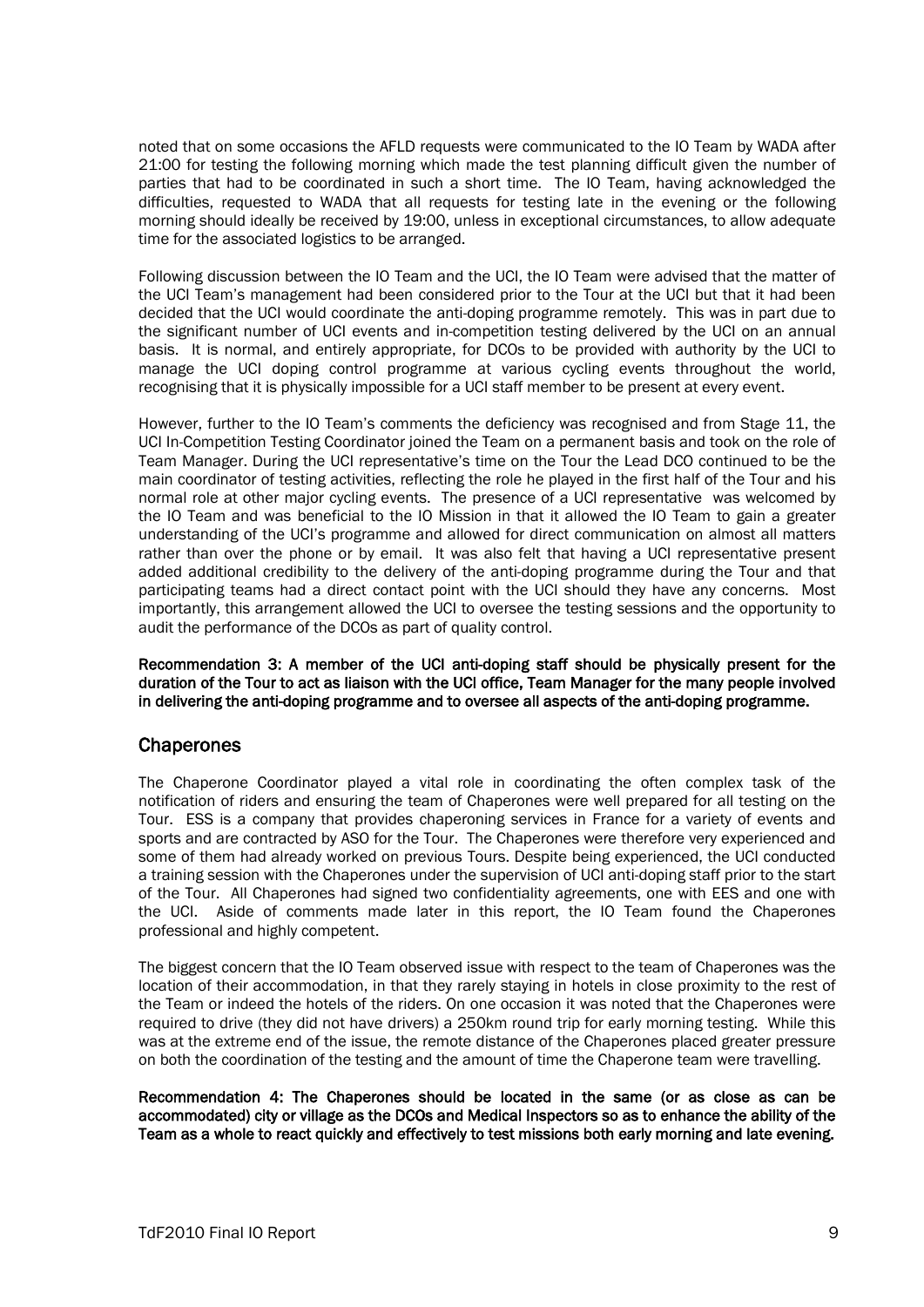noted that on some occasions the AFLD requests were communicated to the IO Team by WADA after 21:00 for testing the following morning which made the test planning difficult given the number of parties that had to be coordinated in such a short time. The IO Team, having acknowledged the difficulties, requested to WADA that all requests for testing late in the evening or the following morning should ideally be received by 19:00, unless in exceptional circumstances, to allow adequate time for the associated logistics to be arranged.

Following discussion between the IO Team and the UCI, the IO Team were advised that the matter of the UCI Team's management had been considered prior to the Tour at the UCI but that it had been decided that the UCI would coordinate the anti-doping programme remotely. This was in part due to the significant number of UCI events and in-competition testing delivered by the UCI on an annual basis. It is normal, and entirely appropriate, for DCOs to be provided with authority by the UCI to manage the UCI doping control programme at various cycling events throughout the world, recognising that it is physically impossible for a UCI staff member to be present at every event.

However, further to the IO Team's comments the deficiency was recognised and from Stage 11, the UCI In-Competition Testing Coordinator joined the Team on a permanent basis and took on the role of Team Manager. During the UCI representative's time on the Tour the Lead DCO continued to be the main coordinator of testing activities, reflecting the role he played in the first half of the Tour and his normal role at other major cycling events. The presence of a UCI representative was welcomed by the IO Team and was beneficial to the IO Mission in that it allowed the IO Team to gain a greater understanding of the UCI's programme and allowed for direct communication on almost all matters rather than over the phone or by email. It was also felt that having a UCI representative present added additional credibility to the delivery of the anti-doping programme during the Tour and that participating teams had a direct contact point with the UCI should they have any concerns. Most importantly, this arrangement allowed the UCI to oversee the testing sessions and the opportunity to audit the performance of the DCOs as part of quality control.

**Recommendation 3: A member of the UCI anti-doping staff should be physically present for the duration of the Tour to act as liaison with the UCI office, Team Manager for the many people involved in delivering the anti-doping programme and to oversee all aspects of the anti-doping programme.**

## Chaperones

The Chaperone Coordinator played a vital role in coordinating the often complex task of the notification of riders and ensuring the team of Chaperones were well prepared for all testing on the Tour. ESS is a company that provides chaperoning services in France for a variety of events and sports and are contracted by ASO for the Tour. The Chaperones were therefore very experienced and some of them had already worked on previous Tours. Despite being experienced, the UCI conducted a training session with the Chaperones under the supervision of UCI anti-doping staff prior to the start of the Tour. All Chaperones had signed two confidentiality agreements, one with EES and one with the UCI. Aside of comments made later in this report, the IO Team found the Chaperones professional and highly competent.

The biggest concern that the IO Team observed issue with respect to the team of Chaperones was the location of their accommodation, in that they rarely staying in hotels in close proximity to the rest of the Team or indeed the hotels of the riders. On one occasion it was noted that the Chaperones were required to drive (they did not have drivers) a 250km round trip for early morning testing. While this was at the extreme end of the issue, the remote distance of the Chaperones placed greater pressure on both the coordination of the testing and the amount of time the Chaperone team were travelling.

**Recommendation 4: The Chaperones should be located in the same (or as close as can be accommodated) city or village as the DCOs and Medical Inspectors so as to enhance the ability of the Team as a whole to react quickly and effectively to test missions both early morning and late evening.**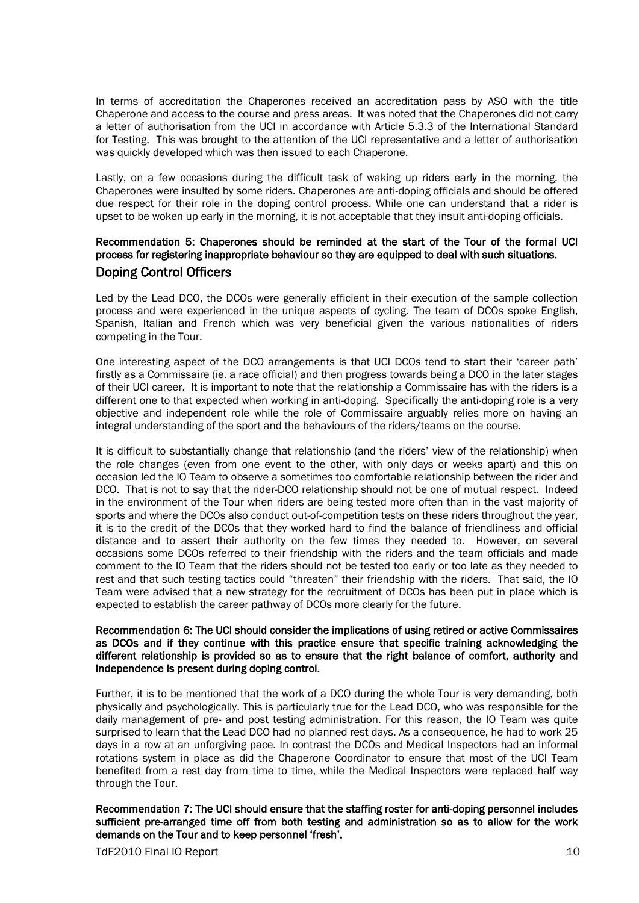In terms of accreditation the Chaperones received an accreditation pass by ASO with the title Chaperone and access to the course and press areas. It was noted that the Chaperones did not carry a letter of authorisation from the UCI in accordance with Article 5.3.3 of the International Standard for Testing. This was brought to the attention of the UCI representative and a letter of authorisation was quickly developed which was then issued to each Chaperone.

Lastly, on a few occasions during the difficult task of waking up riders early in the morning, the Chaperones were insulted by some riders. Chaperones are anti-doping officials and should be offered due respect for their role in the doping control process. While one can understand that a rider is upset to be woken up early in the morning, it is not acceptable that they insult anti-doping officials.

**Recommendation 5: Chaperones should be reminded at the start of the Tour of the formal UCI process for registering inappropriate behaviour so they are equipped to deal with such situations.**

## Doping Control Officers

Led by the Lead DCO, the DCOs were generally efficient in their execution of the sample collection process and were experienced in the unique aspects of cycling. The team of DCOs spoke English, Spanish, Italian and French which was very beneficial given the various nationalities of riders competing in the Tour.

One interesting aspect of the DCO arrangements is that UCI DCOs tend to start their 'career path' firstly as a Commissaire (ie. a race official) and then progress towards being a DCO in the later stages of their UCI career. It is important to note that the relationship a Commissaire has with the riders is a different one to that expected when working in anti-doping. Specifically the anti-doping role is a very objective and independent role while the role of Commissaire arguably relies more on having an integral understanding of the sport and the behaviours of the riders/teams on the course.

It is difficult to substantially change that relationship (and the riders' view of the relationship) when the role changes (even from one event to the other, with only days or weeks apart) and this on occasion led the IO Team to observe a sometimes too comfortable relationship between the rider and DCO. That is not to say that the rider-DCO relationship should not be one of mutual respect. Indeed in the environment of the Tour when riders are being tested more often than in the vast majority of sports and where the DCOs also conduct out-of-competition tests on these riders throughout the year, it is to the credit of the DCOs that they worked hard to find the balance of friendliness and official distance and to assert their authority on the few times they needed to. However, on several occasions some DCOs referred to their friendship with the riders and the team officials and made comment to the IO Team that the riders should not be tested too early or too late as they needed to rest and that such testing tactics could "threaten" their friendship with the riders. That said, the IO Team were advised that a new strategy for the recruitment of DCOs has been put in place which is expected to establish the career pathway of DCOs more clearly for the future.

**Recommendation 6: The UCI should consider the implications of using retired or active Commissaires as DCOs and if they continue with this practice ensure that specific training acknowledging the different relationship is provided so as to ensure that the right balance of comfort, authority and independence is present during doping control.**

Further, it is to be mentioned that the work of a DCO during the whole Tour is very demanding, both physically and psychologically. This is particularly true for the Lead DCO, who was responsible for the daily management of pre- and post testing administration. For this reason, the IO Team was quite surprised to learn that the Lead DCO had no planned rest days. As a consequence, he had to work 25 days in a row at an unforgiving pace. In contrast the DCOs and Medical Inspectors had an informal rotations system in place as did the Chaperone Coordinator to ensure that most of the UCI Team benefited from a rest day from time to time, while the Medical Inspectors were replaced half way through the Tour.

**Recommendation 7: The UCI should ensure that the staffing roster for anti-doping personnel includes sufficient pre-arranged time off from both testing and administration so as to allow for the work demands on the Tour and to keep personnel 'fresh'.**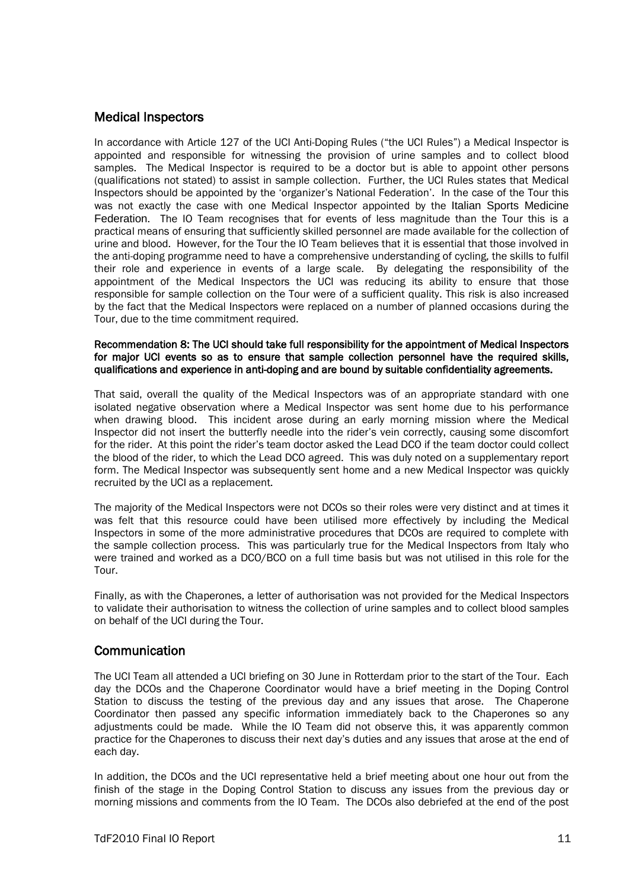## Medical Inspectors

In accordance with Article 127 of the UCI Anti-Doping Rules ("the UCI Rules") a Medical Inspector is appointed and responsible for witnessing the provision of urine samples and to collect blood samples. The Medical Inspector is required to be a doctor but is able to appoint other persons (qualifications not stated) to assist in sample collection. Further, the UCI Rules states that Medical Inspectors should be appointed by the 'organizer's National Federation'. In the case of the Tour this was not exactly the case with one Medical Inspector appointed by the Italian Sports Medicine Federation. The IO Team recognises that for events of less magnitude than the Tour this is a practical means of ensuring that sufficiently skilled personnel are made available for the collection of urine and blood. However, for the Tour the IO Team believes that it is essential that those involved in the anti-doping programme need to have a comprehensive understanding of cycling, the skills to fulfil their role and experience in events of a large scale. By delegating the responsibility of the appointment of the Medical Inspectors the UCI was reducing its ability to ensure that those responsible for sample collection on the Tour were of a sufficient quality. This risk is also increased by the fact that the Medical Inspectors were replaced on a number of planned occasions during the Tour, due to the time commitment required.

**Recommendation 8: The UCI should take full responsibility for the appointment of Medical Inspectors for major UCI events so as to ensure that sample collection personnel have the required skills, qualifications and experience in anti-doping and are bound by suitable confidentiality agreements.**

That said, overall the quality of the Medical Inspectors was of an appropriate standard with one isolated negative observation where a Medical Inspector was sent home due to his performance when drawing blood. This incident arose during an early morning mission where the Medical Inspector did not insert the butterfly needle into the rider's vein correctly, causing some discomfort for the rider. At this point the rider's team doctor asked the Lead DCO if the team doctor could collect the blood of the rider, to which the Lead DCO agreed. This was duly noted on a supplementary report form. The Medical Inspector was subsequently sent home and a new Medical Inspector was quickly recruited by the UCI as a replacement.

The majority of the Medical Inspectors were not DCOs so their roles were very distinct and at times it was felt that this resource could have been utilised more effectively by including the Medical Inspectors in some of the more administrative procedures that DCOs are required to complete with the sample collection process. This was particularly true for the Medical Inspectors from Italy who were trained and worked as a DCO/BCO on a full time basis but was not utilised in this role for the Tour.

Finally, as with the Chaperones, a letter of authorisation was not provided for the Medical Inspectors to validate their authorisation to witness the collection of urine samples and to collect blood samples on behalf of the UCI during the Tour.

## Communication

The UCI Team all attended a UCI briefing on 30 June in Rotterdam prior to the start of the Tour. Each day the DCOs and the Chaperone Coordinator would have a brief meeting in the Doping Control Station to discuss the testing of the previous day and any issues that arose. The Chaperone Coordinator then passed any specific information immediately back to the Chaperones so any adjustments could be made. While the IO Team did not observe this, it was apparently common practice for the Chaperones to discuss their next day's duties and any issues that arose at the end of each day.

In addition, the DCOs and the UCI representative held a brief meeting about one hour out from the finish of the stage in the Doping Control Station to discuss any issues from the previous day or morning missions and comments from the IO Team. The DCOs also debriefed at the end of the post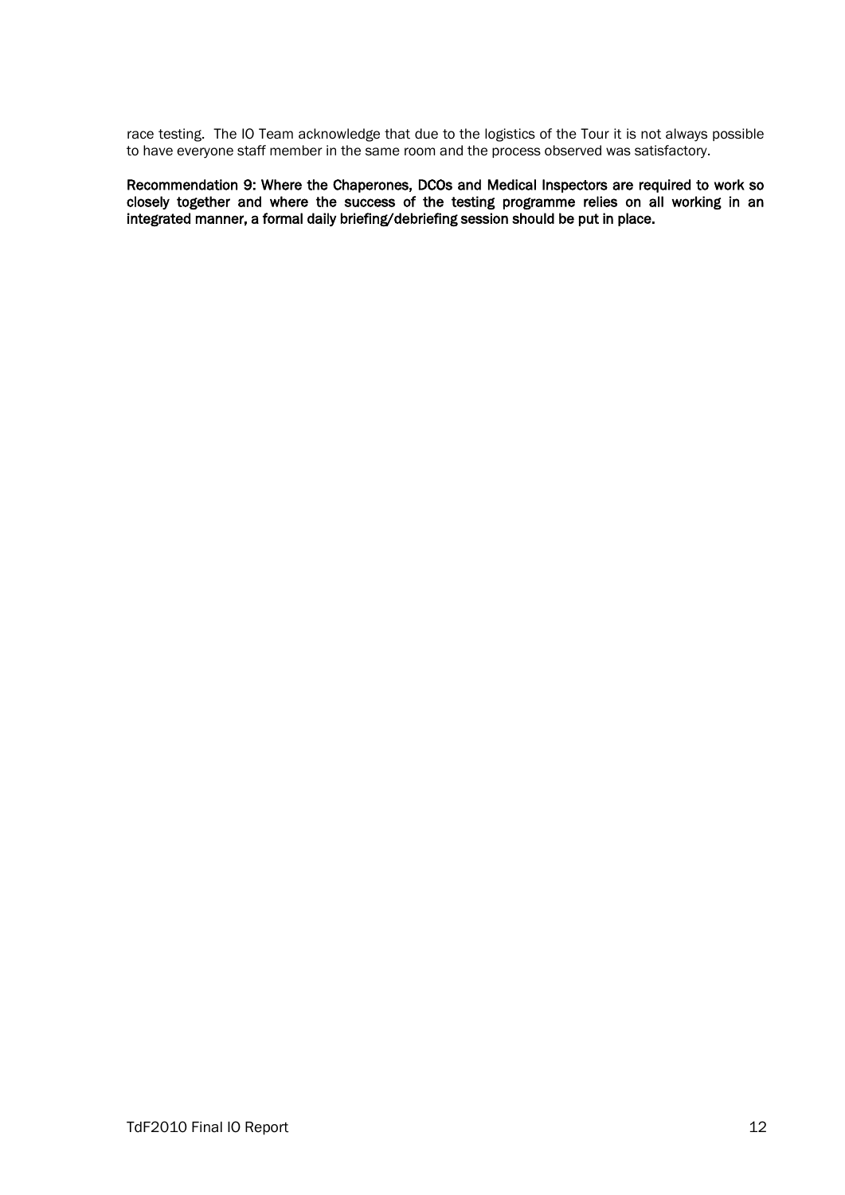race testing. The IO Team acknowledge that due to the logistics of the Tour it is not always possible to have everyone staff member in the same room and the process observed was satisfactory.

**Recommendation 9: Where the Chaperones, DCOs and Medical Inspectors are required to work so closely together and where the success of the testing programme relies on all working in an integrated manner, a formal daily briefing/debriefing session should be put in place.**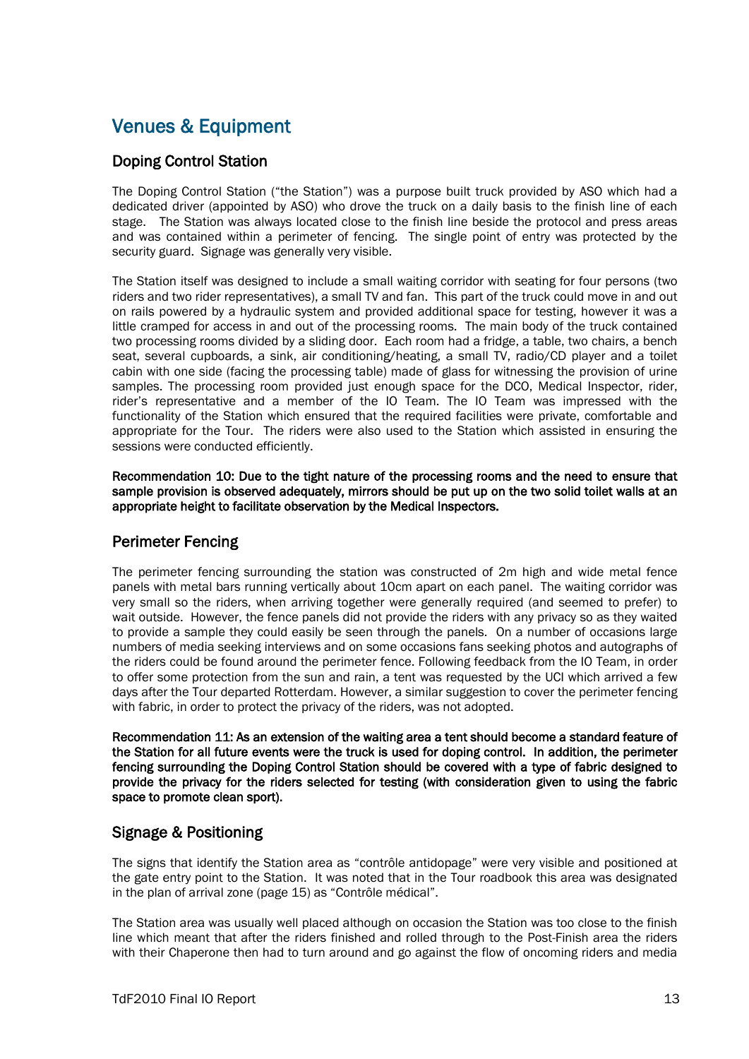# Venues & Equipment

## Doping Control Station

The Doping Control Station ("the Station") was a purpose built truck provided by ASO which had a dedicated driver (appointed by ASO) who drove the truck on a daily basis to the finish line of each stage. The Station was always located close to the finish line beside the protocol and press areas and was contained within a perimeter of fencing. The single point of entry was protected by the security guard. Signage was generally very visible.

The Station itself was designed to include a small waiting corridor with seating for four persons (two riders and two rider representatives), a small TV and fan. This part of the truck could move in and out on rails powered by a hydraulic system and provided additional space for testing, however it was a little cramped for access in and out of the processing rooms. The main body of the truck contained two processing rooms divided by a sliding door. Each room had a fridge, a table, two chairs, a bench seat, several cupboards, a sink, air conditioning/heating, a small TV, radio/CD player and a toilet cabin with one side (facing the processing table) made of glass for witnessing the provision of urine samples. The processing room provided just enough space for the DCO, Medical Inspector, rider, rider's representative and a member of the IO Team. The IO Team was impressed with the functionality of the Station which ensured that the required facilities were private, comfortable and appropriate for the Tour. The riders were also used to the Station which assisted in ensuring the sessions were conducted efficiently.

**Recommendation 10: Due to the tight nature of the processing rooms and the need to ensure that sample provision is observed adequately, mirrors should be put up on the two solid toilet walls at an appropriate height to facilitate observation by the Medical Inspectors.**

## Perimeter Fencing

The perimeter fencing surrounding the station was constructed of 2m high and wide metal fence panels with metal bars running vertically about 10cm apart on each panel. The waiting corridor was very small so the riders, when arriving together were generally required (and seemed to prefer) to wait outside. However, the fence panels did not provide the riders with any privacy so as they waited to provide a sample they could easily be seen through the panels. On a number of occasions large numbers of media seeking interviews and on some occasions fans seeking photos and autographs of the riders could be found around the perimeter fence. Following feedback from the IO Team, in order to offer some protection from the sun and rain, a tent was requested by the UCI which arrived a few days after the Tour departed Rotterdam. However, a similar suggestion to cover the perimeter fencing with fabric, in order to protect the privacy of the riders, was not adopted.

**Recommendation 11: As an extension of the waiting area a tent should become a standard feature of the Station for all future events were the truck is used for doping control. In addition, the perimeter fencing surrounding the Doping Control Station should be covered with a type of fabric designed to provide the privacy for the riders selected for testing (with consideration given to using the fabric space to promote clean sport).**

## Signage & Positioning

The signs that identify the Station area as "contrôle antidopage" were very visible and positioned at the gate entry point to the Station. It was noted that in the Tour roadbook this area was designated in the plan of arrival zone (page 15) as "Contrôle médical".

The Station area was usually well placed although on occasion the Station was too close to the finish line which meant that after the riders finished and rolled through to the Post-Finish area the riders with their Chaperone then had to turn around and go against the flow of oncoming riders and media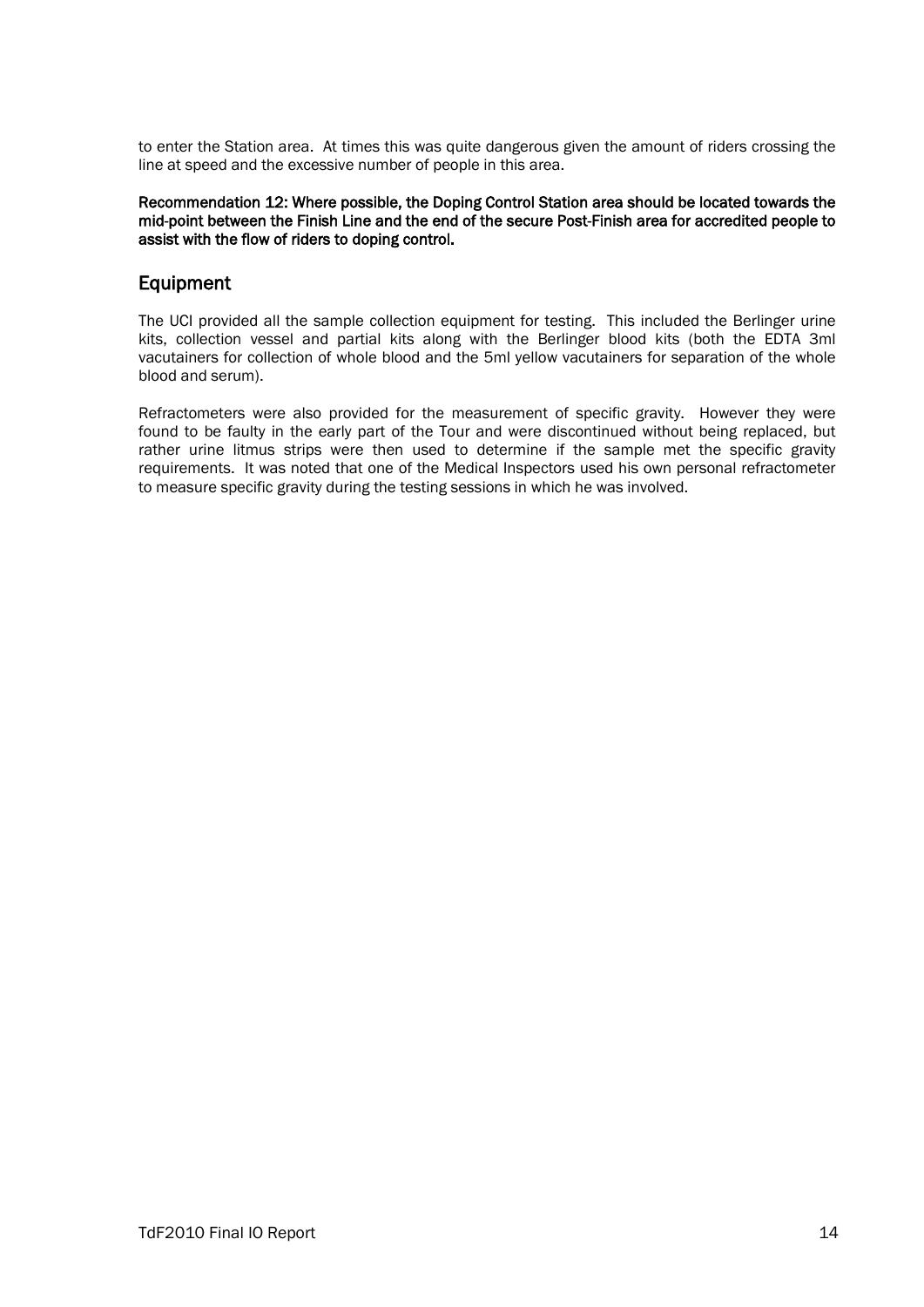to enter the Station area. At times this was quite dangerous given the amount of riders crossing the line at speed and the excessive number of people in this area.

**Recommendation 12: Where possible, the Doping Control Station area should be located towards the mid-point between the Finish Line and the end of the secure Post-Finish area for accredited people to assist with the flow of riders to doping control.**

## Equipment

The UCI provided all the sample collection equipment for testing. This included the Berlinger urine kits, collection vessel and partial kits along with the Berlinger blood kits (both the EDTA 3ml vacutainers for collection of whole blood and the 5ml yellow vacutainers for separation of the whole blood and serum).

Refractometers were also provided for the measurement of specific gravity. However they were found to be faulty in the early part of the Tour and were discontinued without being replaced, but rather urine litmus strips were then used to determine if the sample met the specific gravity requirements. It was noted that one of the Medical Inspectors used his own personal refractometer to measure specific gravity during the testing sessions in which he was involved.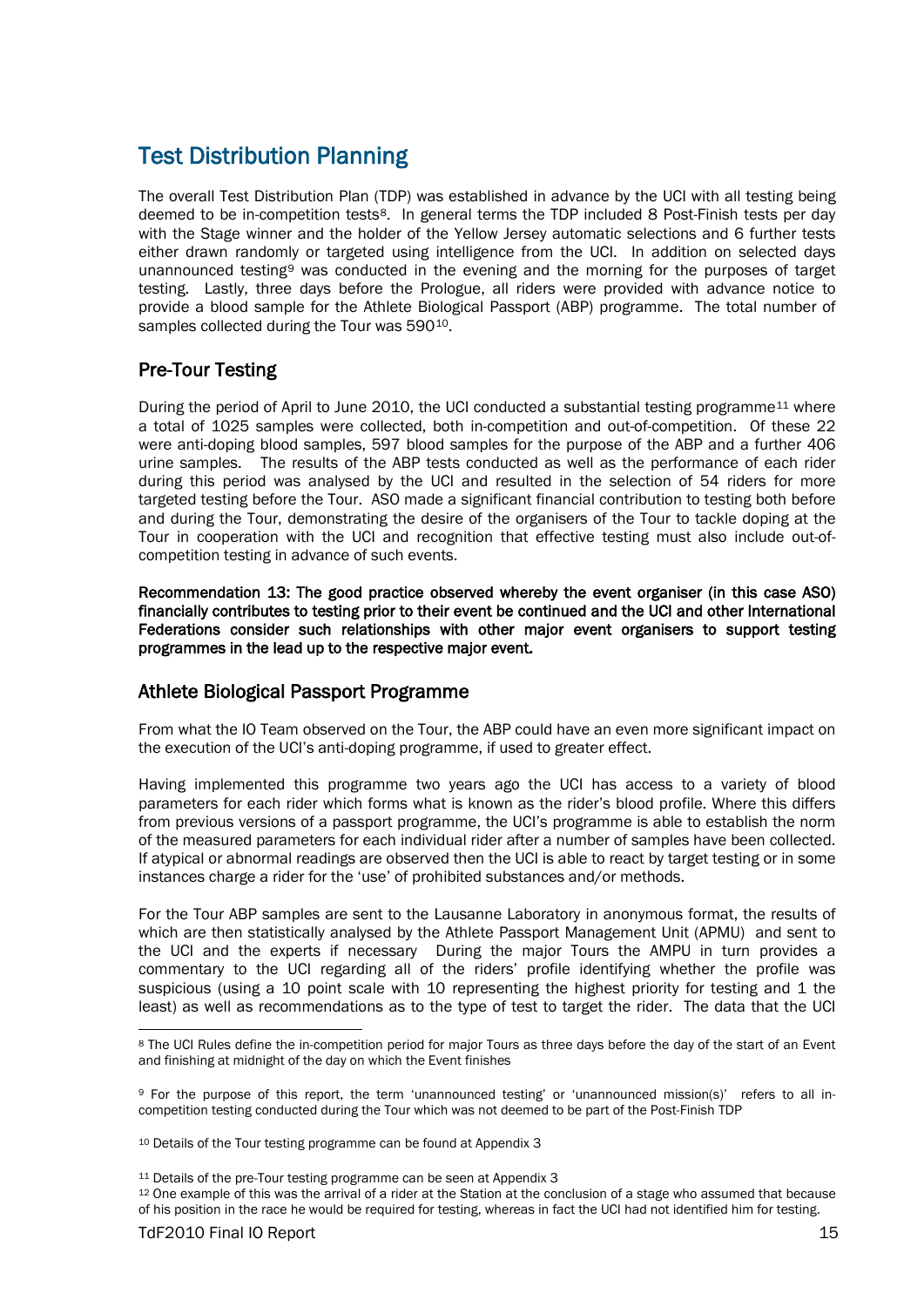# Test Distribution Planning

The overall Test Distribution Plan (TDP) was established in advance by the UCI with all testing being deemed to be in-competition tests[8]. In general terms the TDP included 8 Post-Finish tests per day with the Stage winner and the holder of the Yellow Jersey automatic selections and 6 further tests either drawn randomly or targeted using intelligence from the UCI. In addition on selected days unannounced testing[9] was conducted in the evening and the morning for the purposes of target testing. Lastly, three days before the Prologue, all riders were provided with advance notice to provide a blood sample for the Athlete Biological Passport (ABP) programme. The total number of samples collected during the Tour was 590[10].

## Pre-Tour Testing

During the period of April to June 2010, the UCI conducted a substantial testing programme[11] where a total of 1025 samples were collected, both in-competition and out-of-competition. Of these 22 were anti-doping blood samples, 597 blood samples for the purpose of the ABP and a further 406 urine samples. The results of the ABP tests conducted as well as the performance of each rider during this period was analysed by the UCI and resulted in the selection of 54 riders for more targeted testing before the Tour. ASO made a significant financial contribution to testing both before and during the Tour, demonstrating the desire of the organisers of the Tour to tackle doping at the Tour in cooperation with the UCI and recognition that effective testing must also include out-of-competition testing in advance of such events.

**Recommendation 13: The good practice observed whereby the event organiser (in this case ASO) financially contributes to testing prior to their event be continued and the UCI and other International Federations consider such relationships with other major event organisers to support testing programmes in the lead up to the respective major event.**

## Athlete Biological Passport Programme

From what the IO Team observed on the Tour, the ABP could have an even more significant impact on the execution of the UCI's anti-doping programme, if used to greater effect.

Having implemented this programme two years ago the UCI has access to a variety of blood parameters for each rider which forms what is known as the rider's blood profile. Where this differs from previous versions of a passport programme, the UCI's programme is able to establish the norm of the measured parameters for each individual rider after a number of samples have been collected. If atypical or abnormal readings are observed then the UCI is able to react by target testing or in some instances charge a rider for the 'use' of prohibited substances and/or methods.

For the Tour ABP samples are sent to the Lausanne Laboratory in anonymous format, the results of which are then statistically analysed by the Athlete Passport Management Unit (APMU) and sent to the UCI and the experts if necessary During the major Tours the AMPU in turn provides a commentary to the UCI regarding all of the riders' profile identifying whether the profile was suspicious (using a 10 point scale with 10 representing the highest priority for testing and 1 the least) as well as recommendations as to the type of test to target the rider. The data that the UCI

---

[8] The UCI Rules define the in-competition period for major Tours as three days before the day of the start of an Event and finishing at midnight of the day on which the Event finishes

[9] For the purpose of this report, the term 'unannounced testing' or 'unannounced mission(s)' refers to all in-competition testing conducted during the Tour which was not deemed to be part of the Post-Finish TDP

[10] Details of the Tour testing programme can be found at Appendix 3

[11] Details of the pre-Tour testing programme can be seen at Appendix 3

[12] One example of this was the arrival of a rider at the Station at the conclusion of a stage who assumed that because of his position in the race he would be required for testing, whereas in fact the UCI had not identified him for testing.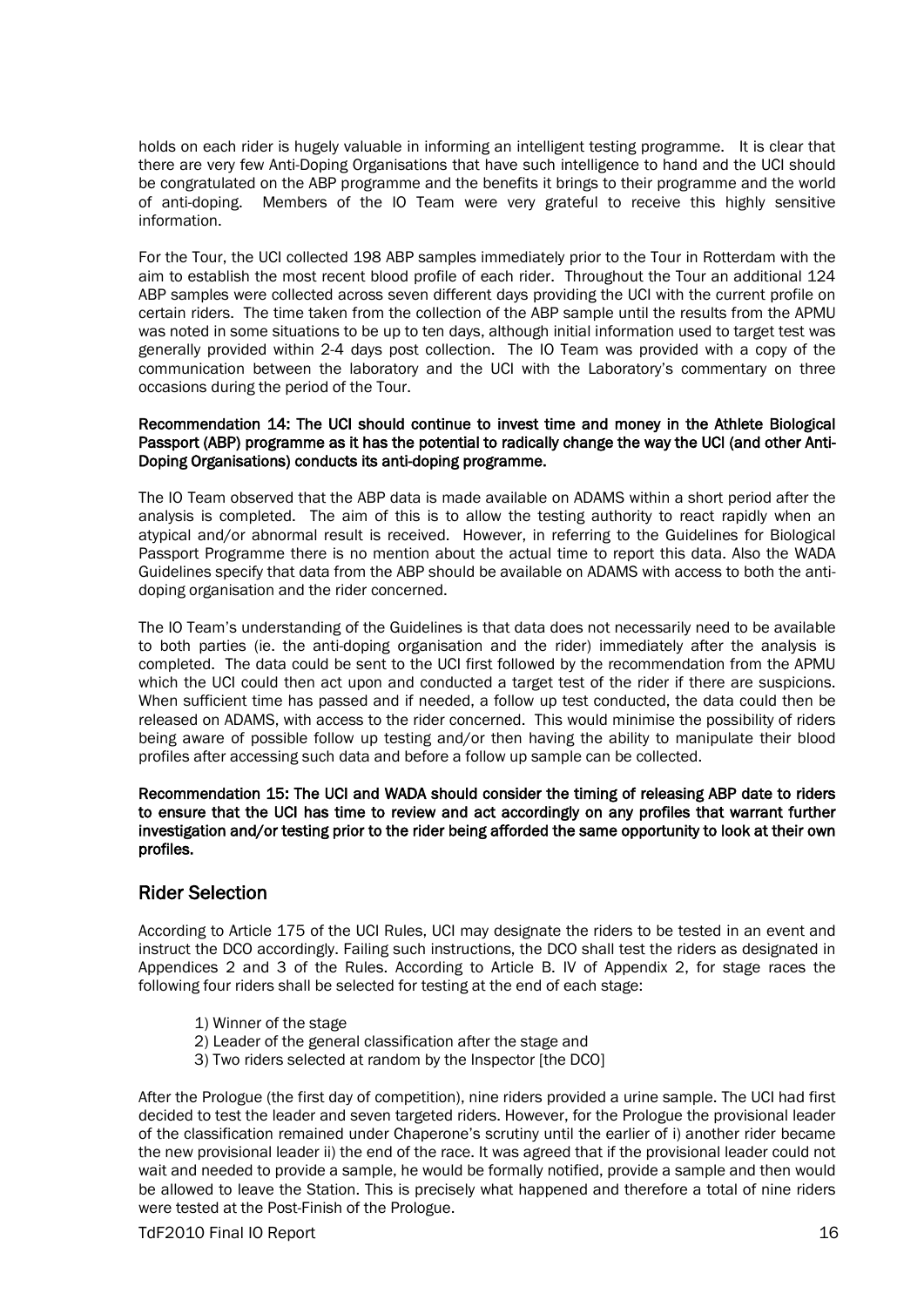holds on each rider is hugely valuable in informing an intelligent testing programme. It is clear that there are very few Anti-Doping Organisations that have such intelligence to hand and the UCI should be congratulated on the ABP programme and the benefits it brings to their programme and the world of anti-doping. Members of the IO Team were very grateful to receive this highly sensitive information.

For the Tour, the UCI collected 198 ABP samples immediately prior to the Tour in Rotterdam with the aim to establish the most recent blood profile of each rider. Throughout the Tour an additional 124 ABP samples were collected across seven different days providing the UCI with the current profile on certain riders. The time taken from the collection of the ABP sample until the results from the APMU was noted in some situations to be up to ten days, although initial information used to target test was generally provided within 2-4 days post collection. The IO Team was provided with a copy of the communication between the laboratory and the UCI with the Laboratory's commentary on three occasions during the period of the Tour.

**Recommendation 14: The UCI should continue to invest time and money in the Athlete Biological Passport (ABP) programme as it has the potential to radically change the way the UCI (and other Anti-Doping Organisations) conducts its anti-doping programme.**

The IO Team observed that the ABP data is made available on ADAMS within a short period after the analysis is completed. The aim of this is to allow the testing authority to react rapidly when an atypical and/or abnormal result is received. However, in referring to the Guidelines for Biological Passport Programme there is no mention about the actual time to report this data. Also the WADA Guidelines specify that data from the ABP should be available on ADAMS with access to both the anti-doping organisation and the rider concerned.

The IO Team's understanding of the Guidelines is that data does not necessarily need to be available to both parties (ie. the anti-doping organisation and the rider) immediately after the analysis is completed. The data could be sent to the UCI first followed by the recommendation from the APMU which the UCI could then act upon and conducted a target test of the rider if there are suspicions. When sufficient time has passed and if needed, a follow up test conducted, the data could then be released on ADAMS, with access to the rider concerned. This would minimise the possibility of riders being aware of possible follow up testing and/or then having the ability to manipulate their blood profiles after accessing such data and before a follow up sample can be collected.

**Recommendation 15: The UCI and WADA should consider the timing of releasing ABP date to riders to ensure that the UCI has time to review and act accordingly on any profiles that warrant further investigation and/or testing prior to the rider being afforded the same opportunity to look at their own profiles.**

## Rider Selection

According to Article 175 of the UCI Rules, UCI may designate the riders to be tested in an event and instruct the DCO accordingly. Failing such instructions, the DCO shall test the riders as designated in Appendices 2 and 3 of the Rules. According to Article B. IV of Appendix 2, for stage races the following four riders shall be selected for testing at the end of each stage:

1) Winner of the stage
2) Leader of the general classification after the stage and
3) Two riders selected at random by the Inspector [the DCO]

After the Prologue (the first day of competition), nine riders provided a urine sample. The UCI had first decided to test the leader and seven targeted riders. However, for the Prologue the provisional leader of the classification remained under Chaperone's scrutiny until the earlier of i) another rider became the new provisional leader ii) the end of the race. It was agreed that if the provisional leader could not wait and needed to provide a sample, he would be formally notified, provide a sample and then would be allowed to leave the Station. This is precisely what happened and therefore a total of nine riders were tested at the Post-Finish of the Prologue.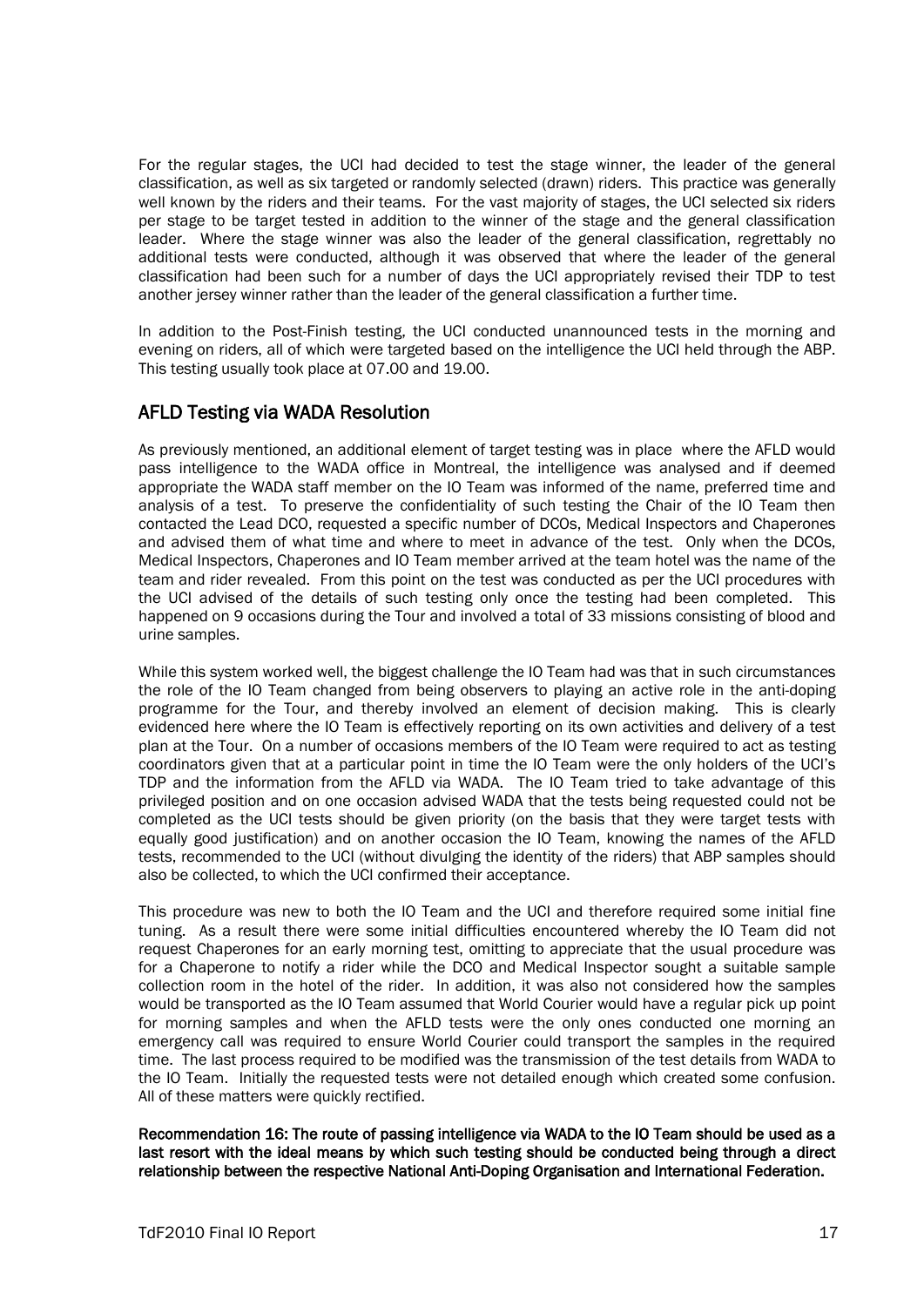For the regular stages, the UCI had decided to test the stage winner, the leader of the general classification, as well as six targeted or randomly selected (drawn) riders. This practice was generally well known by the riders and their teams. For the vast majority of stages, the UCI selected six riders per stage to be target tested in addition to the winner of the stage and the general classification leader. Where the stage winner was also the leader of the general classification, regrettably no additional tests were conducted, although it was observed that where the leader of the general classification had been such for a number of days the UCI appropriately revised their TDP to test another jersey winner rather than the leader of the general classification a further time.

In addition to the Post-Finish testing, the UCI conducted unannounced tests in the morning and evening on riders, all of which were targeted based on the intelligence the UCI held through the ABP. This testing usually took place at 07.00 and 19.00.

## AFLD Testing via WADA Resolution

As previously mentioned, an additional element of target testing was in place where the AFLD would pass intelligence to the WADA office in Montreal, the intelligence was analysed and if deemed appropriate the WADA staff member on the IO Team was informed of the name, preferred time and analysis of a test. To preserve the confidentiality of such testing the Chair of the IO Team then contacted the Lead DCO, requested a specific number of DCOs, Medical Inspectors and Chaperones and advised them of what time and where to meet in advance of the test. Only when the DCOs, Medical Inspectors, Chaperones and IO Team member arrived at the team hotel was the name of the team and rider revealed. From this point on the test was conducted as per the UCI procedures with the UCI advised of the details of such testing only once the testing had been completed. This happened on 9 occasions during the Tour and involved a total of 33 missions consisting of blood and urine samples.

While this system worked well, the biggest challenge the IO Team had was that in such circumstances the role of the IO Team changed from being observers to playing an active role in the anti-doping programme for the Tour, and thereby involved an element of decision making. This is clearly evidenced here where the IO Team is effectively reporting on its own activities and delivery of a test plan at the Tour. On a number of occasions members of the IO Team were required to act as testing coordinators given that at a particular point in time the IO Team were the only holders of the UCI's TDP and the information from the AFLD via WADA. The IO Team tried to take advantage of this privileged position and on one occasion advised WADA that the tests being requested could not be completed as the UCI tests should be given priority (on the basis that they were target tests with equally good justification) and on another occasion the IO Team, knowing the names of the AFLD tests, recommended to the UCI (without divulging the identity of the riders) that ABP samples should also be collected, to which the UCI confirmed their acceptance.

This procedure was new to both the IO Team and the UCI and therefore required some initial fine tuning. As a result there were some initial difficulties encountered whereby the IO Team did not request Chaperones for an early morning test, omitting to appreciate that the usual procedure was for a Chaperone to notify a rider while the DCO and Medical Inspector sought a suitable sample collection room in the hotel of the rider. In addition, it was also not considered how the samples would be transported as the IO Team assumed that World Courier would have a regular pick up point for morning samples and when the AFLD tests were the only ones conducted one morning an emergency call was required to ensure World Courier could transport the samples in the required time. The last process required to be modified was the transmission of the test details from WADA to the IO Team. Initially the requested tests were not detailed enough which created some confusion. All of these matters were quickly rectified.

**Recommendation 16: The route of passing intelligence via WADA to the IO Team should be used as a last resort with the ideal means by which such testing should be conducted being through a direct relationship between the respective National Anti-Doping Organisation and International Federation.**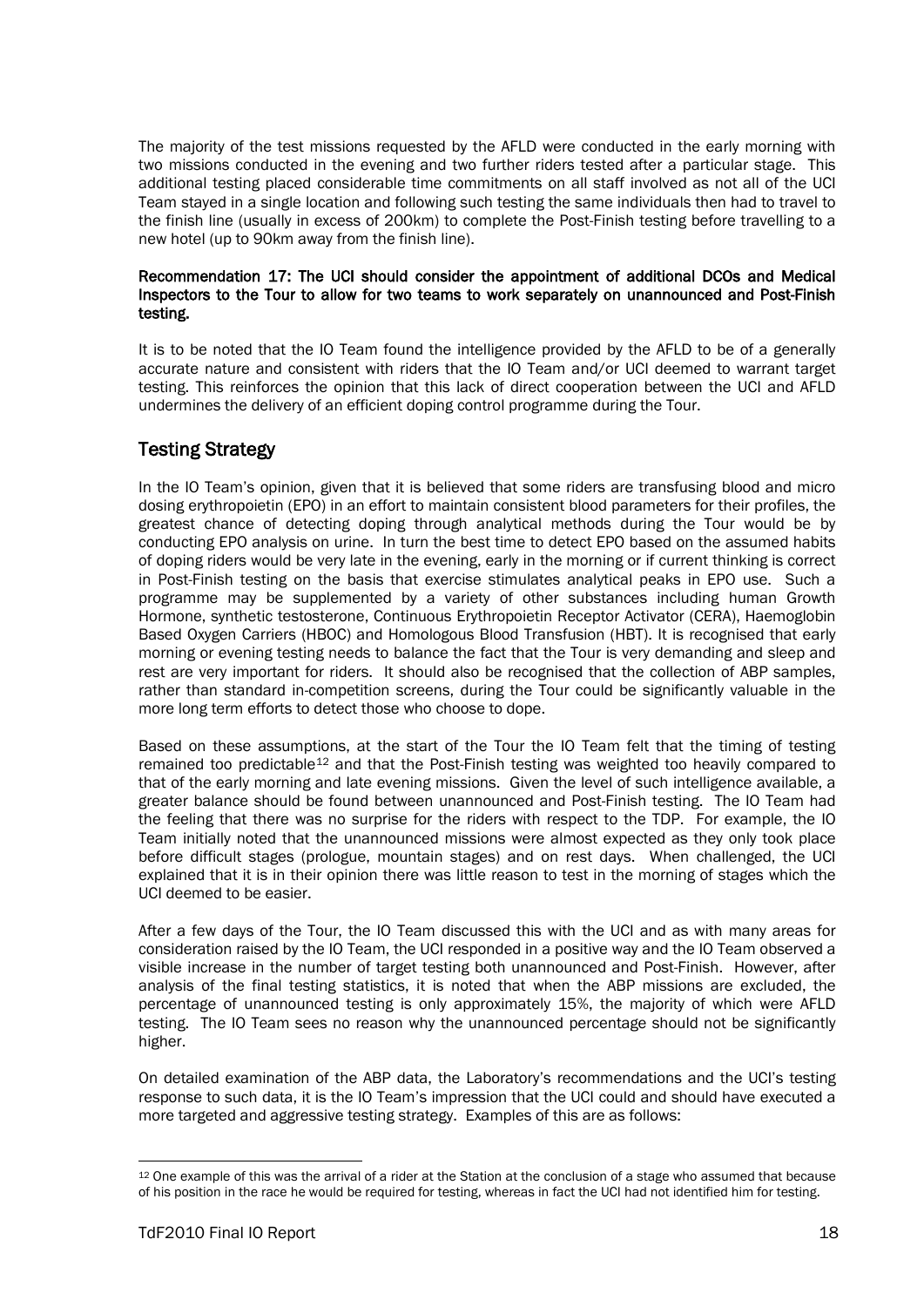The majority of the test missions requested by the AFLD were conducted in the early morning with two missions conducted in the evening and two further riders tested after a particular stage. This additional testing placed considerable time commitments on all staff involved as not all of the UCI Team stayed in a single location and following such testing the same individuals then had to travel to the finish line (usually in excess of 200km) to complete the Post-Finish testing before travelling to a new hotel (up to 90km away from the finish line).

**Recommendation 17: The UCI should consider the appointment of additional DCOs and Medical Inspectors to the Tour to allow for two teams to work separately on unannounced and Post-Finish testing.**

It is to be noted that the IO Team found the intelligence provided by the AFLD to be of a generally accurate nature and consistent with riders that the IO Team and/or UCI deemed to warrant target testing. This reinforces the opinion that this lack of direct cooperation between the UCI and AFLD undermines the delivery of an efficient doping control programme during the Tour.

## Testing Strategy

In the IO Team's opinion, given that it is believed that some riders are transfusing blood and micro dosing erythropoietin (EPO) in an effort to maintain consistent blood parameters for their profiles, the greatest chance of detecting doping through analytical methods during the Tour would be by conducting EPO analysis on urine. In turn the best time to detect EPO based on the assumed habits of doping riders would be very late in the evening, early in the morning or if current thinking is correct in Post-Finish testing on the basis that exercise stimulates analytical peaks in EPO use. Such a programme may be supplemented by a variety of other substances including human Growth Hormone, synthetic testosterone, Continuous Erythropoietin Receptor Activator (CERA), Haemoglobin Based Oxygen Carriers (HBOC) and Homologous Blood Transfusion (HBT). It is recognised that early morning or evening testing needs to balance the fact that the Tour is very demanding and sleep and rest are very important for riders. It should also be recognised that the collection of ABP samples, rather than standard in-competition screens, during the Tour could be significantly valuable in the more long term efforts to detect those who choose to dope.

Based on these assumptions, at the start of the Tour the IO Team felt that the timing of testing remained too predictable[12] and that the Post-Finish testing was weighted too heavily compared to that of the early morning and late evening missions. Given the level of such intelligence available, a greater balance should be found between unannounced and Post-Finish testing. The IO Team had the feeling that there was no surprise for the riders with respect to the TDP. For example, the IO Team initially noted that the unannounced missions were almost expected as they only took place before difficult stages (prologue, mountain stages) and on rest days. When challenged, the UCI explained that it is in their opinion there was little reason to test in the morning of stages which the UCI deemed to be easier.

After a few days of the Tour, the IO Team discussed this with the UCI and as with many areas for consideration raised by the IO Team, the UCI responded in a positive way and the IO Team observed a visible increase in the number of target testing both unannounced and Post-Finish. However, after analysis of the final testing statistics, it is noted that when the ABP missions are excluded, the percentage of unannounced testing is only approximately 15%, the majority of which were AFLD testing. The IO Team sees no reason why the unannounced percentage should not be significantly higher.

On detailed examination of the ABP data, the Laboratory's recommendations and the UCI's testing response to such data, it is the IO Team's impression that the UCI could and should have executed a more targeted and aggressive testing strategy. Examples of this are as follows:

[12] One example of this was the arrival of a rider at the Station at the conclusion of a stage who assumed that because of his position in the race he would be required for testing, whereas in fact the UCI had not identified him for testing.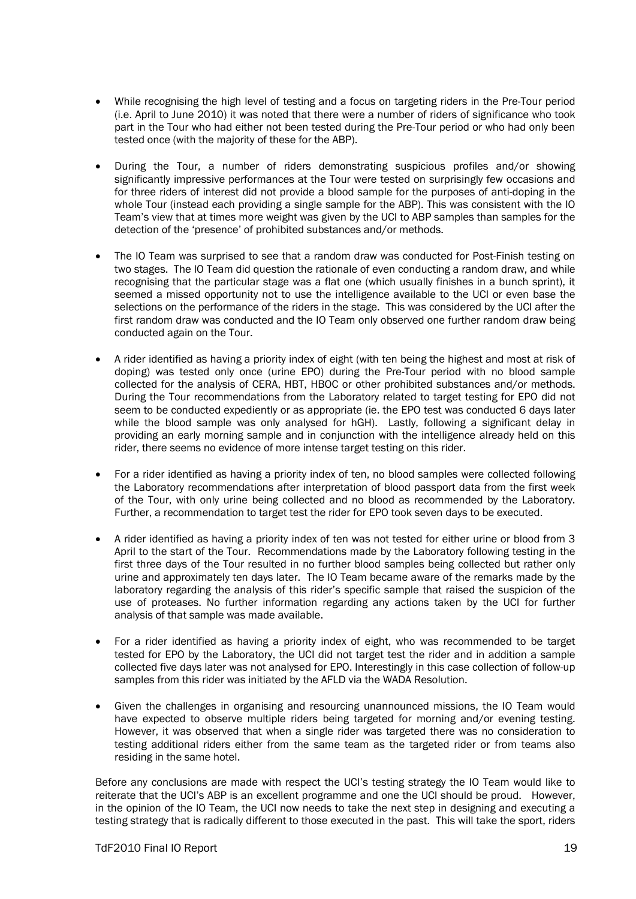- While recognising the high level of testing and a focus on targeting riders in the Pre-Tour period (i.e. April to June 2010) it was noted that there were a number of riders of significance who took part in the Tour who had either not been tested during the Pre-Tour period or who had only been tested once (with the majority of these for the ABP).

- During the Tour, a number of riders demonstrating suspicious profiles and/or showing significantly impressive performances at the Tour were tested on surprisingly few occasions and for three riders of interest did not provide a blood sample for the purposes of anti-doping in the whole Tour (instead each providing a single sample for the ABP). This was consistent with the IO Team's view that at times more weight was given by the UCI to ABP samples than samples for the detection of the 'presence' of prohibited substances and/or methods.

- The IO Team was surprised to see that a random draw was conducted for Post-Finish testing on two stages. The IO Team did question the rationale of even conducting a random draw, and while recognising that the particular stage was a flat one (which usually finishes in a bunch sprint), it seemed a missed opportunity not to use the intelligence available to the UCI or even base the selections on the performance of the riders in the stage. This was considered by the UCI after the first random draw was conducted and the IO Team only observed one further random draw being conducted again on the Tour.

- A rider identified as having a priority index of eight (with ten being the highest and most at risk of doping) was tested only once (urine EPO) during the Pre-Tour period with no blood sample collected for the analysis of CERA, HBT, HBOC or other prohibited substances and/or methods. During the Tour recommendations from the Laboratory related to target testing for EPO did not seem to be conducted expediently or as appropriate (ie. the EPO test was conducted 6 days later while the blood sample was only analysed for hGH). Lastly, following a significant delay in providing an early morning sample and in conjunction with the intelligence already held on this rider, there seems no evidence of more intense target testing on this rider.

- For a rider identified as having a priority index of ten, no blood samples were collected following the Laboratory recommendations after interpretation of blood passport data from the first week of the Tour, with only urine being collected and no blood as recommended by the Laboratory. Further, a recommendation to target test the rider for EPO took seven days to be executed.

- A rider identified as having a priority index of ten was not tested for either urine or blood from 3 April to the start of the Tour. Recommendations made by the Laboratory following testing in the first three days of the Tour resulted in no further blood samples being collected but rather only urine and approximately ten days later. The IO Team became aware of the remarks made by the laboratory regarding the analysis of this rider's specific sample that raised the suspicion of the use of proteases. No further information regarding any actions taken by the UCI for further analysis of that sample was made available.

- For a rider identified as having a priority index of eight, who was recommended to be target tested for EPO by the Laboratory, the UCI did not target test the rider and in addition a sample collected five days later was not analysed for EPO. Interestingly in this case collection of follow-up samples from this rider was initiated by the AFLD via the WADA Resolution.

- Given the challenges in organising and resourcing unannounced missions, the IO Team would have expected to observe multiple riders being targeted for morning and/or evening testing. However, it was observed that when a single rider was targeted there was no consideration to testing additional riders either from the same team as the targeted rider or from teams also residing in the same hotel.

Before any conclusions are made with respect the UCI's testing strategy the IO Team would like to reiterate that the UCI's ABP is an excellent programme and one the UCI should be proud. However, in the opinion of the IO Team, the UCI now needs to take the next step in designing and executing a testing strategy that is radically different to those executed in the past. This will take the sport, riders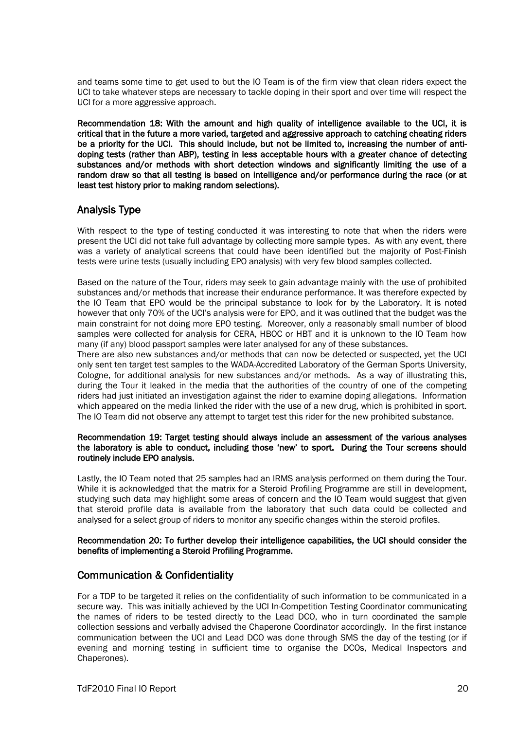and teams some time to get used to but the IO Team is of the firm view that clean riders expect the UCI to take whatever steps are necessary to tackle doping in their sport and over time will respect the UCI for a more aggressive approach.

**Recommendation 18: With the amount and high quality of intelligence available to the UCI, it is critical that in the future a more varied, targeted and aggressive approach to catching cheating riders be a priority for the UCI. This should include, but not be limited to, increasing the number of anti-doping tests (rather than ABP), testing in less acceptable hours with a greater chance of detecting substances and/or methods with short detection windows and significantly limiting the use of a random draw so that all testing is based on intelligence and/or performance during the race (or at least test history prior to making random selections).**

## Analysis Type

With respect to the type of testing conducted it was interesting to note that when the riders were present the UCI did not take full advantage by collecting more sample types. As with any event, there was a variety of analytical screens that could have been identified but the majority of Post-Finish tests were urine tests (usually including EPO analysis) with very few blood samples collected.

Based on the nature of the Tour, riders may seek to gain advantage mainly with the use of prohibited substances and/or methods that increase their endurance performance. It was therefore expected by the IO Team that EPO would be the principal substance to look for by the Laboratory. It is noted however that only 70% of the UCI's analysis were for EPO, and it was outlined that the budget was the main constraint for not doing more EPO testing. Moreover, only a reasonably small number of blood samples were collected for analysis for CERA, HBOC or HBT and it is unknown to the IO Team how many (if any) blood passport samples were later analysed for any of these substances.

There are also new substances and/or methods that can now be detected or suspected, yet the UCI only sent ten target test samples to the WADA-Accredited Laboratory of the German Sports University, Cologne, for additional analysis for new substances and/or methods. As a way of illustrating this, during the Tour it leaked in the media that the authorities of the country of one of the competing riders had just initiated an investigation against the rider to examine doping allegations. Information which appeared on the media linked the rider with the use of a new drug, which is prohibited in sport. The IO Team did not observe any attempt to target test this rider for the new prohibited substance.

**Recommendation 19: Target testing should always include an assessment of the various analyses the laboratory is able to conduct, including those 'new' to sport. During the Tour screens should routinely include EPO analysis.**

Lastly, the IO Team noted that 25 samples had an IRMS analysis performed on them during the Tour. While it is acknowledged that the matrix for a Steroid Profiling Programme are still in development, studying such data may highlight some areas of concern and the IO Team would suggest that given that steroid profile data is available from the laboratory that such data could be collected and analysed for a select group of riders to monitor any specific changes within the steroid profiles.

**Recommendation 20: To further develop their intelligence capabilities, the UCI should consider the benefits of implementing a Steroid Profiling Programme.**

## Communication & Confidentiality

For a TDP to be targeted it relies on the confidentiality of such information to be communicated in a secure way. This was initially achieved by the UCI In-Competition Testing Coordinator communicating the names of riders to be tested directly to the Lead DCO, who in turn coordinated the sample collection sessions and verbally advised the Chaperone Coordinator accordingly. In the first instance communication between the UCI and Lead DCO was done through SMS the day of the testing (or if evening and morning testing in sufficient time to organise the DCOs, Medical Inspectors and Chaperones).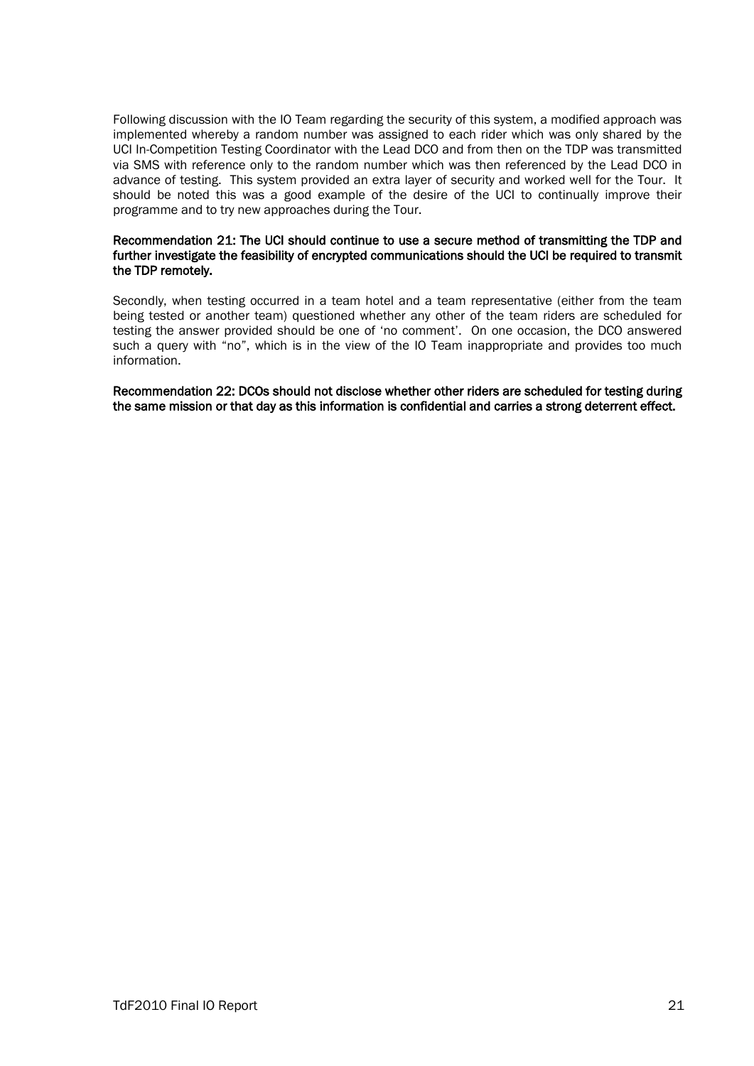Following discussion with the IO Team regarding the security of this system, a modified approach was implemented whereby a random number was assigned to each rider which was only shared by the UCI In-Competition Testing Coordinator with the Lead DCO and from then on the TDP was transmitted via SMS with reference only to the random number which was then referenced by the Lead DCO in advance of testing. This system provided an extra layer of security and worked well for the Tour. It should be noted this was a good example of the desire of the UCI to continually improve their programme and to try new approaches during the Tour.

**Recommendation 21: The UCI should continue to use a secure method of transmitting the TDP and further investigate the feasibility of encrypted communications should the UCI be required to transmit the TDP remotely.**

Secondly, when testing occurred in a team hotel and a team representative (either from the team being tested or another team) questioned whether any other of the team riders are scheduled for testing the answer provided should be one of 'no comment'. On one occasion, the DCO answered such a query with "no", which is in the view of the IO Team inappropriate and provides too much information.

**Recommendation 22: DCOs should not disclose whether other riders are scheduled for testing during the same mission or that day as this information is confidential and carries a strong deterrent effect.**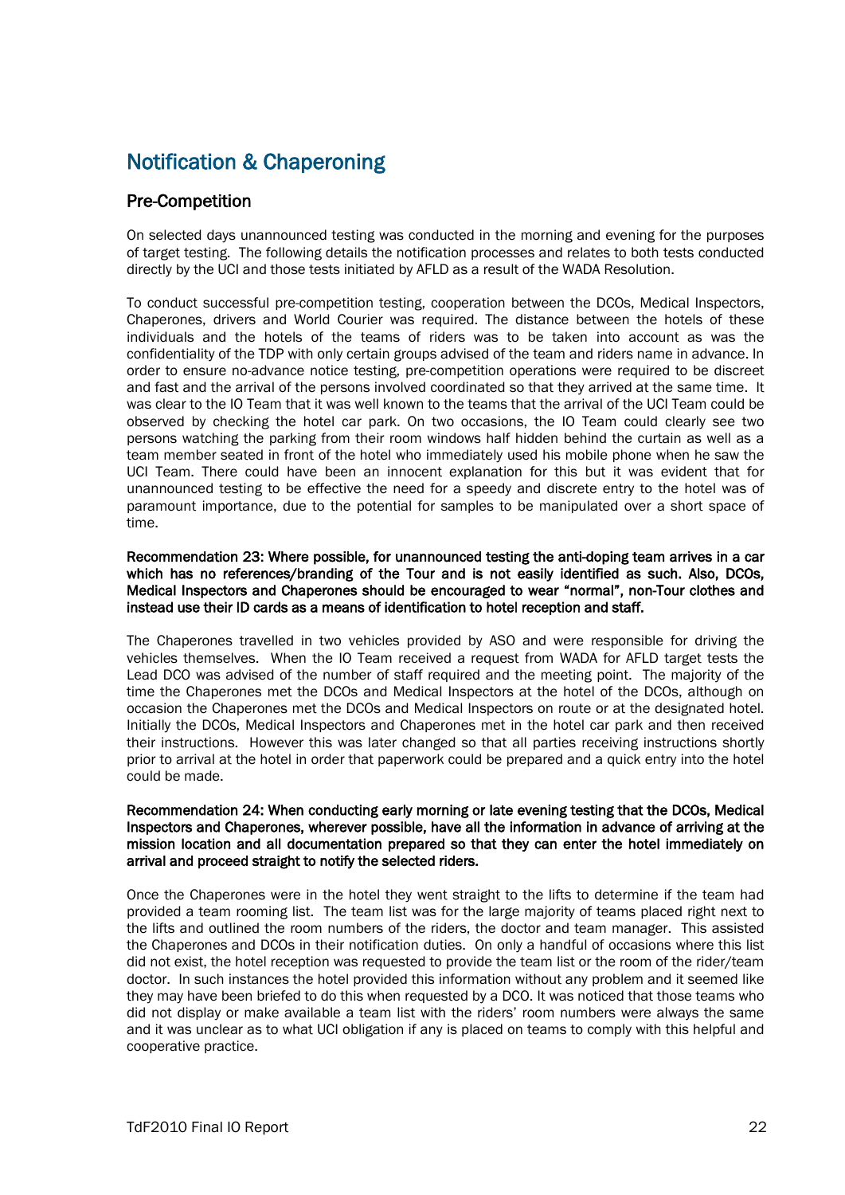## Notification & Chaperoning

### Pre-Competition

On selected days unannounced testing was conducted in the morning and evening for the purposes of target testing. The following details the notification processes and relates to both tests conducted directly by the UCI and those tests initiated by AFLD as a result of the WADA Resolution.

To conduct successful pre-competition testing, cooperation between the DCOs, Medical Inspectors, Chaperones, drivers and World Courier was required. The distance between the hotels of these individuals and the hotels of the teams of riders was to be taken into account as was the confidentiality of the TDP with only certain groups advised of the team and riders name in advance. In order to ensure no-advance notice testing, pre-competition operations were required to be discreet and fast and the arrival of the persons involved coordinated so that they arrived at the same time. It was clear to the IO Team that it was well known to the teams that the arrival of the UCI Team could be observed by checking the hotel car park. On two occasions, the IO Team could clearly see two persons watching the parking from their room windows half hidden behind the curtain as well as a team member seated in front of the hotel who immediately used his mobile phone when he saw the UCI Team. There could have been an innocent explanation for this but it was evident that for unannounced testing to be effective the need for a speedy and discrete entry to the hotel was of paramount importance, due to the potential for samples to be manipulated over a short space of time.

**Recommendation 23: Where possible, for unannounced testing the anti-doping team arrives in a car which has no references/branding of the Tour and is not easily identified as such. Also, DCOs, Medical Inspectors and Chaperones should be encouraged to wear "normal", non-Tour clothes and instead use their ID cards as a means of identification to hotel reception and staff.**

The Chaperones travelled in two vehicles provided by ASO and were responsible for driving the vehicles themselves. When the IO Team received a request from WADA for AFLD target tests the Lead DCO was advised of the number of staff required and the meeting point. The majority of the time the Chaperones met the DCOs and Medical Inspectors at the hotel of the DCOs, although on occasion the Chaperones met the DCOs and Medical Inspectors on route or at the designated hotel. Initially the DCOs, Medical Inspectors and Chaperones met in the hotel car park and then received their instructions. However this was later changed so that all parties receiving instructions shortly prior to arrival at the hotel in order that paperwork could be prepared and a quick entry into the hotel could be made.

**Recommendation 24: When conducting early morning or late evening testing that the DCOs, Medical Inspectors and Chaperones, wherever possible, have all the information in advance of arriving at the mission location and all documentation prepared so that they can enter the hotel immediately on arrival and proceed straight to notify the selected riders.**

Once the Chaperones were in the hotel they went straight to the lifts to determine if the team had provided a team rooming list. The team list was for the large majority of teams placed right next to the lifts and outlined the room numbers of the riders, the doctor and team manager. This assisted the Chaperones and DCOs in their notification duties. On only a handful of occasions where this list did not exist, the hotel reception was requested to provide the team list or the room of the rider/team doctor. In such instances the hotel provided this information without any problem and it seemed like they may have been briefed to do this when requested by a DCO. It was noticed that those teams who did not display or make available a team list with the riders' room numbers were always the same and it was unclear as to what UCI obligation if any is placed on teams to comply with this helpful and cooperative practice.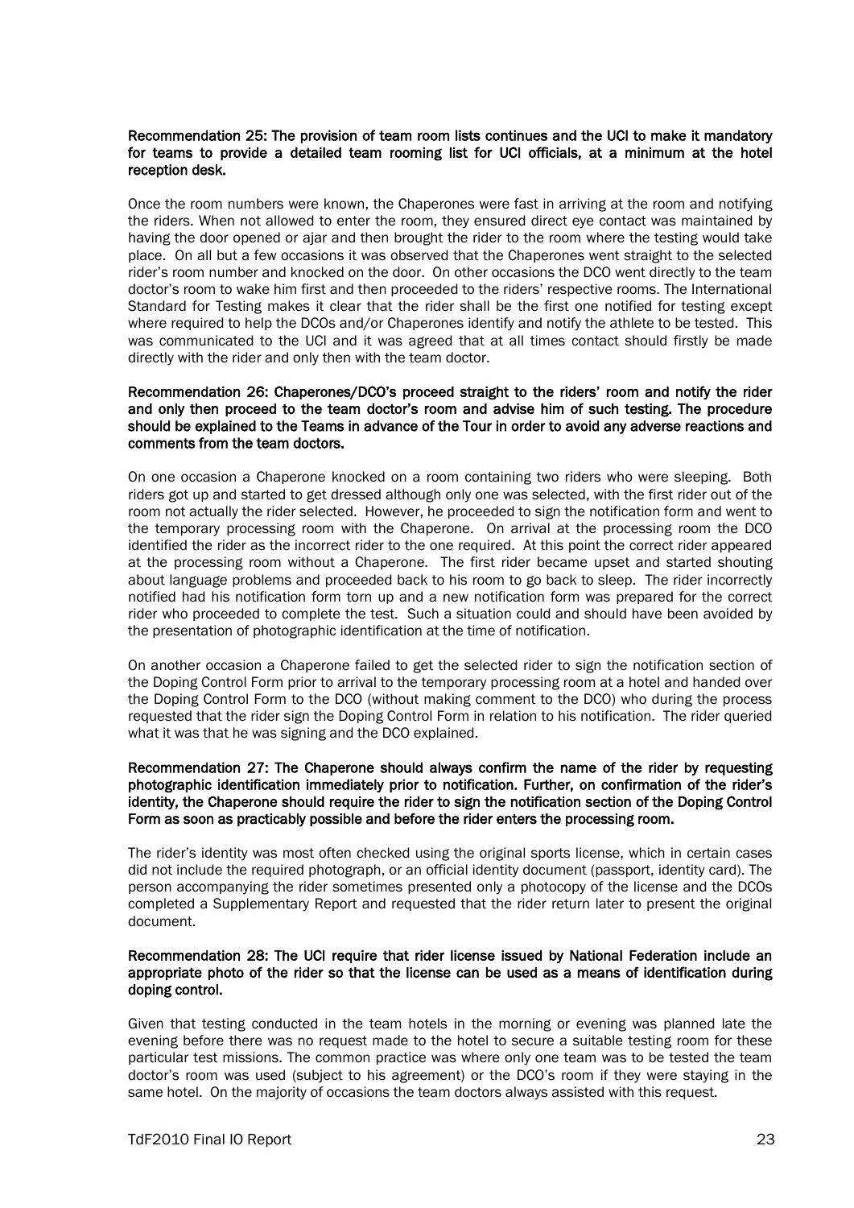**Recommendation 25: The provision of team room lists continues and the UCI to make it mandatory for teams to provide a detailed team rooming list for UCI officials, at a minimum at the hotel reception desk.**

Once the room numbers were known, the Chaperones were fast in arriving at the room and notifying the riders. When not allowed to enter the room, they ensured direct eye contact was maintained by having the door opened or ajar and then brought the rider to the room where the testing would take place. On all but a few occasions it was observed that the Chaperones went straight to the selected rider's room number and knocked on the door. On other occasions the DCO went directly to the team doctor's room to wake him first and then proceeded to the riders' respective rooms. The International Standard for Testing makes it clear that the rider shall be the first one notified for testing except where required to help the DCOs and/or Chaperones identify and notify the athlete to be tested. This was communicated to the UCI and it was agreed that at all times contact should firstly be made directly with the rider and only then with the team doctor.

**Recommendation 26: Chaperones/DCO's proceed straight to the riders' room and notify the rider and only then proceed to the team doctor's room and advise him of such testing. The procedure should be explained to the Teams in advance of the Tour in order to avoid any adverse reactions and comments from the team doctors.**

On one occasion a Chaperone knocked on a room containing two riders who were sleeping. Both riders got up and started to get dressed although only one was selected, with the first rider out of the room not actually the rider selected. However, he proceeded to sign the notification form and went to the temporary processing room with the Chaperone. On arrival at the processing room the DCO identified the rider as the incorrect rider to the one required. At this point the correct rider appeared at the processing room without a Chaperone. The first rider became upset and started shouting about language problems and proceeded back to his room to go back to sleep. The rider incorrectly notified had his notification form torn up and a new notification form was prepared for the correct rider who proceeded to complete the test. Such a situation could and should have been avoided by the presentation of photographic identification at the time of notification.

On another occasion a Chaperone failed to get the selected rider to sign the notification section of the Doping Control Form prior to arrival to the temporary processing room at a hotel and handed over the Doping Control Form to the DCO (without making comment to the DCO) who during the process requested that the rider sign the Doping Control Form in relation to his notification. The rider queried what it was that he was signing and the DCO explained.

**Recommendation 27: The Chaperone should always confirm the name of the rider by requesting photographic identification immediately prior to notification. Further, on confirmation of the rider's identity, the Chaperone should require the rider to sign the notification section of the Doping Control Form as soon as practicably possible and before the rider enters the processing room.**

The rider's identity was most often checked using the original sports license, which in certain cases did not include the required photograph, or an official identity document (passport, identity card). The person accompanying the rider sometimes presented only a photocopy of the license and the DCOs completed a Supplementary Report and requested that the rider return later to present the original document.

**Recommendation 28: The UCI require that rider license issued by National Federation include an appropriate photo of the rider so that the license can be used as a means of identification during doping control.**

Given that testing conducted in the team hotels in the morning or evening was planned late the evening before there was no request made to the hotel to secure a suitable testing room for these particular test missions. The common practice was where only one team was to be tested the team doctor's room was used (subject to his agreement) or the DCO's room if they were staying in the same hotel. On the majority of occasions the team doctors always assisted with this request.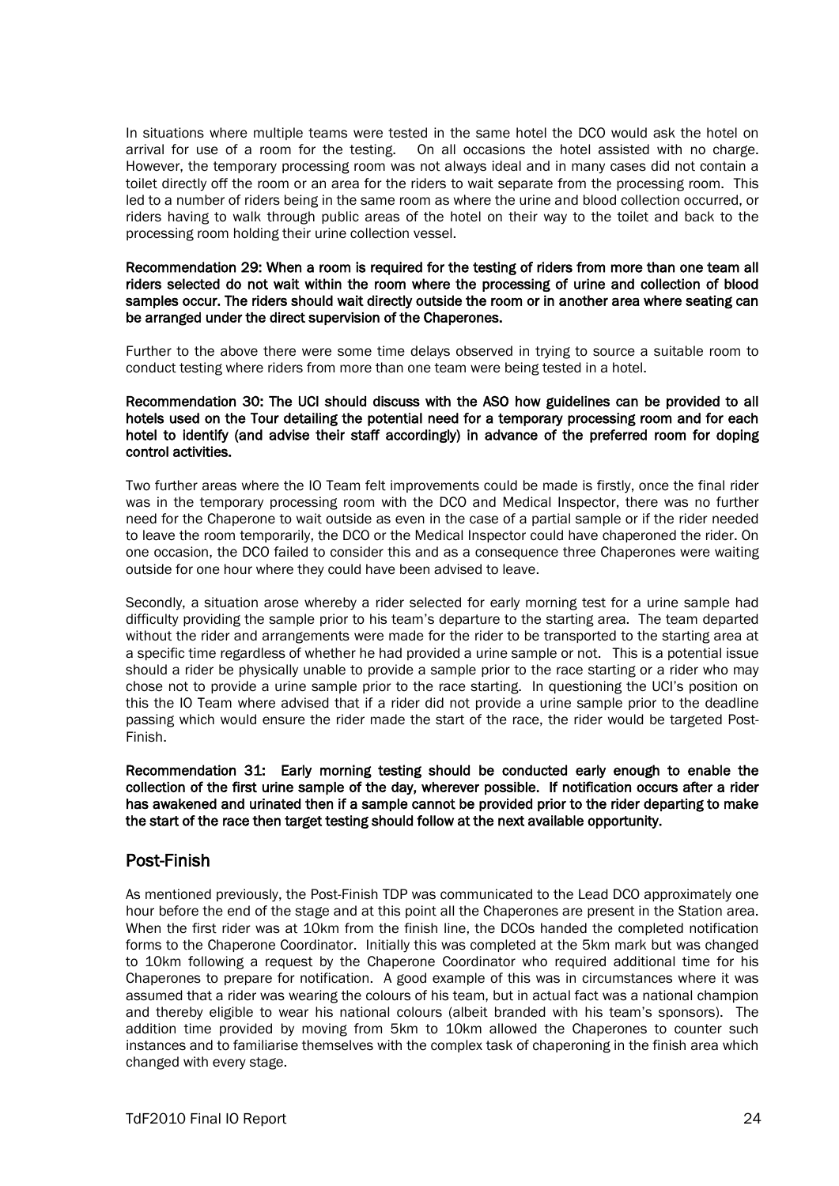In situations where multiple teams were tested in the same hotel the DCO would ask the hotel on arrival for use of a room for the testing. On all occasions the hotel assisted with no charge. However, the temporary processing room was not always ideal and in many cases did not contain a toilet directly off the room or an area for the riders to wait separate from the processing room. This led to a number of riders being in the same room as where the urine and blood collection occurred, or riders having to walk through public areas of the hotel on their way to the toilet and back to the processing room holding their urine collection vessel.

**Recommendation 29: When a room is required for the testing of riders from more than one team all riders selected do not wait within the room where the processing of urine and collection of blood samples occur. The riders should wait directly outside the room or in another area where seating can be arranged under the direct supervision of the Chaperones.**

Further to the above there were some time delays observed in trying to source a suitable room to conduct testing where riders from more than one team were being tested in a hotel.

**Recommendation 30: The UCI should discuss with the ASO how guidelines can be provided to all hotels used on the Tour detailing the potential need for a temporary processing room and for each hotel to identify (and advise their staff accordingly) in advance of the preferred room for doping control activities.**

Two further areas where the IO Team felt improvements could be made is firstly, once the final rider was in the temporary processing room with the DCO and Medical Inspector, there was no further need for the Chaperone to wait outside as even in the case of a partial sample or if the rider needed to leave the room temporarily, the DCO or the Medical Inspector could have chaperoned the rider. On one occasion, the DCO failed to consider this and as a consequence three Chaperones were waiting outside for one hour where they could have been advised to leave.

Secondly, a situation arose whereby a rider selected for early morning test for a urine sample had difficulty providing the sample prior to his team's departure to the starting area. The team departed without the rider and arrangements were made for the rider to be transported to the starting area at a specific time regardless of whether he had provided a urine sample or not. This is a potential issue should a rider be physically unable to provide a sample prior to the race starting or a rider who may chose not to provide a urine sample prior to the race starting. In questioning the UCI's position on this the IO Team where advised that if a rider did not provide a urine sample prior to the deadline passing which would ensure the rider made the start of the race, the rider would be targeted Post-Finish.

**Recommendation 31: Early morning testing should be conducted early enough to enable the collection of the first urine sample of the day, wherever possible. If notification occurs after a rider has awakened and urinated then if a sample cannot be provided prior to the rider departing to make the start of the race then target testing should follow at the next available opportunity.**

## Post-Finish

As mentioned previously, the Post-Finish TDP was communicated to the Lead DCO approximately one hour before the end of the stage and at this point all the Chaperones are present in the Station area. When the first rider was at 10km from the finish line, the DCOs handed the completed notification forms to the Chaperone Coordinator. Initially this was completed at the 5km mark but was changed to 10km following a request by the Chaperone Coordinator who required additional time for his Chaperones to prepare for notification. A good example of this was in circumstances where it was assumed that a rider was wearing the colours of his team, but in actual fact was a national champion and thereby eligible to wear his national colours (albeit branded with his team's sponsors). The addition time provided by moving from 5km to 10km allowed the Chaperones to counter such instances and to familiarise themselves with the complex task of chaperoning in the finish area which changed with every stage.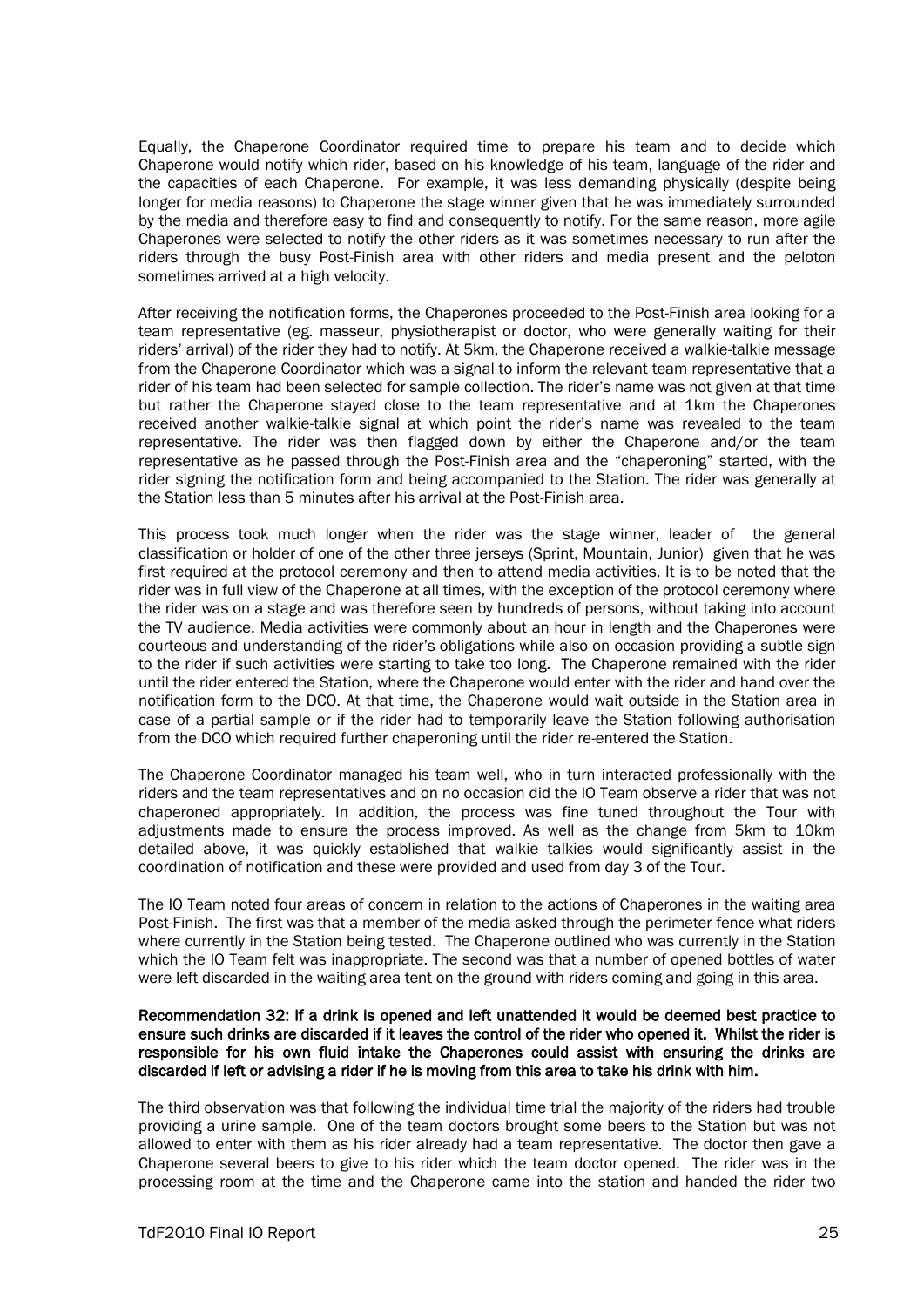Equally, the Chaperone Coordinator required time to prepare his team and to decide which Chaperone would notify which rider, based on his knowledge of his team, language of the rider and the capacities of each Chaperone. For example, it was less demanding physically (despite being longer for media reasons) to Chaperone the stage winner given that he was immediately surrounded by the media and therefore easy to find and consequently to notify. For the same reason, more agile Chaperones were selected to notify the other riders as it was sometimes necessary to run after the riders through the busy Post-Finish area with other riders and media present and the peloton sometimes arrived at a high velocity.

After receiving the notification forms, the Chaperones proceeded to the Post-Finish area looking for a team representative (eg. masseur, physiotherapist or doctor, who were generally waiting for their riders' arrival) of the rider they had to notify. At 5km, the Chaperone received a walkie-talkie message from the Chaperone Coordinator which was a signal to inform the relevant team representative that a rider of his team had been selected for sample collection. The rider's name was not given at that time but rather the Chaperone stayed close to the team representative and at 1km the Chaperones received another walkie-talkie signal at which point the rider's name was revealed to the team representative. The rider was then flagged down by either the Chaperone and/or the team representative as he passed through the Post-Finish area and the "chaperoning" started, with the rider signing the notification form and being accompanied to the Station. The rider was generally at the Station less than 5 minutes after his arrival at the Post-Finish area.

This process took much longer when the rider was the stage winner, leader of the general classification or holder of one of the other three jerseys (Sprint, Mountain, Junior) given that he was first required at the protocol ceremony and then to attend media activities. It is to be noted that the rider was in full view of the Chaperone at all times, with the exception of the protocol ceremony where the rider was on a stage and was therefore seen by hundreds of persons, without taking into account the TV audience. Media activities were commonly about an hour in length and the Chaperones were courteous and understanding of the rider's obligations while also on occasion providing a subtle sign to the rider if such activities were starting to take too long. The Chaperone remained with the rider until the rider entered the Station, where the Chaperone would enter with the rider and hand over the notification form to the DCO. At that time, the Chaperone would wait outside in the Station area in case of a partial sample or if the rider had to temporarily leave the Station following authorisation from the DCO which required further chaperoning until the rider re-entered the Station.

The Chaperone Coordinator managed his team well, who in turn interacted professionally with the riders and the team representatives and on no occasion did the IO Team observe a rider that was not chaperoned appropriately. In addition, the process was fine tuned throughout the Tour with adjustments made to ensure the process improved. As well as the change from 5km to 10km detailed above, it was quickly established that walkie talkies would significantly assist in the coordination of notification and these were provided and used from day 3 of the Tour.

The IO Team noted four areas of concern in relation to the actions of Chaperones in the waiting area Post-Finish. The first was that a member of the media asked through the perimeter fence what riders where currently in the Station being tested. The Chaperone outlined who was currently in the Station which the IO Team felt was inappropriate. The second was that a number of opened bottles of water were left discarded in the waiting area tent on the ground with riders coming and going in this area.

**Recommendation 32: If a drink is opened and left unattended it would be deemed best practice to ensure such drinks are discarded if it leaves the control of the rider who opened it. Whilst the rider is responsible for his own fluid intake the Chaperones could assist with ensuring the drinks are discarded if left or advising a rider if he is moving from this area to take his drink with him.**

The third observation was that following the individual time trial the majority of the riders had trouble providing a urine sample. One of the team doctors brought some beers to the Station but was not allowed to enter with them as his rider already had a team representative. The doctor then gave a Chaperone several beers to give to his rider which the team doctor opened. The rider was in the processing room at the time and the Chaperone came into the station and handed the rider two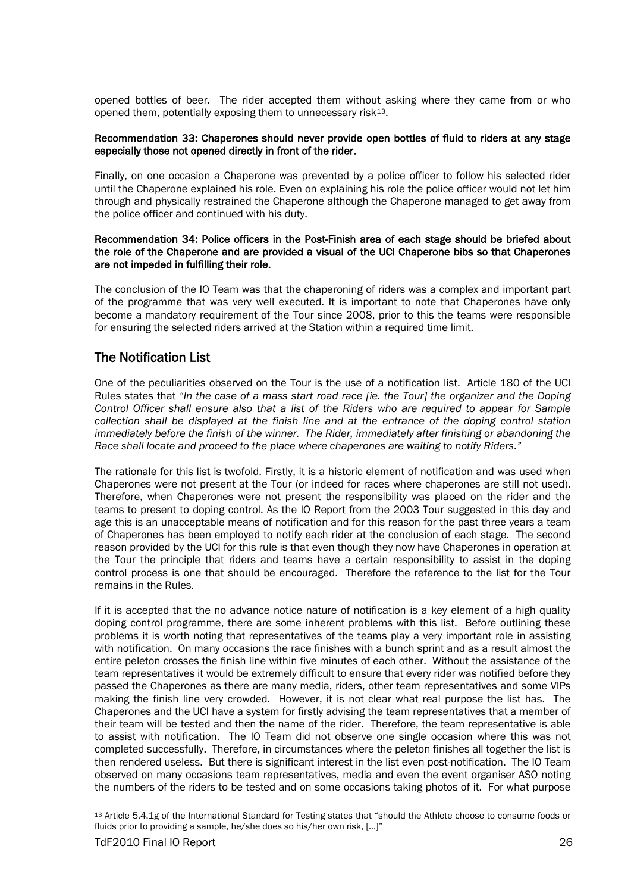opened bottles of beer. The rider accepted them without asking where they came from or who opened them, potentially exposing them to unnecessary risk[13].

**Recommendation 33: Chaperones should never provide open bottles of fluid to riders at any stage especially those not opened directly in front of the rider.**

Finally, on one occasion a Chaperone was prevented by a police officer to follow his selected rider until the Chaperone explained his role. Even on explaining his role the police officer would not let him through and physically restrained the Chaperone although the Chaperone managed to get away from the police officer and continued with his duty.

**Recommendation 34: Police officers in the Post-Finish area of each stage should be briefed about the role of the Chaperone and are provided a visual of the UCI Chaperone bibs so that Chaperones are not impeded in fulfilling their role.**

The conclusion of the IO Team was that the chaperoning of riders was a complex and important part of the programme that was very well executed. It is important to note that Chaperones have only become a mandatory requirement of the Tour since 2008, prior to this the teams were responsible for ensuring the selected riders arrived at the Station within a required time limit.

## The Notification List

One of the peculiarities observed on the Tour is the use of a notification list. Article 180 of the UCI Rules states that *"In the case of a mass start road race [ie. the Tour] the organizer and the Doping Control Officer shall ensure also that a list of the Riders who are required to appear for Sample collection shall be displayed at the finish line and at the entrance of the doping control station immediately before the finish of the winner. The Rider, immediately after finishing or abandoning the Race shall locate and proceed to the place where chaperones are waiting to notify Riders."*

The rationale for this list is twofold. Firstly, it is a historic element of notification and was used when Chaperones were not present at the Tour (or indeed for races where chaperones are still not used). Therefore, when Chaperones were not present the responsibility was placed on the rider and the teams to present to doping control. As the IO Report from the 2003 Tour suggested in this day and age this is an unacceptable means of notification and for this reason for the past three years a team of Chaperones has been employed to notify each rider at the conclusion of each stage. The second reason provided by the UCI for this rule is that even though they now have Chaperones in operation at the Tour the principle that riders and teams have a certain responsibility to assist in the doping control process is one that should be encouraged. Therefore the reference to the list for the Tour remains in the Rules.

If it is accepted that the no advance notice nature of notification is a key element of a high quality doping control programme, there are some inherent problems with this list. Before outlining these problems it is worth noting that representatives of the teams play a very important role in assisting with notification. On many occasions the race finishes with a bunch sprint and as a result almost the entire peleton crosses the finish line within five minutes of each other. Without the assistance of the team representatives it would be extremely difficult to ensure that every rider was notified before they passed the Chaperones as there are many media, riders, other team representatives and some VIPs making the finish line very crowded. However, it is not clear what real purpose the list has. The Chaperones and the UCI have a system for firstly advising the team representatives that a member of their team will be tested and then the name of the rider. Therefore, the team representative is able to assist with notification. The IO Team did not observe one single occasion where this was not completed successfully. Therefore, in circumstances where the peleton finishes all together the list is then rendered useless. But there is significant interest in the list even post-notification. The IO Team observed on many occasions team representatives, media and even the event organiser ASO noting the numbers of the riders to be tested and on some occasions taking photos of it. For what purpose

[13] Article 5.4.1g of the International Standard for Testing states that "should the Athlete choose to consume foods or fluids prior to providing a sample, he/she does so his/her own risk, […]"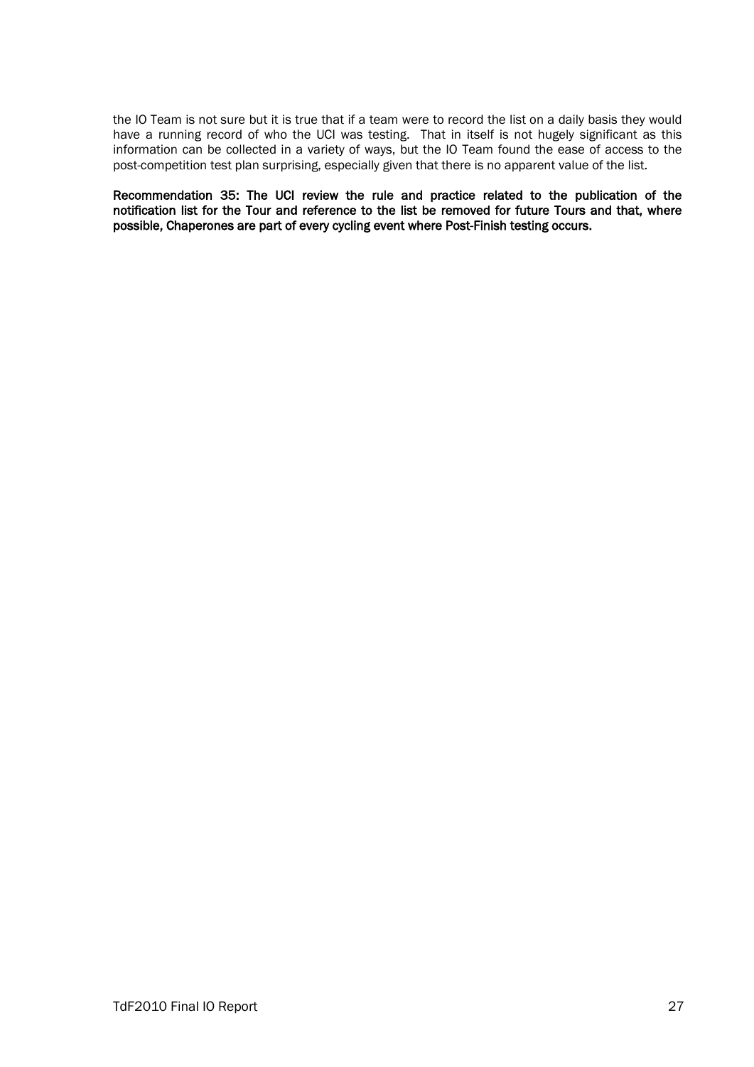the IO Team is not sure but it is true that if a team were to record the list on a daily basis they would have a running record of who the UCI was testing. That in itself is not hugely significant as this information can be collected in a variety of ways, but the IO Team found the ease of access to the post-competition test plan surprising, especially given that there is no apparent value of the list.

**Recommendation 35: The UCI review the rule and practice related to the publication of the notification list for the Tour and reference to the list be removed for future Tours and that, where possible, Chaperones are part of every cycling event where Post-Finish testing occurs.**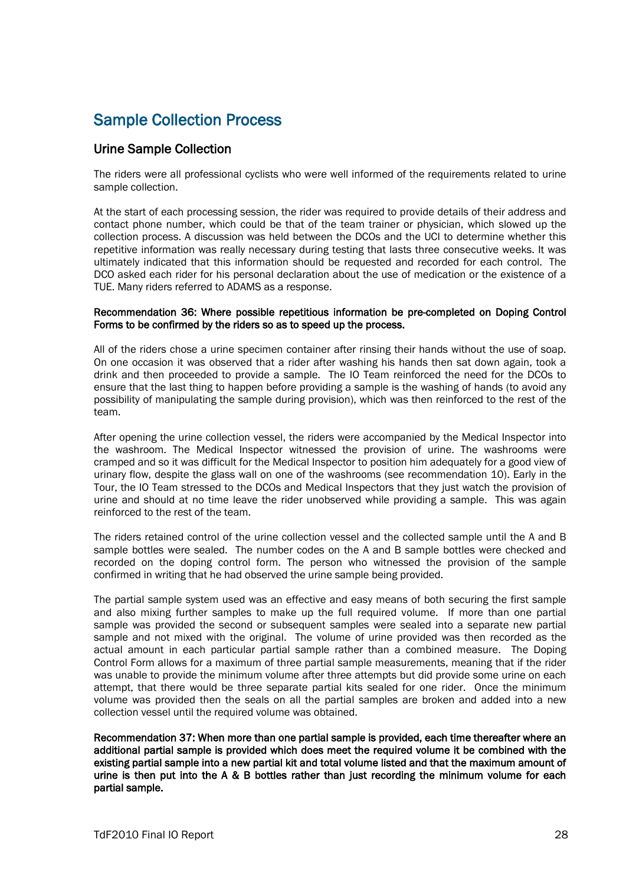## Sample Collection Process

### Urine Sample Collection

The riders were all professional cyclists who were well informed of the requirements related to urine sample collection.

At the start of each processing session, the rider was required to provide details of their address and contact phone number, which could be that of the team trainer or physician, which slowed up the collection process. A discussion was held between the DCOs and the UCI to determine whether this repetitive information was really necessary during testing that lasts three consecutive weeks. It was ultimately indicated that this information should be requested and recorded for each control. The DCO asked each rider for his personal declaration about the use of medication or the existence of a TUE. Many riders referred to ADAMS as a response.

**Recommendation 36: Where possible repetitious information be pre-completed on Doping Control Forms to be confirmed by the riders so as to speed up the process.**

All of the riders chose a urine specimen container after rinsing their hands without the use of soap. On one occasion it was observed that a rider after washing his hands then sat down again, took a drink and then proceeded to provide a sample. The IO Team reinforced the need for the DCOs to ensure that the last thing to happen before providing a sample is the washing of hands (to avoid any possibility of manipulating the sample during provision), which was then reinforced to the rest of the team.

After opening the urine collection vessel, the riders were accompanied by the Medical Inspector into the washroom. The Medical Inspector witnessed the provision of urine. The washrooms were cramped and so it was difficult for the Medical Inspector to position him adequately for a good view of urinary flow, despite the glass wall on one of the washrooms (see recommendation 10). Early in the Tour, the IO Team stressed to the DCOs and Medical Inspectors that they just watch the provision of urine and should at no time leave the rider unobserved while providing a sample. This was again reinforced to the rest of the team.

The riders retained control of the urine collection vessel and the collected sample until the A and B sample bottles were sealed. The number codes on the A and B sample bottles were checked and recorded on the doping control form. The person who witnessed the provision of the sample confirmed in writing that he had observed the urine sample being provided.

The partial sample system used was an effective and easy means of both securing the first sample and also mixing further samples to make up the full required volume. If more than one partial sample was provided the second or subsequent samples were sealed into a separate new partial sample and not mixed with the original. The volume of urine provided was then recorded as the actual amount in each particular partial sample rather than a combined measure. The Doping Control Form allows for a maximum of three partial sample measurements, meaning that if the rider was unable to provide the minimum volume after three attempts but did provide some urine on each attempt, that there would be three separate partial kits sealed for one rider. Once the minimum volume was provided then the seals on all the partial samples are broken and added into a new collection vessel until the required volume was obtained.

**Recommendation 37: When more than one partial sample is provided, each time thereafter where an additional partial sample is provided which does meet the required volume it be combined with the existing partial sample into a new partial kit and total volume listed and that the maximum amount of urine is then put into the A & B bottles rather than just recording the minimum volume for each partial sample.**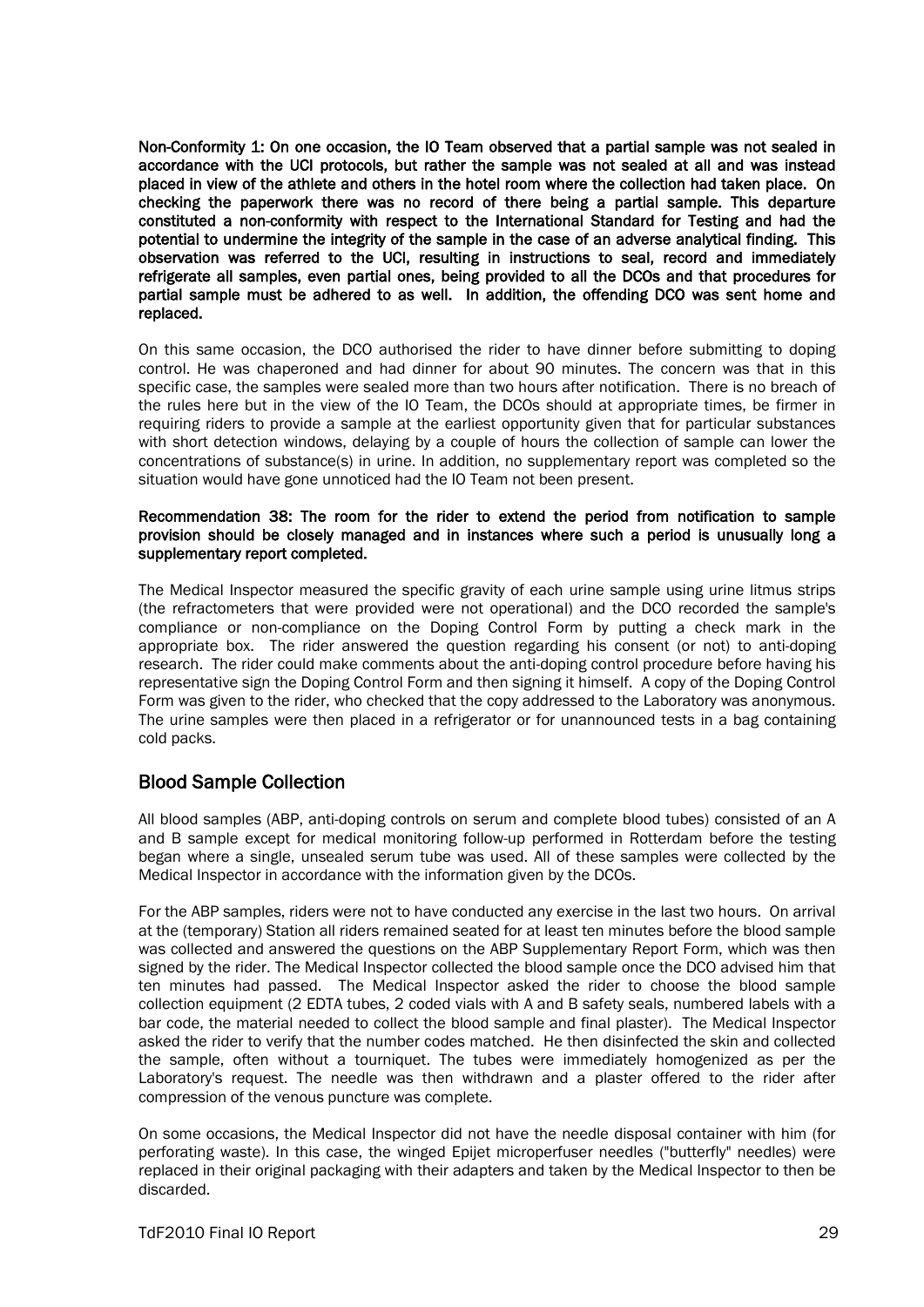**Non-Conformity 1: On one occasion, the IO Team observed that a partial sample was not sealed in accordance with the UCI protocols, but rather the sample was not sealed at all and was instead placed in view of the athlete and others in the hotel room where the collection had taken place. On checking the paperwork there was no record of there being a partial sample. This departure constituted a non-conformity with respect to the International Standard for Testing and had the potential to undermine the integrity of the sample in the case of an adverse analytical finding. This observation was referred to the UCI, resulting in instructions to seal, record and immediately refrigerate all samples, even partial ones, being provided to all the DCOs and that procedures for partial sample must be adhered to as well. In addition, the offending DCO was sent home and replaced.**

On this same occasion, the DCO authorised the rider to have dinner before submitting to doping control. He was chaperoned and had dinner for about 90 minutes. The concern was that in this specific case, the samples were sealed more than two hours after notification. There is no breach of the rules here but in the view of the IO Team, the DCOs should at appropriate times, be firmer in requiring riders to provide a sample at the earliest opportunity given that for particular substances with short detection windows, delaying by a couple of hours the collection of sample can lower the concentrations of substance(s) in urine. In addition, no supplementary report was completed so the situation would have gone unnoticed had the IO Team not been present.

**Recommendation 38: The room for the rider to extend the period from notification to sample provision should be closely managed and in instances where such a period is unusually long a supplementary report completed.**

The Medical Inspector measured the specific gravity of each urine sample using urine litmus strips (the refractometers that were provided were not operational) and the DCO recorded the sample's compliance or non-compliance on the Doping Control Form by putting a check mark in the appropriate box. The rider answered the question regarding his consent (or not) to anti-doping research. The rider could make comments about the anti-doping control procedure before having his representative sign the Doping Control Form and then signing it himself. A copy of the Doping Control Form was given to the rider, who checked that the copy addressed to the Laboratory was anonymous. The urine samples were then placed in a refrigerator or for unannounced tests in a bag containing cold packs.

## Blood Sample Collection

All blood samples (ABP, anti-doping controls on serum and complete blood tubes) consisted of an A and B sample except for medical monitoring follow-up performed in Rotterdam before the testing began where a single, unsealed serum tube was used. All of these samples were collected by the Medical Inspector in accordance with the information given by the DCOs.

For the ABP samples, riders were not to have conducted any exercise in the last two hours. On arrival at the (temporary) Station all riders remained seated for at least ten minutes before the blood sample was collected and answered the questions on the ABP Supplementary Report Form, which was then signed by the rider. The Medical Inspector collected the blood sample once the DCO advised him that ten minutes had passed. The Medical Inspector asked the rider to choose the blood sample collection equipment (2 EDTA tubes, 2 coded vials with A and B safety seals, numbered labels with a bar code, the material needed to collect the blood sample and final plaster). The Medical Inspector asked the rider to verify that the number codes matched. He then disinfected the skin and collected the sample, often without a tourniquet. The tubes were immediately homogenized as per the Laboratory's request. The needle was then withdrawn and a plaster offered to the rider after compression of the venous puncture was complete.

On some occasions, the Medical Inspector did not have the needle disposal container with him (for perforating waste). In this case, the winged Epijet microperfuser needles ("butterfly" needles) were replaced in their original packaging with their adapters and taken by the Medical Inspector to then be discarded.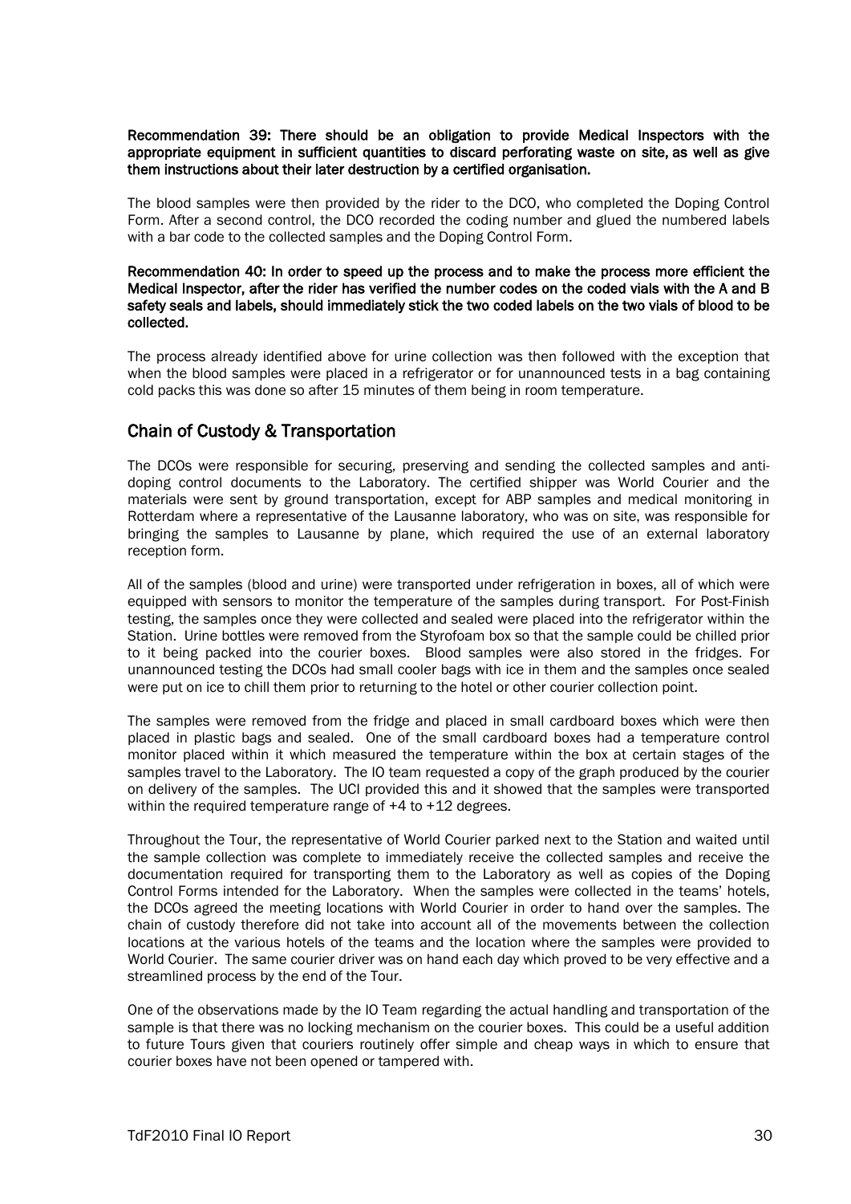**Recommendation 39: There should be an obligation to provide Medical Inspectors with the appropriate equipment in sufficient quantities to discard perforating waste on site, as well as give them instructions about their later destruction by a certified organisation.**

The blood samples were then provided by the rider to the DCO, who completed the Doping Control Form. After a second control, the DCO recorded the coding number and glued the numbered labels with a bar code to the collected samples and the Doping Control Form.

**Recommendation 40: In order to speed up the process and to make the process more efficient the Medical Inspector, after the rider has verified the number codes on the coded vials with the A and B safety seals and labels, should immediately stick the two coded labels on the two vials of blood to be collected.**

The process already identified above for urine collection was then followed with the exception that when the blood samples were placed in a refrigerator or for unannounced tests in a bag containing cold packs this was done so after 15 minutes of them being in room temperature.

## Chain of Custody & Transportation

The DCOs were responsible for securing, preserving and sending the collected samples and anti-doping control documents to the Laboratory. The certified shipper was World Courier and the materials were sent by ground transportation, except for ABP samples and medical monitoring in Rotterdam where a representative of the Lausanne laboratory, who was on site, was responsible for bringing the samples to Lausanne by plane, which required the use of an external laboratory reception form.

All of the samples (blood and urine) were transported under refrigeration in boxes, all of which were equipped with sensors to monitor the temperature of the samples during transport. For Post-Finish testing, the samples once they were collected and sealed were placed into the refrigerator within the Station. Urine bottles were removed from the Styrofoam box so that the sample could be chilled prior to it being packed into the courier boxes. Blood samples were also stored in the fridges. For unannounced testing the DCOs had small cooler bags with ice in them and the samples once sealed were put on ice to chill them prior to returning to the hotel or other courier collection point.

The samples were removed from the fridge and placed in small cardboard boxes which were then placed in plastic bags and sealed. One of the small cardboard boxes had a temperature control monitor placed within it which measured the temperature within the box at certain stages of the samples travel to the Laboratory. The IO team requested a copy of the graph produced by the courier on delivery of the samples. The UCI provided this and it showed that the samples were transported within the required temperature range of +4 to +12 degrees.

Throughout the Tour, the representative of World Courier parked next to the Station and waited until the sample collection was complete to immediately receive the collected samples and receive the documentation required for transporting them to the Laboratory as well as copies of the Doping Control Forms intended for the Laboratory. When the samples were collected in the teams' hotels, the DCOs agreed the meeting locations with World Courier in order to hand over the samples. The chain of custody therefore did not take into account all of the movements between the collection locations at the various hotels of the teams and the location where the samples were provided to World Courier. The same courier driver was on hand each day which proved to be very effective and a streamlined process by the end of the Tour.

One of the observations made by the IO Team regarding the actual handling and transportation of the sample is that there was no locking mechanism on the courier boxes. This could be a useful addition to future Tours given that couriers routinely offer simple and cheap ways in which to ensure that courier boxes have not been opened or tampered with.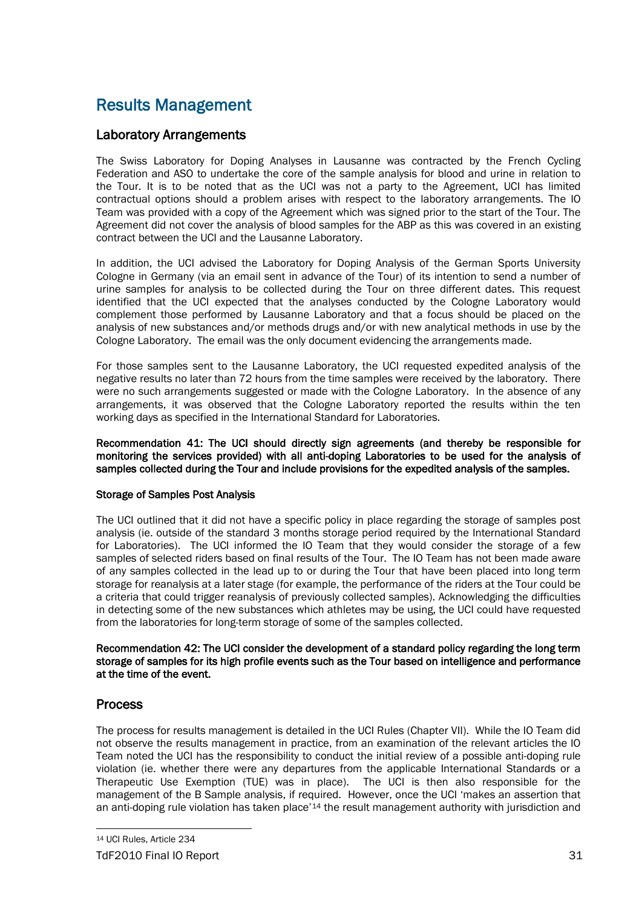# Results Management

## Laboratory Arrangements

The Swiss Laboratory for Doping Analyses in Lausanne was contracted by the French Cycling Federation and ASO to undertake the core of the sample analysis for blood and urine in relation to the Tour. It is to be noted that as the UCI was not a party to the Agreement, UCI has limited contractual options should a problem arises with respect to the laboratory arrangements. The IO Team was provided with a copy of the Agreement which was signed prior to the start of the Tour. The Agreement did not cover the analysis of blood samples for the ABP as this was covered in an existing contract between the UCI and the Lausanne Laboratory.

In addition, the UCI advised the Laboratory for Doping Analysis of the German Sports University Cologne in Germany (via an email sent in advance of the Tour) of its intention to send a number of urine samples for analysis to be collected during the Tour on three different dates. This request identified that the UCI expected that the analyses conducted by the Cologne Laboratory would complement those performed by Lausanne Laboratory and that a focus should be placed on the analysis of new substances and/or methods drugs and/or with new analytical methods in use by the Cologne Laboratory. The email was the only document evidencing the arrangements made.

For those samples sent to the Lausanne Laboratory, the UCI requested expedited analysis of the negative results no later than 72 hours from the time samples were received by the laboratory. There were no such arrangements suggested or made with the Cologne Laboratory. In the absence of any arrangements, it was observed that the Cologne Laboratory reported the results within the ten working days as specified in the International Standard for Laboratories.

**Recommendation 41: The UCI should directly sign agreements (and thereby be responsible for monitoring the services provided) with all anti-doping Laboratories to be used for the analysis of samples collected during the Tour and include provisions for the expedited analysis of the samples.**

### Storage of Samples Post Analysis

The UCI outlined that it did not have a specific policy in place regarding the storage of samples post analysis (ie. outside of the standard 3 months storage period required by the International Standard for Laboratories). The UCI informed the IO Team that they would consider the storage of a few samples of selected riders based on final results of the Tour. The IO Team has not been made aware of any samples collected in the lead up to or during the Tour that have been placed into long term storage for reanalysis at a later stage (for example, the performance of the riders at the Tour could be a criteria that could trigger reanalysis of previously collected samples). Acknowledging the difficulties in detecting some of the new substances which athletes may be using, the UCI could have requested from the laboratories for long-term storage of some of the samples collected.

**Recommendation 42: The UCI consider the development of a standard policy regarding the long term storage of samples for its high profile events such as the Tour based on intelligence and performance at the time of the event.**

## Process

The process for results management is detailed in the UCI Rules (Chapter VII). While the IO Team did not observe the results management in practice, from an examination of the relevant articles the IO Team noted the UCI has the responsibility to conduct the initial review of a possible anti-doping rule violation (ie. whether there were any departures from the applicable International Standards or a Therapeutic Use Exemption (TUE) was in place). The UCI is then also responsible for the management of the B Sample analysis, if required. However, once the UCI 'makes an assertion that an anti-doping rule violation has taken place'[14] the result management authority with jurisdiction and

[14] UCI Rules, Article 234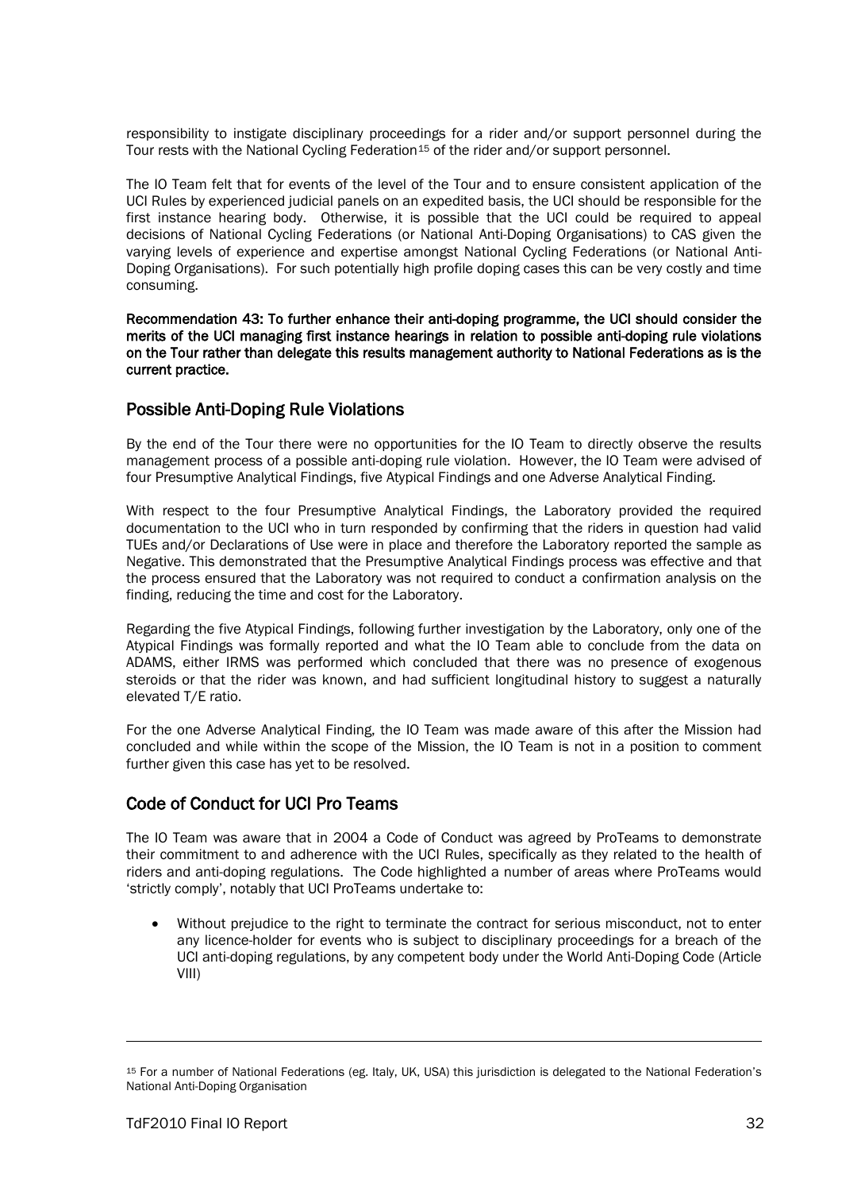responsibility to instigate disciplinary proceedings for a rider and/or support personnel during the Tour rests with the National Cycling Federation[15] of the rider and/or support personnel.

The IO Team felt that for events of the level of the Tour and to ensure consistent application of the UCI Rules by experienced judicial panels on an expedited basis, the UCI should be responsible for the first instance hearing body. Otherwise, it is possible that the UCI could be required to appeal decisions of National Cycling Federations (or National Anti-Doping Organisations) to CAS given the varying levels of experience and expertise amongst National Cycling Federations (or National Anti-Doping Organisations). For such potentially high profile doping cases this can be very costly and time consuming.

**Recommendation 43: To further enhance their anti-doping programme, the UCI should consider the merits of the UCI managing first instance hearings in relation to possible anti-doping rule violations on the Tour rather than delegate this results management authority to National Federations as is the current practice.**

## Possible Anti-Doping Rule Violations

By the end of the Tour there were no opportunities for the IO Team to directly observe the results management process of a possible anti-doping rule violation. However, the IO Team were advised of four Presumptive Analytical Findings, five Atypical Findings and one Adverse Analytical Finding.

With respect to the four Presumptive Analytical Findings, the Laboratory provided the required documentation to the UCI who in turn responded by confirming that the riders in question had valid TUEs and/or Declarations of Use were in place and therefore the Laboratory reported the sample as Negative. This demonstrated that the Presumptive Analytical Findings process was effective and that the process ensured that the Laboratory was not required to conduct a confirmation analysis on the finding, reducing the time and cost for the Laboratory.

Regarding the five Atypical Findings, following further investigation by the Laboratory, only one of the Atypical Findings was formally reported and what the IO Team able to conclude from the data on ADAMS, either IRMS was performed which concluded that there was no presence of exogenous steroids or that the rider was known, and had sufficient longitudinal history to suggest a naturally elevated T/E ratio.

For the one Adverse Analytical Finding, the IO Team was made aware of this after the Mission had concluded and while within the scope of the Mission, the IO Team is not in a position to comment further given this case has yet to be resolved.

## Code of Conduct for UCI Pro Teams

The IO Team was aware that in 2004 a Code of Conduct was agreed by ProTeams to demonstrate their commitment to and adherence with the UCI Rules, specifically as they related to the health of riders and anti-doping regulations. The Code highlighted a number of areas where ProTeams would 'strictly comply', notably that UCI ProTeams undertake to:

- Without prejudice to the right to terminate the contract for serious misconduct, not to enter any licence-holder for events who is subject to disciplinary proceedings for a breach of the UCI anti-doping regulations, by any competent body under the World Anti-Doping Code (Article VIII)

---

[15] For a number of National Federations (eg. Italy, UK, USA) this jurisdiction is delegated to the National Federation's National Anti-Doping Organisation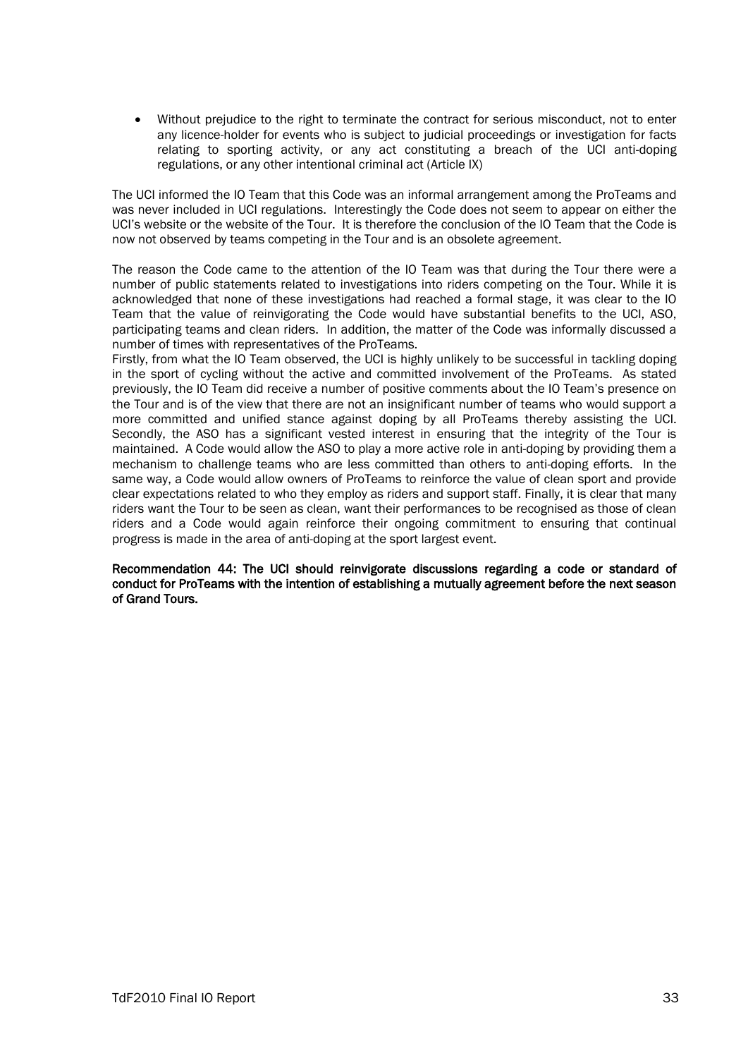- Without prejudice to the right to terminate the contract for serious misconduct, not to enter any licence-holder for events who is subject to judicial proceedings or investigation for facts relating to sporting activity, or any act constituting a breach of the UCI anti-doping regulations, or any other intentional criminal act (Article IX)

The UCI informed the IO Team that this Code was an informal arrangement among the ProTeams and was never included in UCI regulations. Interestingly the Code does not seem to appear on either the UCI's website or the website of the Tour. It is therefore the conclusion of the IO Team that the Code is now not observed by teams competing in the Tour and is an obsolete agreement.

The reason the Code came to the attention of the IO Team was that during the Tour there were a number of public statements related to investigations into riders competing on the Tour. While it is acknowledged that none of these investigations had reached a formal stage, it was clear to the IO Team that the value of reinvigorating the Code would have substantial benefits to the UCI, ASO, participating teams and clean riders. In addition, the matter of the Code was informally discussed a number of times with representatives of the ProTeams.

Firstly, from what the IO Team observed, the UCI is highly unlikely to be successful in tackling doping in the sport of cycling without the active and committed involvement of the ProTeams. As stated previously, the IO Team did receive a number of positive comments about the IO Team's presence on the Tour and is of the view that there are not an insignificant number of teams who would support a more committed and unified stance against doping by all ProTeams thereby assisting the UCI. Secondly, the ASO has a significant vested interest in ensuring that the integrity of the Tour is maintained. A Code would allow the ASO to play a more active role in anti-doping by providing them a mechanism to challenge teams who are less committed than others to anti-doping efforts. In the same way, a Code would allow owners of ProTeams to reinforce the value of clean sport and provide clear expectations related to who they employ as riders and support staff. Finally, it is clear that many riders want the Tour to be seen as clean, want their performances to be recognised as those of clean riders and a Code would again reinforce their ongoing commitment to ensuring that continual progress is made in the area of anti-doping at the sport largest event.

**Recommendation 44: The UCI should reinvigorate discussions regarding a code or standard of conduct for ProTeams with the intention of establishing a mutually agreement before the next season of Grand Tours.**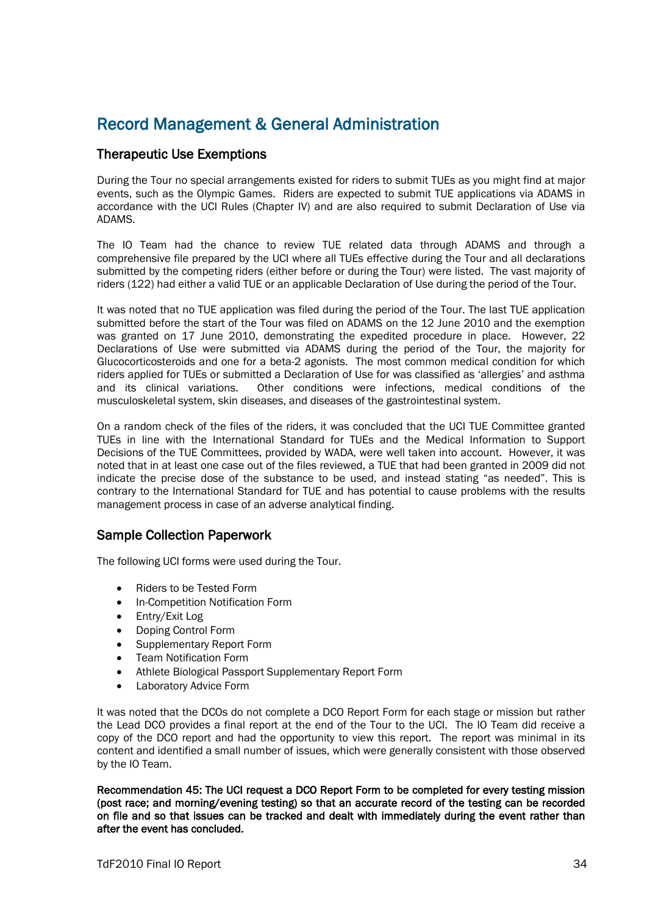# Record Management & General Administration

## Therapeutic Use Exemptions

During the Tour no special arrangements existed for riders to submit TUEs as you might find at major events, such as the Olympic Games. Riders are expected to submit TUE applications via ADAMS in accordance with the UCI Rules (Chapter IV) and are also required to submit Declaration of Use via ADAMS.

The IO Team had the chance to review TUE related data through ADAMS and through a comprehensive file prepared by the UCI where all TUEs effective during the Tour and all declarations submitted by the competing riders (either before or during the Tour) were listed. The vast majority of riders (122) had either a valid TUE or an applicable Declaration of Use during the period of the Tour.

It was noted that no TUE application was filed during the period of the Tour. The last TUE application submitted before the start of the Tour was filed on ADAMS on the 12 June 2010 and the exemption was granted on 17 June 2010, demonstrating the expedited procedure in place. However, 22 Declarations of Use were submitted via ADAMS during the period of the Tour, the majority for Glucocorticosteroids and one for a beta-2 agonists. The most common medical condition for which riders applied for TUEs or submitted a Declaration of Use for was classified as 'allergies' and asthma and its clinical variations. Other conditions were infections, medical conditions of the musculoskeletal system, skin diseases, and diseases of the gastrointestinal system.

On a random check of the files of the riders, it was concluded that the UCI TUE Committee granted TUEs in line with the International Standard for TUEs and the Medical Information to Support Decisions of the TUE Committees, provided by WADA, were well taken into account. However, it was noted that in at least one case out of the files reviewed, a TUE that had been granted in 2009 did not indicate the precise dose of the substance to be used, and instead stating "as needed". This is contrary to the International Standard for TUE and has potential to cause problems with the results management process in case of an adverse analytical finding.

## Sample Collection Paperwork

The following UCI forms were used during the Tour.

- Riders to be Tested Form
- In-Competition Notification Form
- Entry/Exit Log
- Doping Control Form
- Supplementary Report Form
- Team Notification Form
- Athlete Biological Passport Supplementary Report Form
- Laboratory Advice Form

It was noted that the DCOs do not complete a DCO Report Form for each stage or mission but rather the Lead DCO provides a final report at the end of the Tour to the UCI. The IO Team did receive a copy of the DCO report and had the opportunity to view this report. The report was minimal in its content and identified a small number of issues, which were generally consistent with those observed by the IO Team.

**Recommendation 45: The UCI request a DCO Report Form to be completed for every testing mission (post race; and morning/evening testing) so that an accurate record of the testing can be recorded on file and so that issues can be tracked and dealt with immediately during the event rather than after the event has concluded.**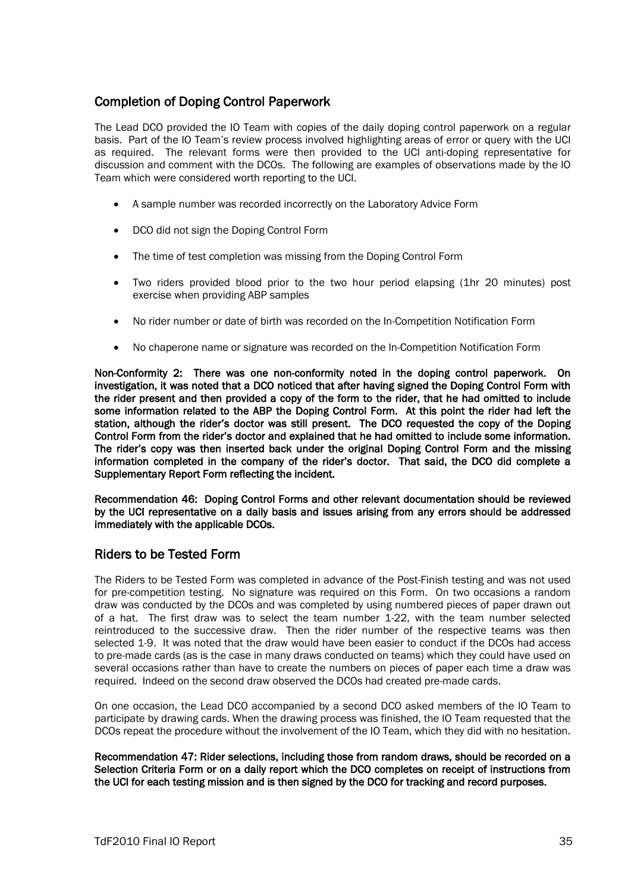## Completion of Doping Control Paperwork

The Lead DCO provided the IO Team with copies of the daily doping control paperwork on a regular basis. Part of the IO Team's review process involved highlighting areas of error or query with the UCI as required. The relevant forms were then provided to the UCI anti-doping representative for discussion and comment with the DCOs. The following are examples of observations made by the IO Team which were considered worth reporting to the UCI.

- A sample number was recorded incorrectly on the Laboratory Advice Form
- DCO did not sign the Doping Control Form
- The time of test completion was missing from the Doping Control Form
- Two riders provided blood prior to the two hour period elapsing (1hr 20 minutes) post exercise when providing ABP samples
- No rider number or date of birth was recorded on the In-Competition Notification Form
- No chaperone name or signature was recorded on the In-Competition Notification Form

**Non-Conformity 2: There was one non-conformity noted in the doping control paperwork. On investigation, it was noted that a DCO noticed that after having signed the Doping Control Form with the rider present and then provided a copy of the form to the rider, that he had omitted to include some information related to the ABP the Doping Control Form. At this point the rider had left the station, although the rider's doctor was still present. The DCO requested the copy of the Doping Control Form from the rider's doctor and explained that he had omitted to include some information. The rider's copy was then inserted back under the original Doping Control Form and the missing information completed in the company of the rider's doctor. That said, the DCO did complete a Supplementary Report Form reflecting the incident.**

**Recommendation 46: Doping Control Forms and other relevant documentation should be reviewed by the UCI representative on a daily basis and issues arising from any errors should be addressed immediately with the applicable DCOs.**

## Riders to be Tested Form

The Riders to be Tested Form was completed in advance of the Post-Finish testing and was not used for pre-competition testing. No signature was required on this Form. On two occasions a random draw was conducted by the DCOs and was completed by using numbered pieces of paper drawn out of a hat. The first draw was to select the team number 1-22, with the team number selected reintroduced to the successive draw. Then the rider number of the respective teams was then selected 1-9. It was noted that the draw would have been easier to conduct if the DCOs had access to pre-made cards (as is the case in many draws conducted on teams) which they could have used on several occasions rather than have to create the numbers on pieces of paper each time a draw was required. Indeed on the second draw observed the DCOs had created pre-made cards.

On one occasion, the Lead DCO accompanied by a second DCO asked members of the IO Team to participate by drawing cards. When the drawing process was finished, the IO Team requested that the DCOs repeat the procedure without the involvement of the IO Team, which they did with no hesitation.

**Recommendation 47: Rider selections, including those from random draws, should be recorded on a Selection Criteria Form or on a daily report which the DCO completes on receipt of instructions from the UCI for each testing mission and is then signed by the DCO for tracking and record purposes.**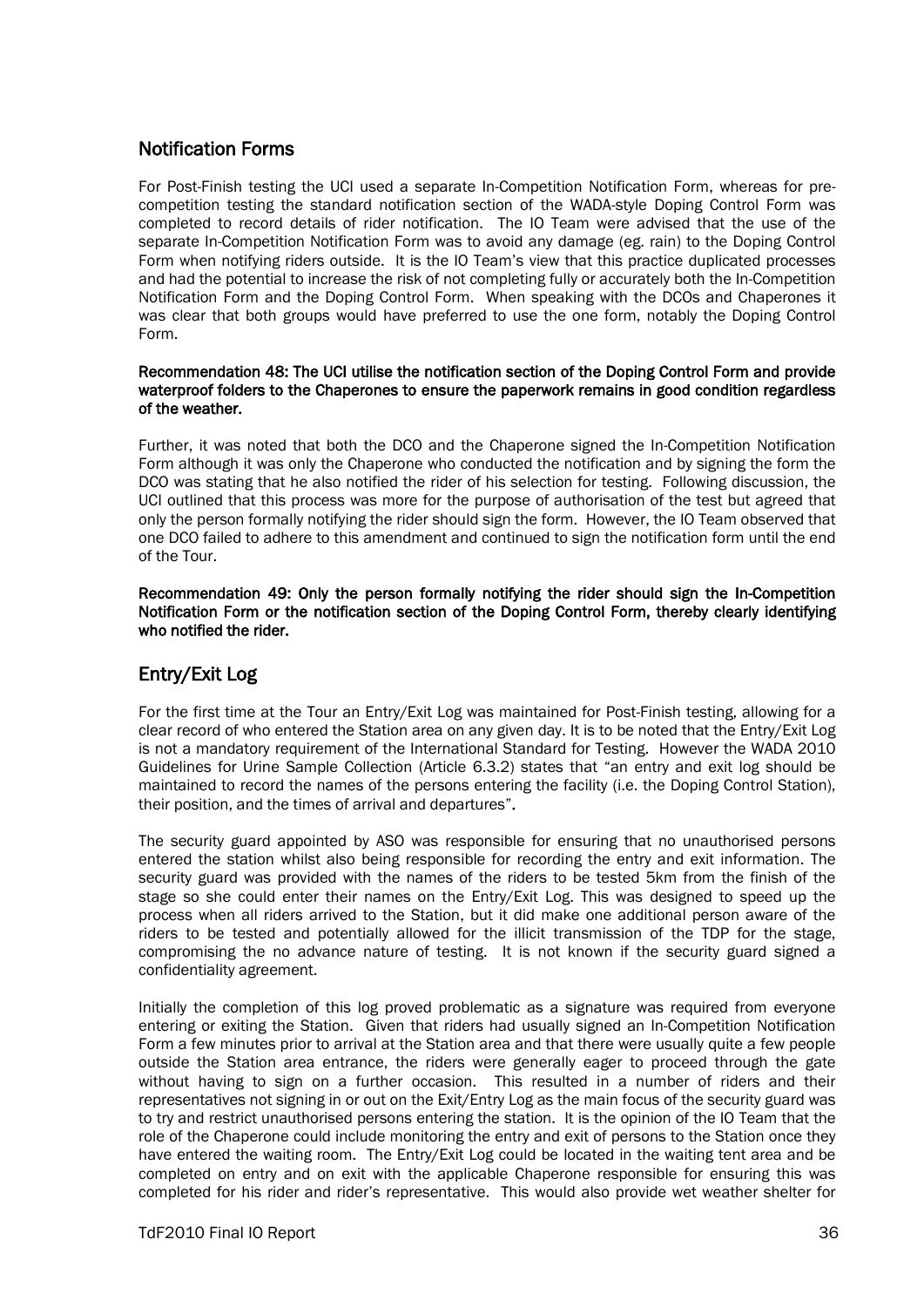## Notification Forms

For Post-Finish testing the UCI used a separate In-Competition Notification Form, whereas for pre-competition testing the standard notification section of the WADA-style Doping Control Form was completed to record details of rider notification. The IO Team were advised that the use of the separate In-Competition Notification Form was to avoid any damage (eg. rain) to the Doping Control Form when notifying riders outside. It is the IO Team's view that this practice duplicated processes and had the potential to increase the risk of not completing fully or accurately both the In-Competition Notification Form and the Doping Control Form. When speaking with the DCOs and Chaperones it was clear that both groups would have preferred to use the one form, notably the Doping Control Form.

**Recommendation 48: The UCI utilise the notification section of the Doping Control Form and provide waterproof folders to the Chaperones to ensure the paperwork remains in good condition regardless of the weather.**

Further, it was noted that both the DCO and the Chaperone signed the In-Competition Notification Form although it was only the Chaperone who conducted the notification and by signing the form the DCO was stating that he also notified the rider of his selection for testing. Following discussion, the UCI outlined that this process was more for the purpose of authorisation of the test but agreed that only the person formally notifying the rider should sign the form. However, the IO Team observed that one DCO failed to adhere to this amendment and continued to sign the notification form until the end of the Tour.

**Recommendation 49: Only the person formally notifying the rider should sign the In-Competition Notification Form or the notification section of the Doping Control Form, thereby clearly identifying who notified the rider.**

## Entry/Exit Log

For the first time at the Tour an Entry/Exit Log was maintained for Post-Finish testing, allowing for a clear record of who entered the Station area on any given day. It is to be noted that the Entry/Exit Log is not a mandatory requirement of the International Standard for Testing. However the WADA 2010 Guidelines for Urine Sample Collection (Article 6.3.2) states that "an entry and exit log should be maintained to record the names of the persons entering the facility (i.e. the Doping Control Station), their position, and the times of arrival and departures".

The security guard appointed by ASO was responsible for ensuring that no unauthorised persons entered the station whilst also being responsible for recording the entry and exit information. The security guard was provided with the names of the riders to be tested 5km from the finish of the stage so she could enter their names on the Entry/Exit Log. This was designed to speed up the process when all riders arrived to the Station, but it did make one additional person aware of the riders to be tested and potentially allowed for the illicit transmission of the TDP for the stage, compromising the no advance nature of testing. It is not known if the security guard signed a confidentiality agreement.

Initially the completion of this log proved problematic as a signature was required from everyone entering or exiting the Station. Given that riders had usually signed an In-Competition Notification Form a few minutes prior to arrival at the Station area and that there were usually quite a few people outside the Station area entrance, the riders were generally eager to proceed through the gate without having to sign on a further occasion. This resulted in a number of riders and their representatives not signing in or out on the Exit/Entry Log as the main focus of the security guard was to try and restrict unauthorised persons entering the station. It is the opinion of the IO Team that the role of the Chaperone could include monitoring the entry and exit of persons to the Station once they have entered the waiting room. The Entry/Exit Log could be located in the waiting tent area and be completed on entry and on exit with the applicable Chaperone responsible for ensuring this was completed for his rider and rider's representative. This would also provide wet weather shelter for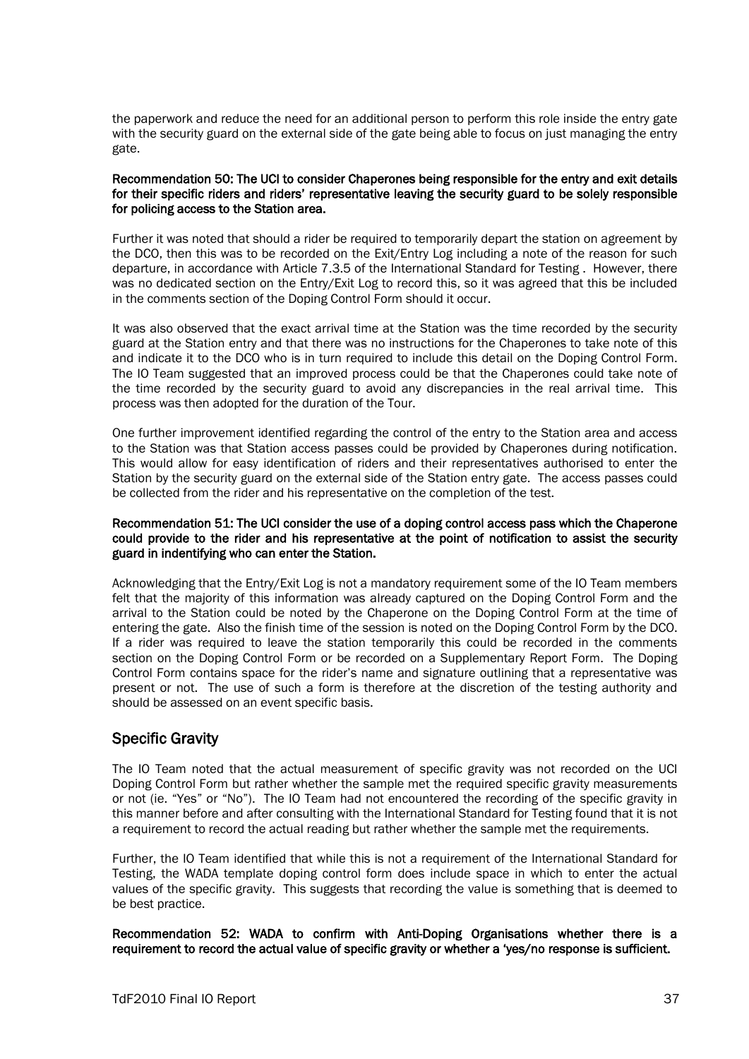the paperwork and reduce the need for an additional person to perform this role inside the entry gate with the security guard on the external side of the gate being able to focus on just managing the entry gate.

**Recommendation 50: The UCI to consider Chaperones being responsible for the entry and exit details for their specific riders and riders' representative leaving the security guard to be solely responsible for policing access to the Station area.**

Further it was noted that should a rider be required to temporarily depart the station on agreement by the DCO, then this was to be recorded on the Exit/Entry Log including a note of the reason for such departure, in accordance with Article 7.3.5 of the International Standard for Testing . However, there was no dedicated section on the Entry/Exit Log to record this, so it was agreed that this be included in the comments section of the Doping Control Form should it occur.

It was also observed that the exact arrival time at the Station was the time recorded by the security guard at the Station entry and that there was no instructions for the Chaperones to take note of this and indicate it to the DCO who is in turn required to include this detail on the Doping Control Form. The IO Team suggested that an improved process could be that the Chaperones could take note of the time recorded by the security guard to avoid any discrepancies in the real arrival time. This process was then adopted for the duration of the Tour.

One further improvement identified regarding the control of the entry to the Station area and access to the Station was that Station access passes could be provided by Chaperones during notification. This would allow for easy identification of riders and their representatives authorised to enter the Station by the security guard on the external side of the Station entry gate. The access passes could be collected from the rider and his representative on the completion of the test.

**Recommendation 51: The UCI consider the use of a doping control access pass which the Chaperone could provide to the rider and his representative at the point of notification to assist the security guard in indentifying who can enter the Station.**

Acknowledging that the Entry/Exit Log is not a mandatory requirement some of the IO Team members felt that the majority of this information was already captured on the Doping Control Form and the arrival to the Station could be noted by the Chaperone on the Doping Control Form at the time of entering the gate. Also the finish time of the session is noted on the Doping Control Form by the DCO. If a rider was required to leave the station temporarily this could be recorded in the comments section on the Doping Control Form or be recorded on a Supplementary Report Form. The Doping Control Form contains space for the rider's name and signature outlining that a representative was present or not. The use of such a form is therefore at the discretion of the testing authority and should be assessed on an event specific basis.

## Specific Gravity

The IO Team noted that the actual measurement of specific gravity was not recorded on the UCI Doping Control Form but rather whether the sample met the required specific gravity measurements or not (ie. "Yes" or "No"). The IO Team had not encountered the recording of the specific gravity in this manner before and after consulting with the International Standard for Testing found that it is not a requirement to record the actual reading but rather whether the sample met the requirements.

Further, the IO Team identified that while this is not a requirement of the International Standard for Testing, the WADA template doping control form does include space in which to enter the actual values of the specific gravity. This suggests that recording the value is something that is deemed to be best practice.

**Recommendation 52: WADA to confirm with Anti-Doping Organisations whether there is a requirement to record the actual value of specific gravity or whether a 'yes/no response is sufficient.**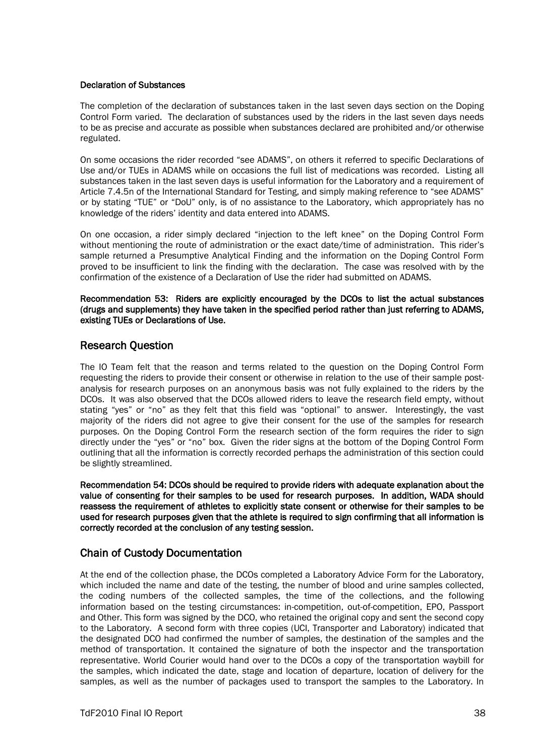#### Declaration of Substances

The completion of the declaration of substances taken in the last seven days section on the Doping Control Form varied. The declaration of substances used by the riders in the last seven days needs to be as precise and accurate as possible when substances declared are prohibited and/or otherwise regulated.

On some occasions the rider recorded "see ADAMS", on others it referred to specific Declarations of Use and/or TUEs in ADAMS while on occasions the full list of medications was recorded. Listing all substances taken in the last seven days is useful information for the Laboratory and a requirement of Article 7.4.5n of the International Standard for Testing, and simply making reference to "see ADAMS" or by stating "TUE" or "DoU" only, is of no assistance to the Laboratory, which appropriately has no knowledge of the riders' identity and data entered into ADAMS.

On one occasion, a rider simply declared "injection to the left knee" on the Doping Control Form without mentioning the route of administration or the exact date/time of administration. This rider's sample returned a Presumptive Analytical Finding and the information on the Doping Control Form proved to be insufficient to link the finding with the declaration. The case was resolved with by the confirmation of the existence of a Declaration of Use the rider had submitted on ADAMS.

**Recommendation 53: Riders are explicitly encouraged by the DCOs to list the actual substances (drugs and supplements) they have taken in the specified period rather than just referring to ADAMS, existing TUEs or Declarations of Use.**

## Research Question

The IO Team felt that the reason and terms related to the question on the Doping Control Form requesting the riders to provide their consent or otherwise in relation to the use of their sample post-analysis for research purposes on an anonymous basis was not fully explained to the riders by the DCOs. It was also observed that the DCOs allowed riders to leave the research field empty, without stating "yes" or "no" as they felt that this field was "optional" to answer. Interestingly, the vast majority of the riders did not agree to give their consent for the use of the samples for research purposes. On the Doping Control Form the research section of the form requires the rider to sign directly under the "yes" or "no" box. Given the rider signs at the bottom of the Doping Control Form outlining that all the information is correctly recorded perhaps the administration of this section could be slightly streamlined.

**Recommendation 54: DCOs should be required to provide riders with adequate explanation about the value of consenting for their samples to be used for research purposes. In addition, WADA should reassess the requirement of athletes to explicitly state consent or otherwise for their samples to be used for research purposes given that the athlete is required to sign confirming that all information is correctly recorded at the conclusion of any testing session.**

## Chain of Custody Documentation

At the end of the collection phase, the DCOs completed a Laboratory Advice Form for the Laboratory, which included the name and date of the testing, the number of blood and urine samples collected, the coding numbers of the collected samples, the time of the collections, and the following information based on the testing circumstances: in-competition, out-of-competition, EPO, Passport and Other. This form was signed by the DCO, who retained the original copy and sent the second copy to the Laboratory. A second form with three copies (UCI, Transporter and Laboratory) indicated that the designated DCO had confirmed the number of samples, the destination of the samples and the method of transportation. It contained the signature of both the inspector and the transportation representative. World Courier would hand over to the DCOs a copy of the transportation waybill for the samples, which indicated the date, stage and location of departure, location of delivery for the samples, as well as the number of packages used to transport the samples to the Laboratory. In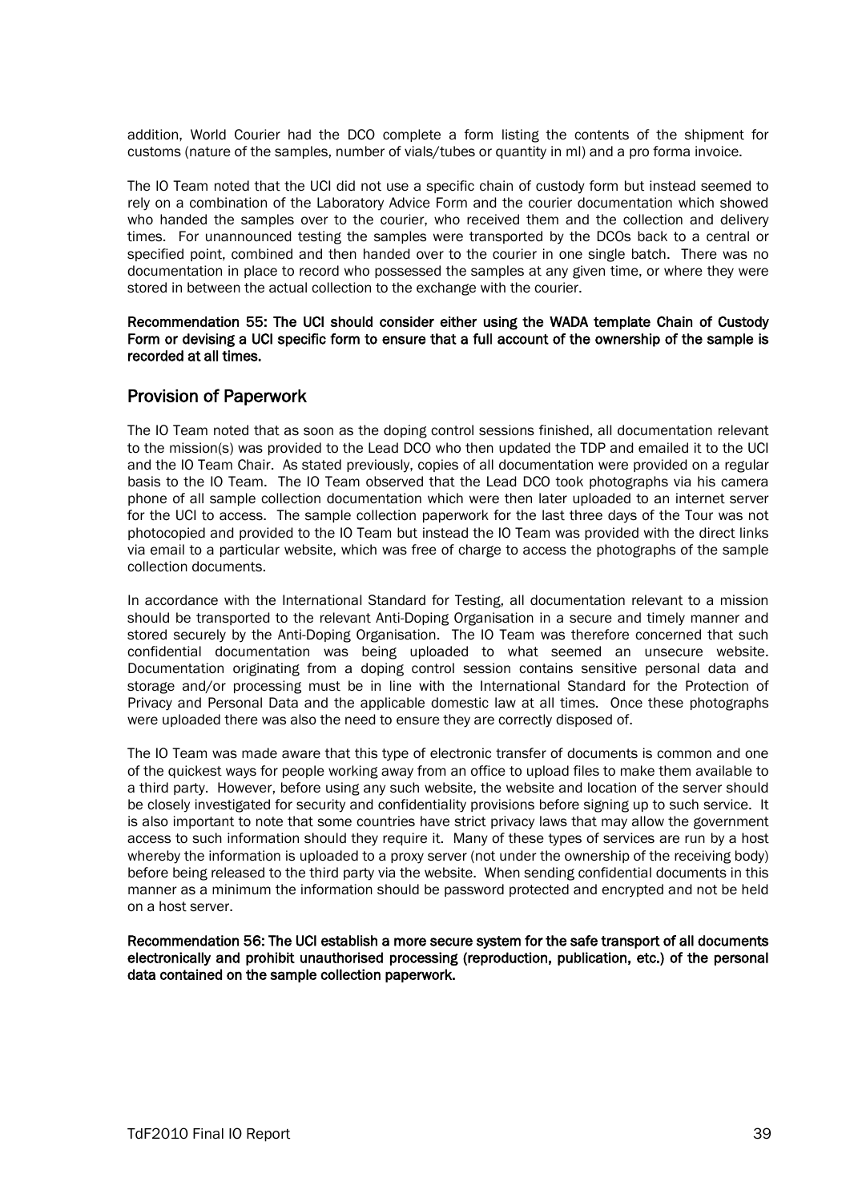addition, World Courier had the DCO complete a form listing the contents of the shipment for customs (nature of the samples, number of vials/tubes or quantity in ml) and a pro forma invoice.

The IO Team noted that the UCI did not use a specific chain of custody form but instead seemed to rely on a combination of the Laboratory Advice Form and the courier documentation which showed who handed the samples over to the courier, who received them and the collection and delivery times. For unannounced testing the samples were transported by the DCOs back to a central or specified point, combined and then handed over to the courier in one single batch. There was no documentation in place to record who possessed the samples at any given time, or where they were stored in between the actual collection to the exchange with the courier.

**Recommendation 55: The UCI should consider either using the WADA template Chain of Custody Form or devising a UCI specific form to ensure that a full account of the ownership of the sample is recorded at all times.**

## Provision of Paperwork

The IO Team noted that as soon as the doping control sessions finished, all documentation relevant to the mission(s) was provided to the Lead DCO who then updated the TDP and emailed it to the UCI and the IO Team Chair. As stated previously, copies of all documentation were provided on a regular basis to the IO Team. The IO Team observed that the Lead DCO took photographs via his camera phone of all sample collection documentation which were then later uploaded to an internet server for the UCI to access. The sample collection paperwork for the last three days of the Tour was not photocopied and provided to the IO Team but instead the IO Team was provided with the direct links via email to a particular website, which was free of charge to access the photographs of the sample collection documents.

In accordance with the International Standard for Testing, all documentation relevant to a mission should be transported to the relevant Anti-Doping Organisation in a secure and timely manner and stored securely by the Anti-Doping Organisation. The IO Team was therefore concerned that such confidential documentation was being uploaded to what seemed an unsecure website. Documentation originating from a doping control session contains sensitive personal data and storage and/or processing must be in line with the International Standard for the Protection of Privacy and Personal Data and the applicable domestic law at all times. Once these photographs were uploaded there was also the need to ensure they are correctly disposed of.

The IO Team was made aware that this type of electronic transfer of documents is common and one of the quickest ways for people working away from an office to upload files to make them available to a third party. However, before using any such website, the website and location of the server should be closely investigated for security and confidentiality provisions before signing up to such service. It is also important to note that some countries have strict privacy laws that may allow the government access to such information should they require it. Many of these types of services are run by a host whereby the information is uploaded to a proxy server (not under the ownership of the receiving body) before being released to the third party via the website. When sending confidential documents in this manner as a minimum the information should be password protected and encrypted and not be held on a host server.

**Recommendation 56: The UCI establish a more secure system for the safe transport of all documents electronically and prohibit unauthorised processing (reproduction, publication, etc.) of the personal data contained on the sample collection paperwork.**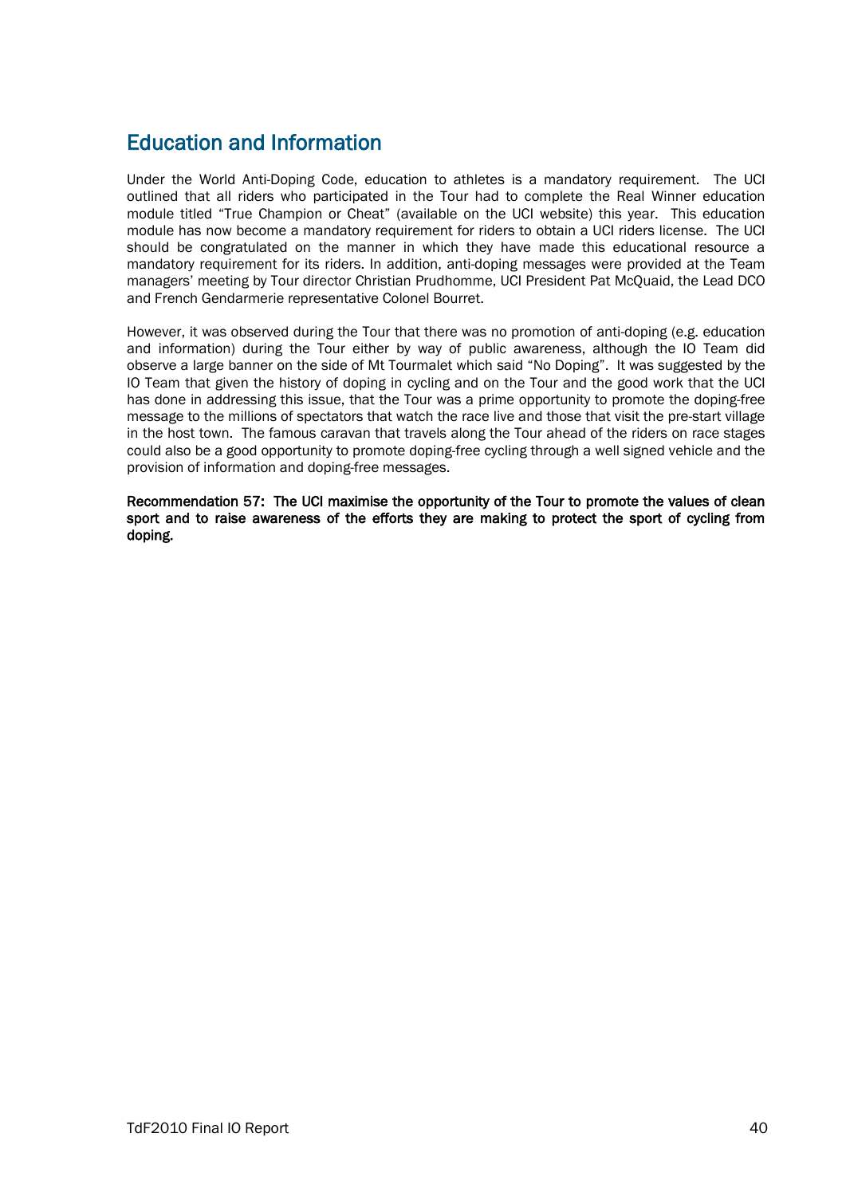## Education and Information

Under the World Anti-Doping Code, education to athletes is a mandatory requirement. The UCI outlined that all riders who participated in the Tour had to complete the Real Winner education module titled "True Champion or Cheat" (available on the UCI website) this year. This education module has now become a mandatory requirement for riders to obtain a UCI riders license. The UCI should be congratulated on the manner in which they have made this educational resource a mandatory requirement for its riders. In addition, anti-doping messages were provided at the Team managers' meeting by Tour director Christian Prudhomme, UCI President Pat McQuaid, the Lead DCO and French Gendarmerie representative Colonel Bourret.

However, it was observed during the Tour that there was no promotion of anti-doping (e.g. education and information) during the Tour either by way of public awareness, although the IO Team did observe a large banner on the side of Mt Tourmalet which said "No Doping". It was suggested by the IO Team that given the history of doping in cycling and on the Tour and the good work that the UCI has done in addressing this issue, that the Tour was a prime opportunity to promote the doping-free message to the millions of spectators that watch the race live and those that visit the pre-start village in the host town. The famous caravan that travels along the Tour ahead of the riders on race stages could also be a good opportunity to promote doping-free cycling through a well signed vehicle and the provision of information and doping-free messages.

**Recommendation 57: The UCI maximise the opportunity of the Tour to promote the values of clean sport and to raise awareness of the efforts they are making to protect the sport of cycling from doping.**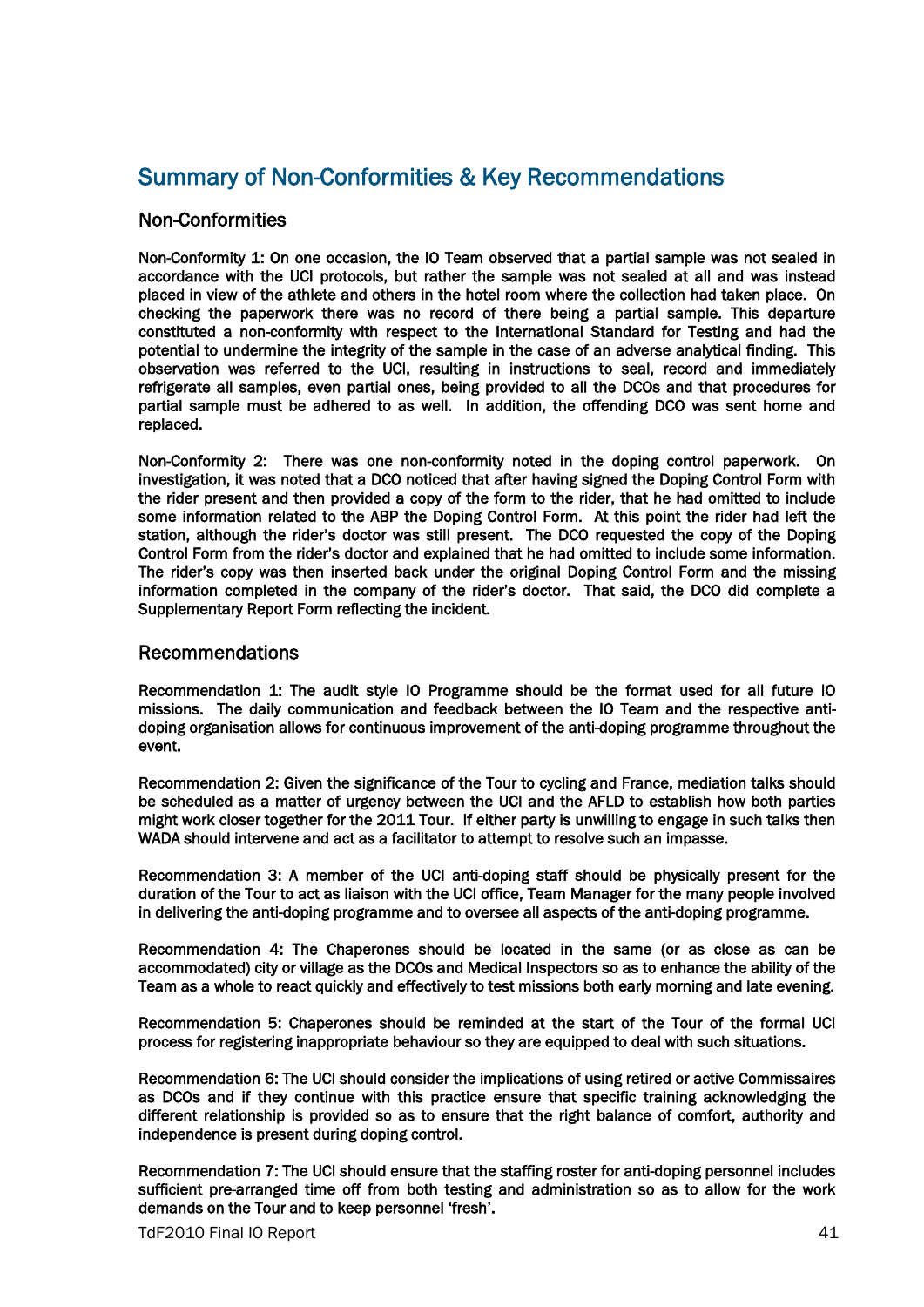## Summary of Non-Conformities & Key Recommendations

### Non-Conformities

Non-Conformity 1: On one occasion, the IO Team observed that a partial sample was not sealed in accordance with the UCI protocols, but rather the sample was not sealed at all and was instead placed in view of the athlete and others in the hotel room where the collection had taken place. On checking the paperwork there was no record of there being a partial sample. This departure constituted a non-conformity with respect to the International Standard for Testing and had the potential to undermine the integrity of the sample in the case of an adverse analytical finding. This observation was referred to the UCI, resulting in instructions to seal, record and immediately refrigerate all samples, even partial ones, being provided to all the DCOs and that procedures for partial sample must be adhered to as well. In addition, the offending DCO was sent home and replaced.

Non-Conformity 2: There was one non-conformity noted in the doping control paperwork. On investigation, it was noted that a DCO noticed that after having signed the Doping Control Form with the rider present and then provided a copy of the form to the rider, that he had omitted to include some information related to the ABP the Doping Control Form. At this point the rider had left the station, although the rider's doctor was still present. The DCO requested the copy of the Doping Control Form from the rider's doctor and explained that he had omitted to include some information. The rider's copy was then inserted back under the original Doping Control Form and the missing information completed in the company of the rider's doctor. That said, the DCO did complete a Supplementary Report Form reflecting the incident.

### Recommendations

Recommendation 1: The audit style IO Programme should be the format used for all future IO missions. The daily communication and feedback between the IO Team and the respective anti-doping organisation allows for continuous improvement of the anti-doping programme throughout the event.

Recommendation 2: Given the significance of the Tour to cycling and France, mediation talks should be scheduled as a matter of urgency between the UCI and the AFLD to establish how both parties might work closer together for the 2011 Tour. If either party is unwilling to engage in such talks then WADA should intervene and act as a facilitator to attempt to resolve such an impasse.

Recommendation 3: A member of the UCI anti-doping staff should be physically present for the duration of the Tour to act as liaison with the UCI office, Team Manager for the many people involved in delivering the anti-doping programme and to oversee all aspects of the anti-doping programme.

Recommendation 4: The Chaperones should be located in the same (or as close as can be accommodated) city or village as the DCOs and Medical Inspectors so as to enhance the ability of the Team as a whole to react quickly and effectively to test missions both early morning and late evening.

Recommendation 5: Chaperones should be reminded at the start of the Tour of the formal UCI process for registering inappropriate behaviour so they are equipped to deal with such situations.

Recommendation 6: The UCI should consider the implications of using retired or active Commissaires as DCOs and if they continue with this practice ensure that specific training acknowledging the different relationship is provided so as to ensure that the right balance of comfort, authority and independence is present during doping control.

Recommendation 7: The UCI should ensure that the staffing roster for anti-doping personnel includes sufficient pre-arranged time off from both testing and administration so as to allow for the work demands on the Tour and to keep personnel 'fresh'.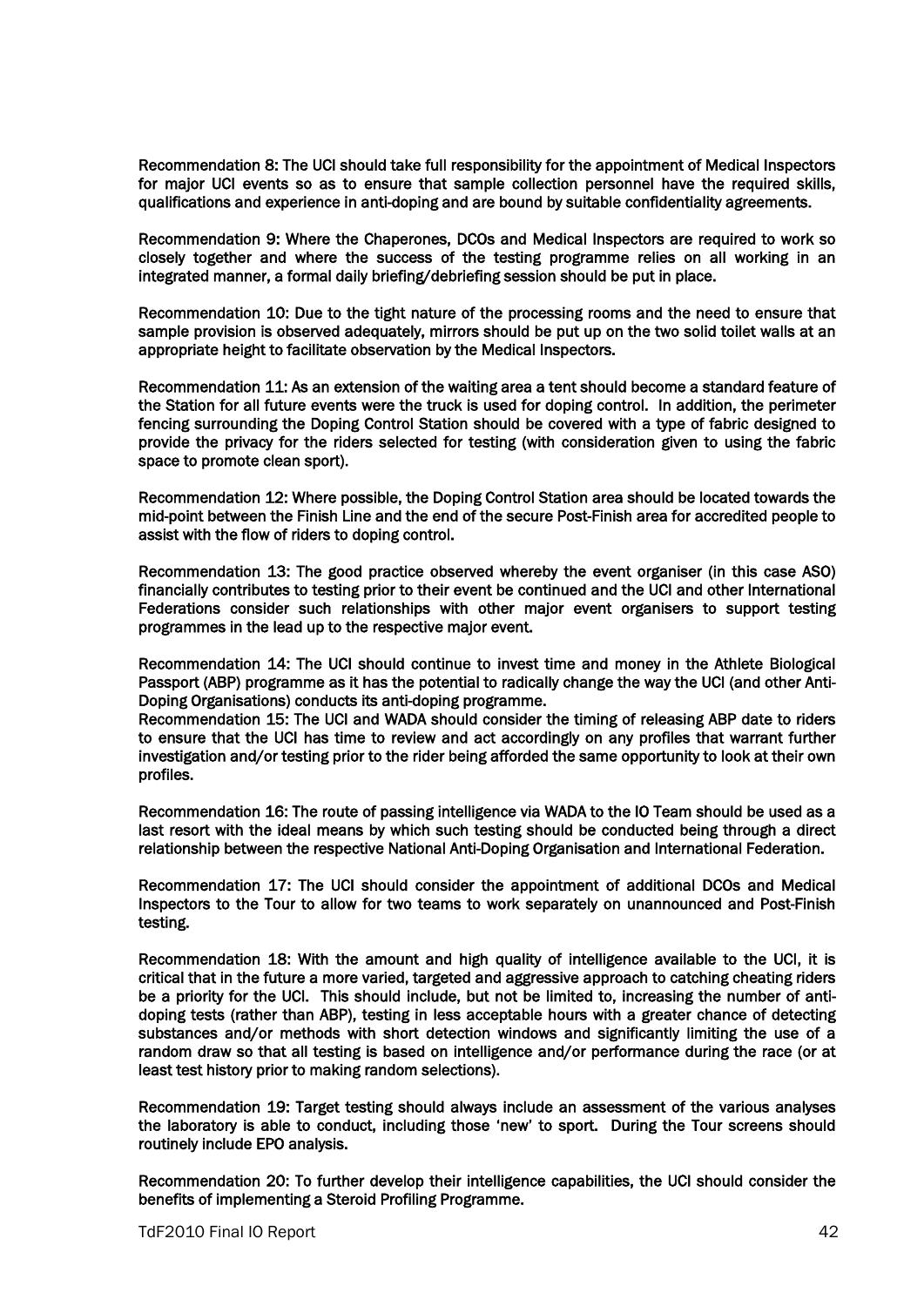Recommendation 8: The UCI should take full responsibility for the appointment of Medical Inspectors for major UCI events so as to ensure that sample collection personnel have the required skills, qualifications and experience in anti-doping and are bound by suitable confidentiality agreements.

Recommendation 9: Where the Chaperones, DCOs and Medical Inspectors are required to work so closely together and where the success of the testing programme relies on all working in an integrated manner, a formal daily briefing/debriefing session should be put in place.

Recommendation 10: Due to the tight nature of the processing rooms and the need to ensure that sample provision is observed adequately, mirrors should be put up on the two solid toilet walls at an appropriate height to facilitate observation by the Medical Inspectors.

Recommendation 11: As an extension of the waiting area a tent should become a standard feature of the Station for all future events were the truck is used for doping control. In addition, the perimeter fencing surrounding the Doping Control Station should be covered with a type of fabric designed to provide the privacy for the riders selected for testing (with consideration given to using the fabric space to promote clean sport).

Recommendation 12: Where possible, the Doping Control Station area should be located towards the mid-point between the Finish Line and the end of the secure Post-Finish area for accredited people to assist with the flow of riders to doping control.

Recommendation 13: The good practice observed whereby the event organiser (in this case ASO) financially contributes to testing prior to their event be continued and the UCI and other International Federations consider such relationships with other major event organisers to support testing programmes in the lead up to the respective major event.

Recommendation 14: The UCI should continue to invest time and money in the Athlete Biological Passport (ABP) programme as it has the potential to radically change the way the UCI (and other Anti-Doping Organisations) conducts its anti-doping programme.
Recommendation 15: The UCI and WADA should consider the timing of releasing ABP date to riders to ensure that the UCI has time to review and act accordingly on any profiles that warrant further investigation and/or testing prior to the rider being afforded the same opportunity to look at their own profiles.

Recommendation 16: The route of passing intelligence via WADA to the IO Team should be used as a last resort with the ideal means by which such testing should be conducted being through a direct relationship between the respective National Anti-Doping Organisation and International Federation.

Recommendation 17: The UCI should consider the appointment of additional DCOs and Medical Inspectors to the Tour to allow for two teams to work separately on unannounced and Post-Finish testing.

Recommendation 18: With the amount and high quality of intelligence available to the UCI, it is critical that in the future a more varied, targeted and aggressive approach to catching cheating riders be a priority for the UCI. This should include, but not be limited to, increasing the number of anti-doping tests (rather than ABP), testing in less acceptable hours with a greater chance of detecting substances and/or methods with short detection windows and significantly limiting the use of a random draw so that all testing is based on intelligence and/or performance during the race (or at least test history prior to making random selections).

Recommendation 19: Target testing should always include an assessment of the various analyses the laboratory is able to conduct, including those 'new' to sport. During the Tour screens should routinely include EPO analysis.

Recommendation 20: To further develop their intelligence capabilities, the UCI should consider the benefits of implementing a Steroid Profiling Programme.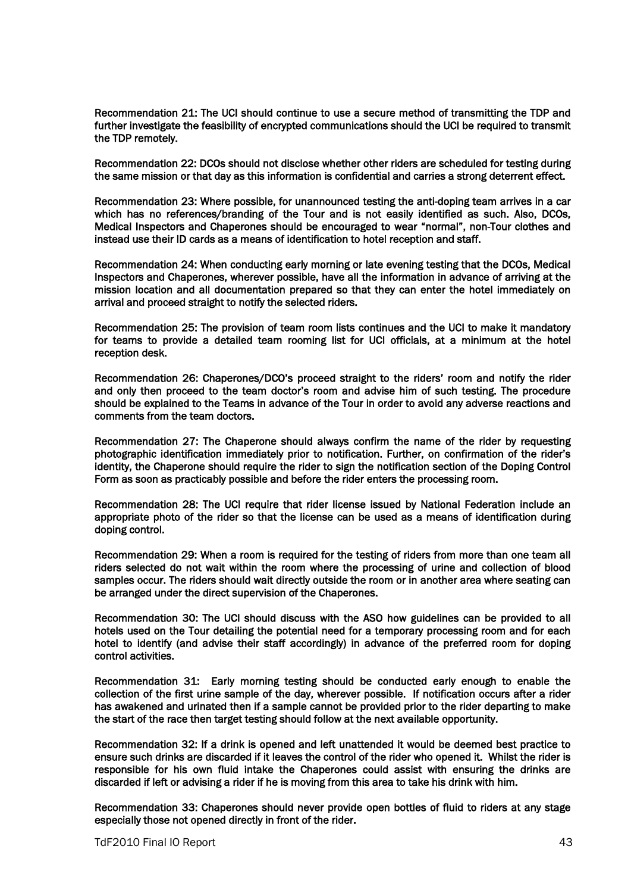Recommendation 21: The UCI should continue to use a secure method of transmitting the TDP and further investigate the feasibility of encrypted communications should the UCI be required to transmit the TDP remotely.

Recommendation 22: DCOs should not disclose whether other riders are scheduled for testing during the same mission or that day as this information is confidential and carries a strong deterrent effect.

Recommendation 23: Where possible, for unannounced testing the anti-doping team arrives in a car which has no references/branding of the Tour and is not easily identified as such. Also, DCOs, Medical Inspectors and Chaperones should be encouraged to wear "normal", non-Tour clothes and instead use their ID cards as a means of identification to hotel reception and staff.

Recommendation 24: When conducting early morning or late evening testing that the DCOs, Medical Inspectors and Chaperones, wherever possible, have all the information in advance of arriving at the mission location and all documentation prepared so that they can enter the hotel immediately on arrival and proceed straight to notify the selected riders.

Recommendation 25: The provision of team room lists continues and the UCI to make it mandatory for teams to provide a detailed team rooming list for UCI officials, at a minimum at the hotel reception desk.

Recommendation 26: Chaperones/DCO's proceed straight to the riders' room and notify the rider and only then proceed to the team doctor's room and advise him of such testing. The procedure should be explained to the Teams in advance of the Tour in order to avoid any adverse reactions and comments from the team doctors.

Recommendation 27: The Chaperone should always confirm the name of the rider by requesting photographic identification immediately prior to notification. Further, on confirmation of the rider's identity, the Chaperone should require the rider to sign the notification section of the Doping Control Form as soon as practicably possible and before the rider enters the processing room.

Recommendation 28: The UCI require that rider license issued by National Federation include an appropriate photo of the rider so that the license can be used as a means of identification during doping control.

Recommendation 29: When a room is required for the testing of riders from more than one team all riders selected do not wait within the room where the processing of urine and collection of blood samples occur. The riders should wait directly outside the room or in another area where seating can be arranged under the direct supervision of the Chaperones.

Recommendation 30: The UCI should discuss with the ASO how guidelines can be provided to all hotels used on the Tour detailing the potential need for a temporary processing room and for each hotel to identify (and advise their staff accordingly) in advance of the preferred room for doping control activities.

Recommendation 31: Early morning testing should be conducted early enough to enable the collection of the first urine sample of the day, wherever possible. If notification occurs after a rider has awakened and urinated then if a sample cannot be provided prior to the rider departing to make the start of the race then target testing should follow at the next available opportunity.

Recommendation 32: If a drink is opened and left unattended it would be deemed best practice to ensure such drinks are discarded if it leaves the control of the rider who opened it. Whilst the rider is responsible for his own fluid intake the Chaperones could assist with ensuring the drinks are discarded if left or advising a rider if he is moving from this area to take his drink with him.

Recommendation 33: Chaperones should never provide open bottles of fluid to riders at any stage especially those not opened directly in front of the rider.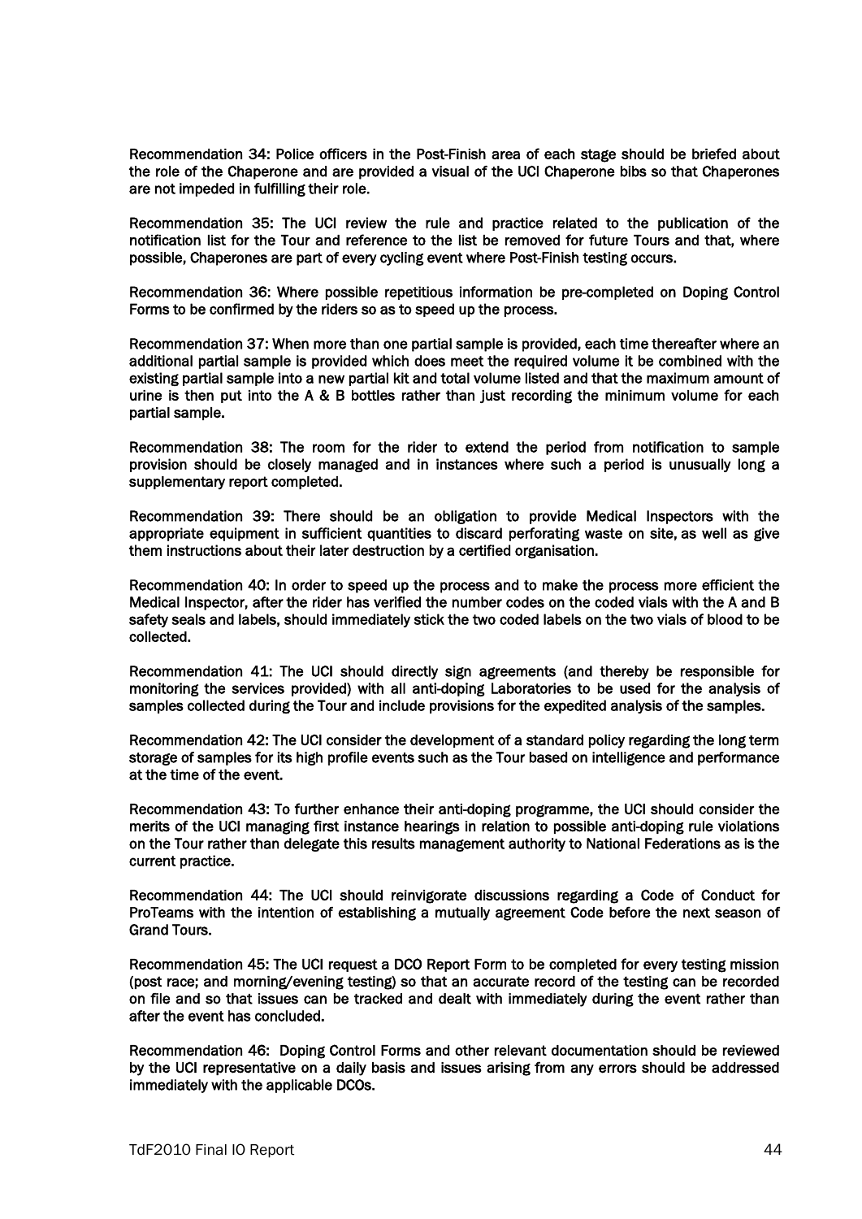Recommendation 34: Police officers in the Post-Finish area of each stage should be briefed about the role of the Chaperone and are provided a visual of the UCI Chaperone bibs so that Chaperones are not impeded in fulfilling their role.

Recommendation 35: The UCI review the rule and practice related to the publication of the notification list for the Tour and reference to the list be removed for future Tours and that, where possible, Chaperones are part of every cycling event where Post-Finish testing occurs.

Recommendation 36: Where possible repetitious information be pre-completed on Doping Control Forms to be confirmed by the riders so as to speed up the process.

Recommendation 37: When more than one partial sample is provided, each time thereafter where an additional partial sample is provided which does meet the required volume it be combined with the existing partial sample into a new partial kit and total volume listed and that the maximum amount of urine is then put into the A & B bottles rather than just recording the minimum volume for each partial sample.

Recommendation 38: The room for the rider to extend the period from notification to sample provision should be closely managed and in instances where such a period is unusually long a supplementary report completed.

Recommendation 39: There should be an obligation to provide Medical Inspectors with the appropriate equipment in sufficient quantities to discard perforating waste on site, as well as give them instructions about their later destruction by a certified organisation.

Recommendation 40: In order to speed up the process and to make the process more efficient the Medical Inspector, after the rider has verified the number codes on the coded vials with the A and B safety seals and labels, should immediately stick the two coded labels on the two vials of blood to be collected.

Recommendation 41: The UCI should directly sign agreements (and thereby be responsible for monitoring the services provided) with all anti-doping Laboratories to be used for the analysis of samples collected during the Tour and include provisions for the expedited analysis of the samples.

Recommendation 42: The UCI consider the development of a standard policy regarding the long term storage of samples for its high profile events such as the Tour based on intelligence and performance at the time of the event.

Recommendation 43: To further enhance their anti-doping programme, the UCI should consider the merits of the UCI managing first instance hearings in relation to possible anti-doping rule violations on the Tour rather than delegate this results management authority to National Federations as is the current practice.

Recommendation 44: The UCI should reinvigorate discussions regarding a Code of Conduct for ProTeams with the intention of establishing a mutually agreement Code before the next season of Grand Tours.

Recommendation 45: The UCI request a DCO Report Form to be completed for every testing mission (post race; and morning/evening testing) so that an accurate record of the testing can be recorded on file and so that issues can be tracked and dealt with immediately during the event rather than after the event has concluded.

Recommendation 46: Doping Control Forms and other relevant documentation should be reviewed by the UCI representative on a daily basis and issues arising from any errors should be addressed immediately with the applicable DCOs.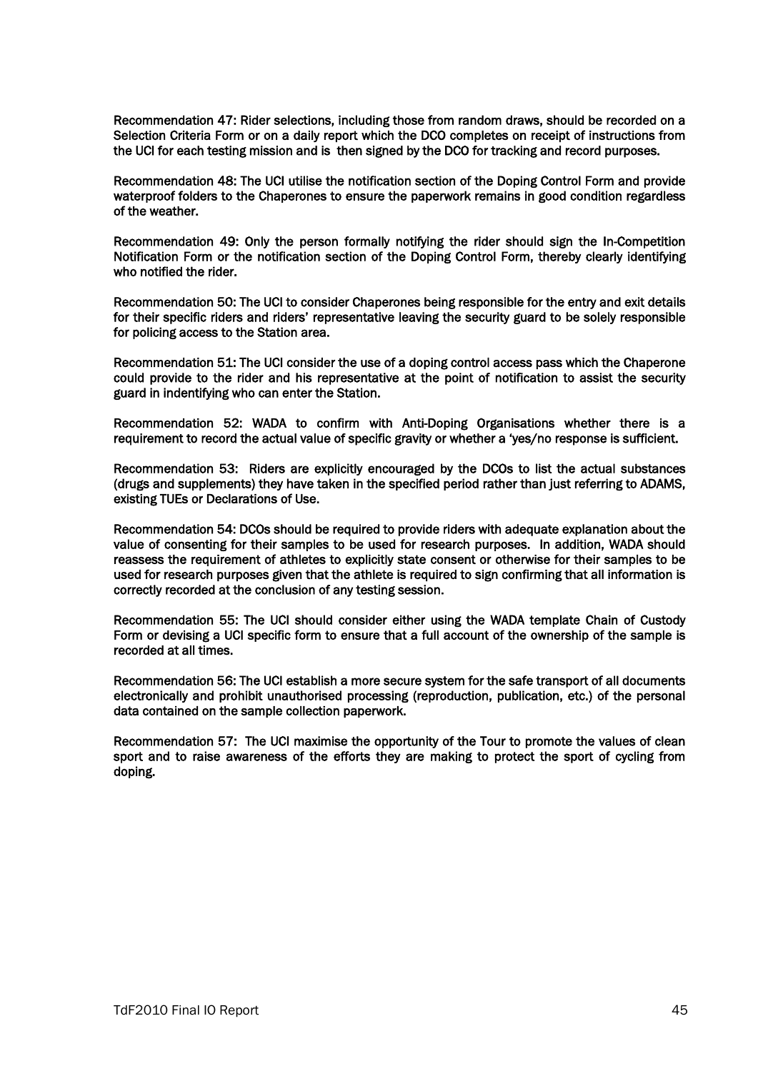Recommendation 47: Rider selections, including those from random draws, should be recorded on a Selection Criteria Form or on a daily report which the DCO completes on receipt of instructions from the UCI for each testing mission and is then signed by the DCO for tracking and record purposes.

Recommendation 48: The UCI utilise the notification section of the Doping Control Form and provide waterproof folders to the Chaperones to ensure the paperwork remains in good condition regardless of the weather.

Recommendation 49: Only the person formally notifying the rider should sign the In-Competition Notification Form or the notification section of the Doping Control Form, thereby clearly identifying who notified the rider.

Recommendation 50: The UCI to consider Chaperones being responsible for the entry and exit details for their specific riders and riders' representative leaving the security guard to be solely responsible for policing access to the Station area.

Recommendation 51: The UCI consider the use of a doping control access pass which the Chaperone could provide to the rider and his representative at the point of notification to assist the security guard in indentifying who can enter the Station.

Recommendation 52: WADA to confirm with Anti-Doping Organisations whether there is a requirement to record the actual value of specific gravity or whether a 'yes/no response is sufficient.

Recommendation 53: Riders are explicitly encouraged by the DCOs to list the actual substances (drugs and supplements) they have taken in the specified period rather than just referring to ADAMS, existing TUEs or Declarations of Use.

Recommendation 54: DCOs should be required to provide riders with adequate explanation about the value of consenting for their samples to be used for research purposes. In addition, WADA should reassess the requirement of athletes to explicitly state consent or otherwise for their samples to be used for research purposes given that the athlete is required to sign confirming that all information is correctly recorded at the conclusion of any testing session.

Recommendation 55: The UCI should consider either using the WADA template Chain of Custody Form or devising a UCI specific form to ensure that a full account of the ownership of the sample is recorded at all times.

Recommendation 56: The UCI establish a more secure system for the safe transport of all documents electronically and prohibit unauthorised processing (reproduction, publication, etc.) of the personal data contained on the sample collection paperwork.

Recommendation 57: The UCI maximise the opportunity of the Tour to promote the values of clean sport and to raise awareness of the efforts they are making to protect the sport of cycling from doping.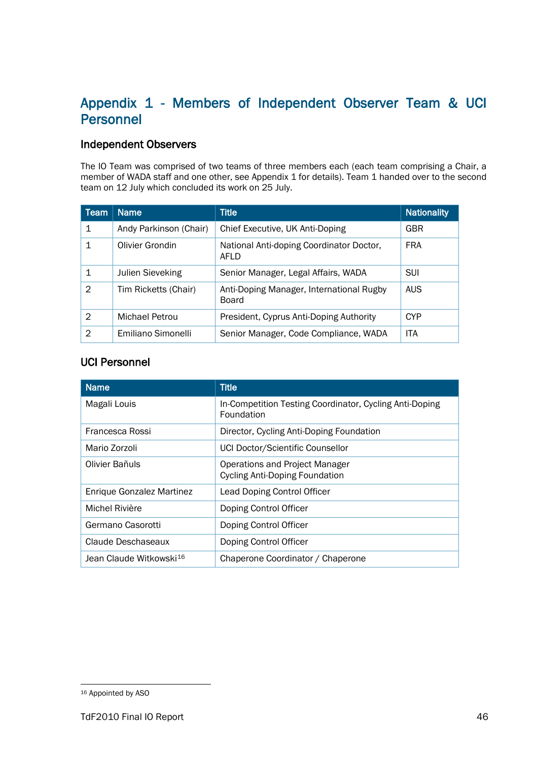# Appendix 1 - Members of Independent Observer Team & UCI Personnel

## Independent Observers

The IO Team was comprised of two teams of three members each (each team comprising a Chair, a member of WADA staff and one other, see Appendix 1 for details). Team 1 handed over to the second team on 12 July which concluded its work on 25 July.

| Team | Name | Title | Nationality |
|---|---|---|---|
| 1 | Andy Parkinson (Chair) | Chief Executive, UK Anti-Doping | GBR |
| 1 | Olivier Grondin | National Anti-doping Coordinator Doctor, AFLD | FRA |
| 1 | Julien Sieveking | Senior Manager, Legal Affairs, WADA | SUI |
| 2 | Tim Ricketts (Chair) | Anti-Doping Manager, International Rugby Board | AUS |
| 2 | Michael Petrou | President, Cyprus Anti-Doping Authority | CYP |
| 2 | Emiliano Simonelli | Senior Manager, Code Compliance, WADA | ITA |

## UCI Personnel

| Name | Title |
|---|---|
| Magali Louis | In-Competition Testing Coordinator, Cycling Anti-Doping Foundation |
| Francesca Rossi | Director, Cycling Anti-Doping Foundation |
| Mario Zorzoli | UCI Doctor/Scientific Counsellor |
| Olivier Bañuls | Operations and Project Manager Cycling Anti-Doping Foundation |
| Enrique Gonzalez Martinez | Lead Doping Control Officer |
| Michel Rivière | Doping Control Officer |
| Germano Casorotti | Doping Control Officer |
| Claude Deschaseaux | Doping Control Officer |
| Jean Claude Witkowski[16] | Chaperone Coordinator / Chaperone |

[16] Appointed by ASO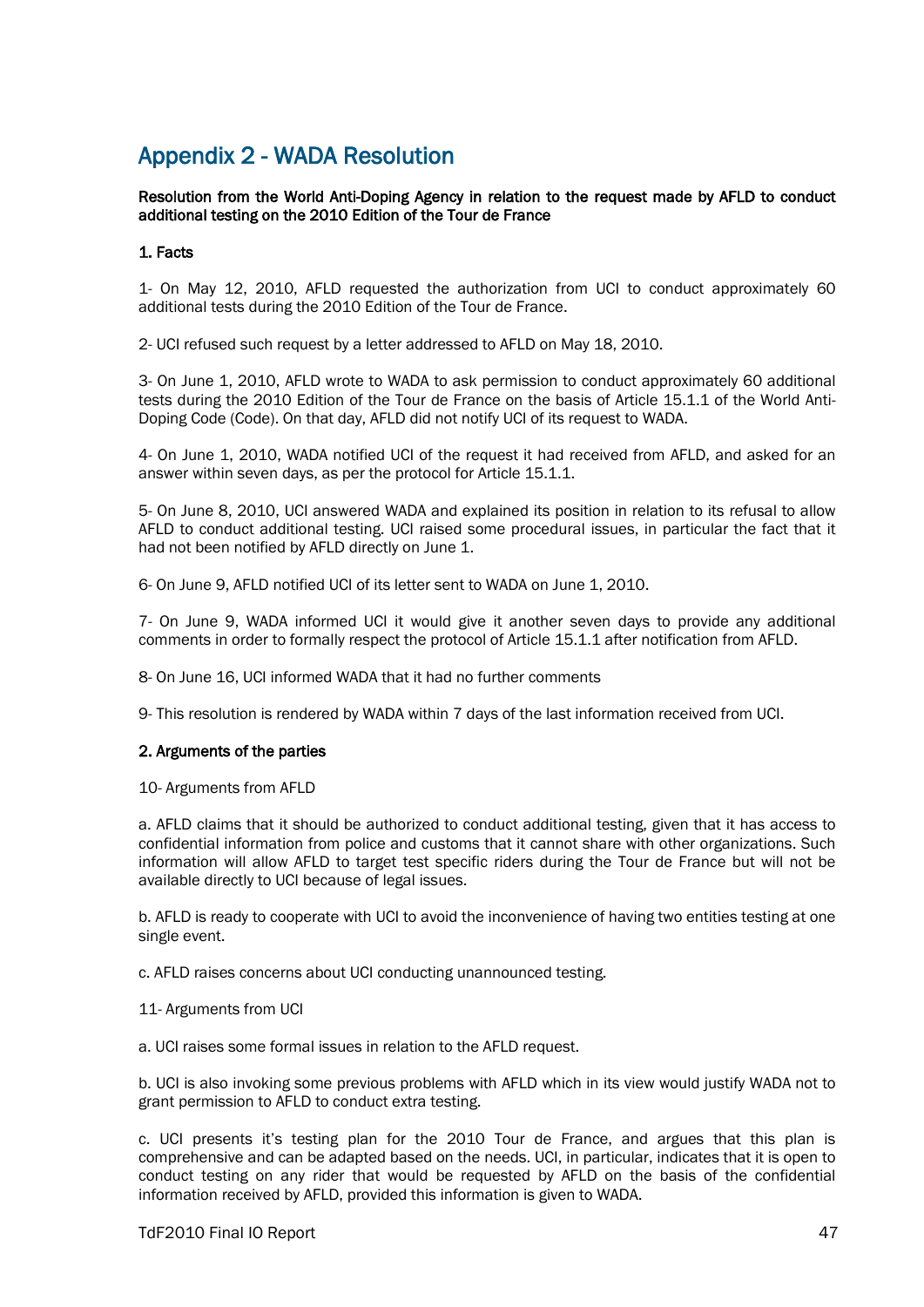# Appendix 2 - WADA Resolution

**Resolution from the World Anti-Doping Agency in relation to the request made by AFLD to conduct additional testing on the 2010 Edition of the Tour de France**

**1. Facts**

1- On May 12, 2010, AFLD requested the authorization from UCI to conduct approximately 60 additional tests during the 2010 Edition of the Tour de France.

2- UCI refused such request by a letter addressed to AFLD on May 18, 2010.

3- On June 1, 2010, AFLD wrote to WADA to ask permission to conduct approximately 60 additional tests during the 2010 Edition of the Tour de France on the basis of Article 15.1.1 of the World Anti-Doping Code (Code). On that day, AFLD did not notify UCI of its request to WADA.

4- On June 1, 2010, WADA notified UCI of the request it had received from AFLD, and asked for an answer within seven days, as per the protocol for Article 15.1.1.

5- On June 8, 2010, UCI answered WADA and explained its position in relation to its refusal to allow AFLD to conduct additional testing. UCI raised some procedural issues, in particular the fact that it had not been notified by AFLD directly on June 1.

6- On June 9, AFLD notified UCI of its letter sent to WADA on June 1, 2010.

7- On June 9, WADA informed UCI it would give it another seven days to provide any additional comments in order to formally respect the protocol of Article 15.1.1 after notification from AFLD.

8- On June 16, UCI informed WADA that it had no further comments

9- This resolution is rendered by WADA within 7 days of the last information received from UCI.

**2. Arguments of the parties**

10- Arguments from AFLD

a. AFLD claims that it should be authorized to conduct additional testing, given that it has access to confidential information from police and customs that it cannot share with other organizations. Such information will allow AFLD to target test specific riders during the Tour de France but will not be available directly to UCI because of legal issues.

b. AFLD is ready to cooperate with UCI to avoid the inconvenience of having two entities testing at one single event.

c. AFLD raises concerns about UCI conducting unannounced testing.

11- Arguments from UCI

a. UCI raises some formal issues in relation to the AFLD request.

b. UCI is also invoking some previous problems with AFLD which in its view would justify WADA not to grant permission to AFLD to conduct extra testing.

c. UCI presents it's testing plan for the 2010 Tour de France, and argues that this plan is comprehensive and can be adapted based on the needs. UCI, in particular, indicates that it is open to conduct testing on any rider that would be requested by AFLD on the basis of the confidential information received by AFLD, provided this information is given to WADA.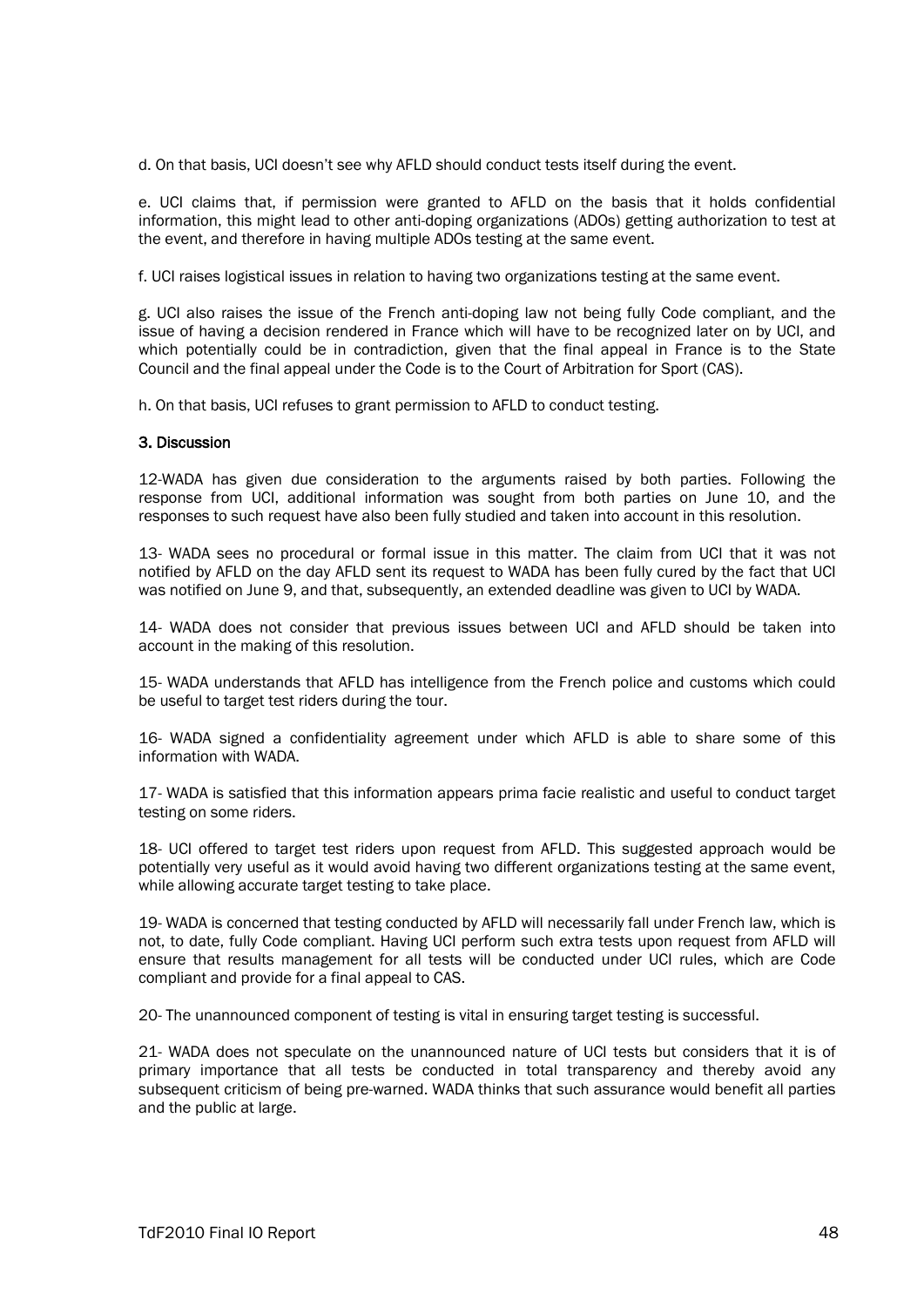d. On that basis, UCI doesn't see why AFLD should conduct tests itself during the event.

e. UCI claims that, if permission were granted to AFLD on the basis that it holds confidential information, this might lead to other anti-doping organizations (ADOs) getting authorization to test at the event, and therefore in having multiple ADOs testing at the same event.

f. UCI raises logistical issues in relation to having two organizations testing at the same event.

g. UCI also raises the issue of the French anti-doping law not being fully Code compliant, and the issue of having a decision rendered in France which will have to be recognized later on by UCI, and which potentially could be in contradiction, given that the final appeal in France is to the State Council and the final appeal under the Code is to the Court of Arbitration for Sport (CAS).

h. On that basis, UCI refuses to grant permission to AFLD to conduct testing.

### 3. Discussion

12-WADA has given due consideration to the arguments raised by both parties. Following the response from UCI, additional information was sought from both parties on June 10, and the responses to such request have also been fully studied and taken into account in this resolution.

13- WADA sees no procedural or formal issue in this matter. The claim from UCI that it was not notified by AFLD on the day AFLD sent its request to WADA has been fully cured by the fact that UCI was notified on June 9, and that, subsequently, an extended deadline was given to UCI by WADA.

14- WADA does not consider that previous issues between UCI and AFLD should be taken into account in the making of this resolution.

15- WADA understands that AFLD has intelligence from the French police and customs which could be useful to target test riders during the tour.

16- WADA signed a confidentiality agreement under which AFLD is able to share some of this information with WADA.

17- WADA is satisfied that this information appears prima facie realistic and useful to conduct target testing on some riders.

18- UCI offered to target test riders upon request from AFLD. This suggested approach would be potentially very useful as it would avoid having two different organizations testing at the same event, while allowing accurate target testing to take place.

19- WADA is concerned that testing conducted by AFLD will necessarily fall under French law, which is not, to date, fully Code compliant. Having UCI perform such extra tests upon request from AFLD will ensure that results management for all tests will be conducted under UCI rules, which are Code compliant and provide for a final appeal to CAS.

20- The unannounced component of testing is vital in ensuring target testing is successful.

21- WADA does not speculate on the unannounced nature of UCI tests but considers that it is of primary importance that all tests be conducted in total transparency and thereby avoid any subsequent criticism of being pre-warned. WADA thinks that such assurance would benefit all parties and the public at large.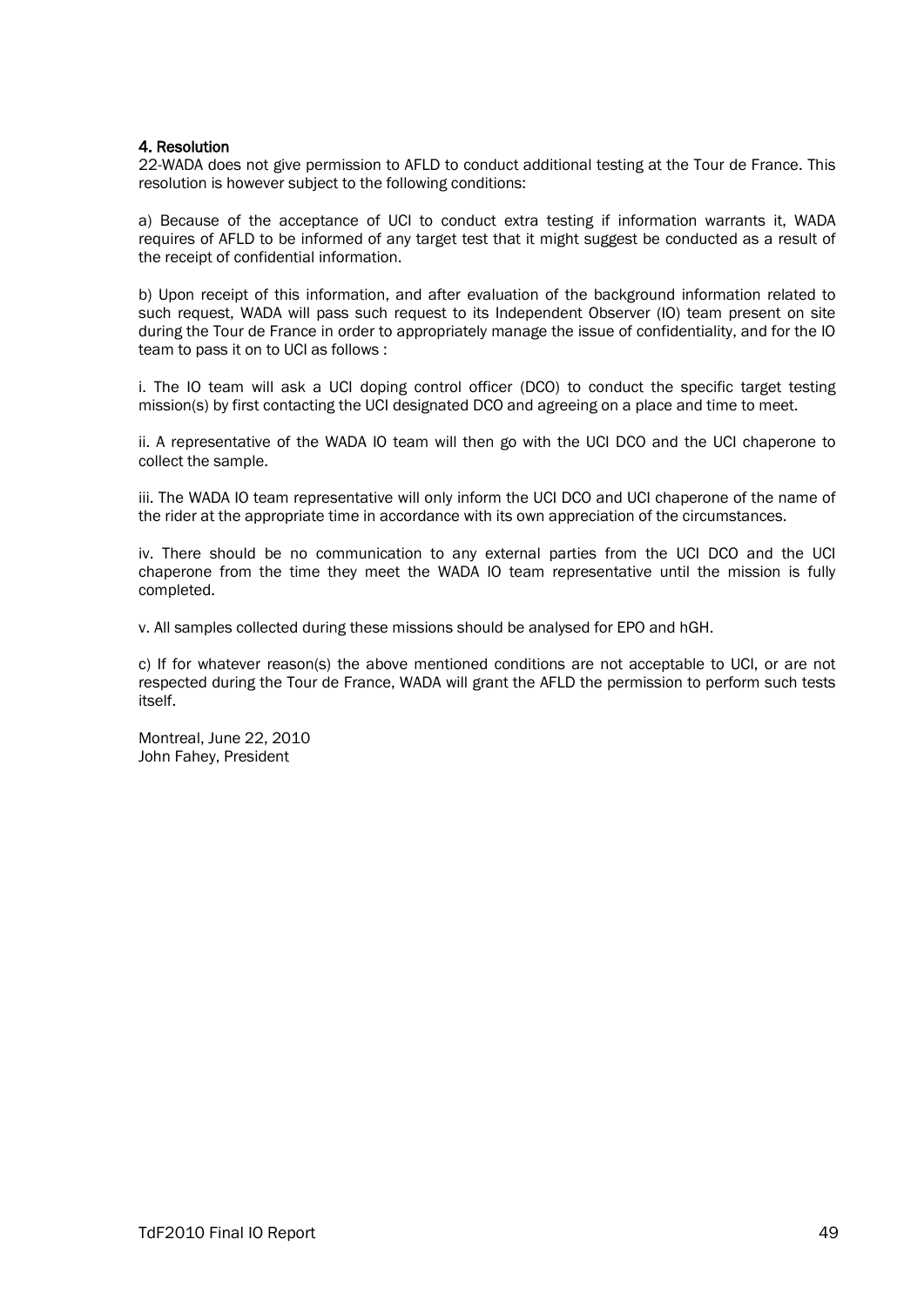#### 4. Resolution

22-WADA does not give permission to AFLD to conduct additional testing at the Tour de France. This resolution is however subject to the following conditions:

a) Because of the acceptance of UCI to conduct extra testing if information warrants it, WADA requires of AFLD to be informed of any target test that it might suggest be conducted as a result of the receipt of confidential information.

b) Upon receipt of this information, and after evaluation of the background information related to such request, WADA will pass such request to its Independent Observer (IO) team present on site during the Tour de France in order to appropriately manage the issue of confidentiality, and for the IO team to pass it on to UCI as follows :

i. The IO team will ask a UCI doping control officer (DCO) to conduct the specific target testing mission(s) by first contacting the UCI designated DCO and agreeing on a place and time to meet.

ii. A representative of the WADA IO team will then go with the UCI DCO and the UCI chaperone to collect the sample.

iii. The WADA IO team representative will only inform the UCI DCO and UCI chaperone of the name of the rider at the appropriate time in accordance with its own appreciation of the circumstances.

iv. There should be no communication to any external parties from the UCI DCO and the UCI chaperone from the time they meet the WADA IO team representative until the mission is fully completed.

v. All samples collected during these missions should be analysed for EPO and hGH.

c) If for whatever reason(s) the above mentioned conditions are not acceptable to UCI, or are not respected during the Tour de France, WADA will grant the AFLD the permission to perform such tests itself.

Montreal, June 22, 2010
John Fahey, President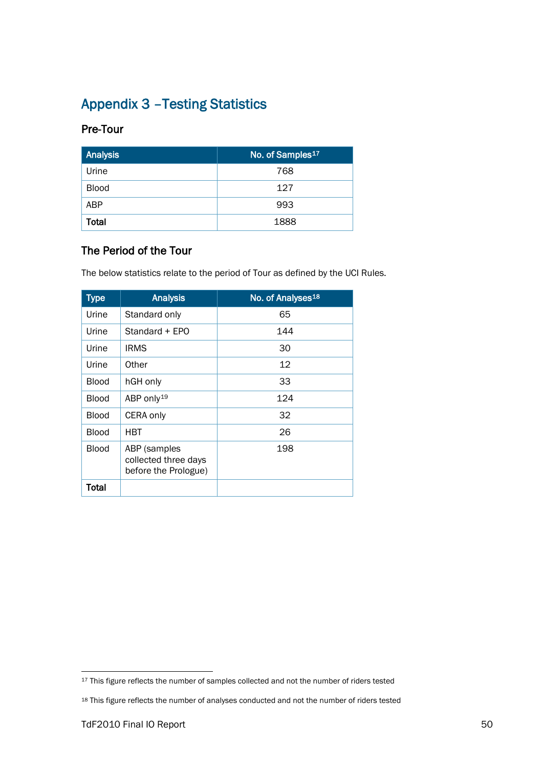# Appendix 3 –Testing Statistics

## Pre-Tour

| Analysis | No. of Samples[17] |
|---|---|
| Urine | 768 |
| Blood | 127 |
| ABP | 993 |
| **Total** | 1888 |

## The Period of the Tour

The below statistics relate to the period of Tour as defined by the UCI Rules.

| Type | Analysis | No. of Analyses[18] |
|---|---|---|
| Urine | Standard only | 65 |
| Urine | Standard + EPO | 144 |
| Urine | IRMS | 30 |
| Urine | Other | 12 |
| Blood | hGH only | 33 |
| Blood | ABP only[19] | 124 |
| Blood | CERA only | 32 |
| Blood | HBT | 26 |
| Blood | ABP (samples collected three days before the Prologue) | 198 |
| **Total** | | |

[17] This figure reflects the number of samples collected and not the number of riders tested

[18] This figure reflects the number of analyses conducted and not the number of riders tested